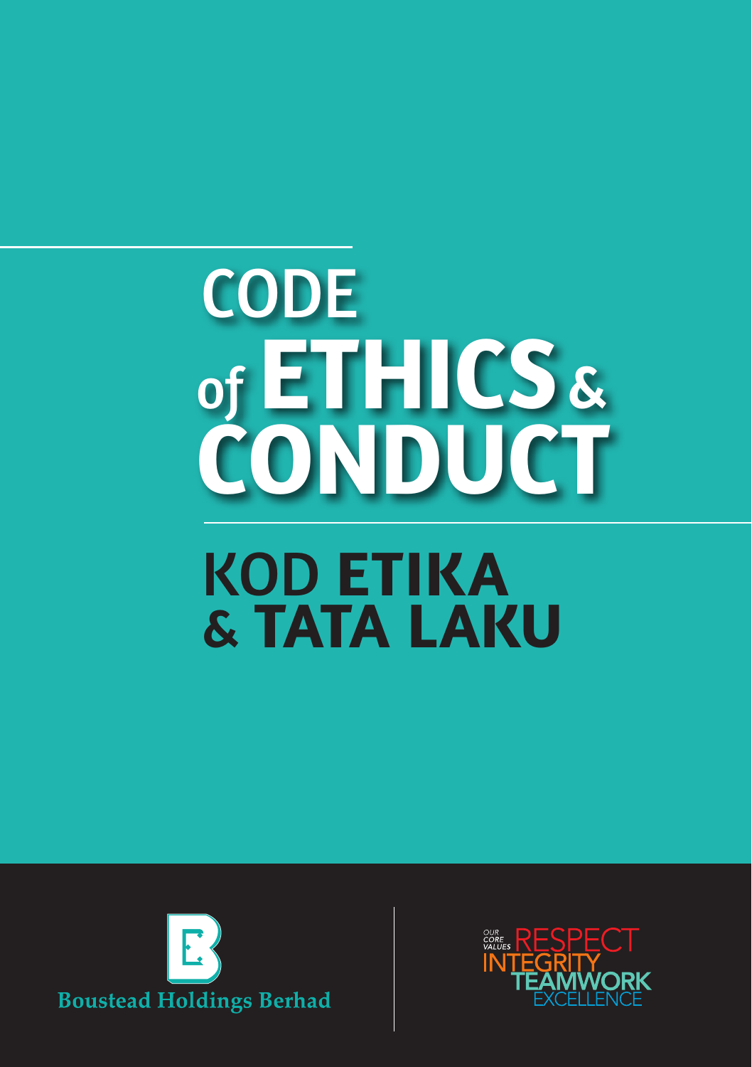# CODE of ETHICS & CONDUCT

# KOD ETIKA & TATA LAKU

Boustead Holdings Berhad

OUR CORE VALUES RESPECT INTEGRITY TEAMWORK EXCELLENCE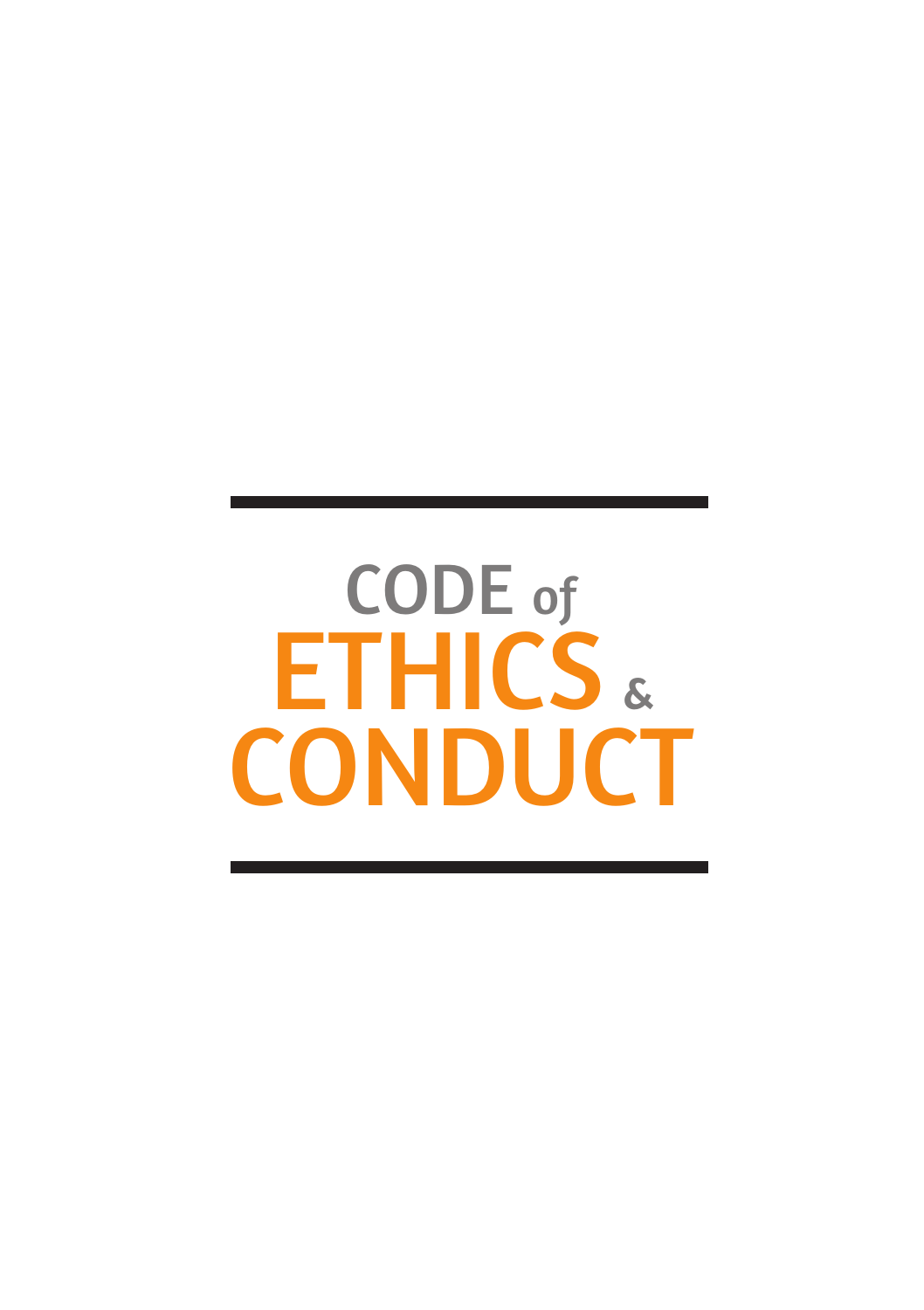# CODE of ETHICS & CONDUCT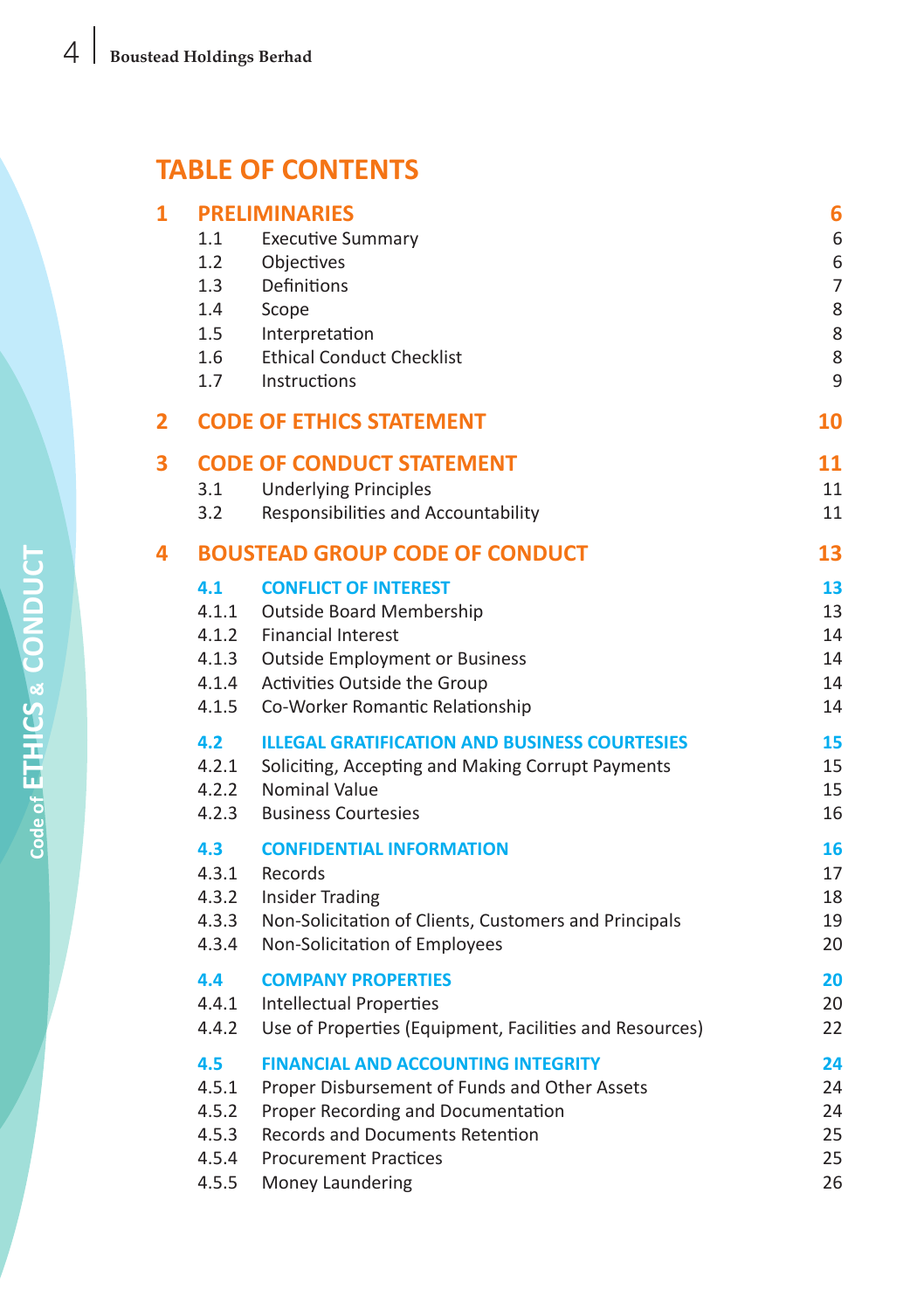# TABLE OF CONTENTS

| | | | |
|---|---|---|---|
| **1** | **PRELIMINARIES** | | **6** |
| | 1.1 | Executive Summary | 6 |
| | 1.2 | Objectives | 6 |
| | 1.3 | Definitions | 7 |
| | 1.4 | Scope | 8 |
| | 1.5 | Interpretation | 8 |
| | 1.6 | Ethical Conduct Checklist | 8 |
| | 1.7 | Instructions | 9 |
| **2** | **CODE OF ETHICS STATEMENT** | | **10** |
| **3** | **CODE OF CONDUCT STATEMENT** | | **11** |
| | 3.1 | Underlying Principles | 11 |
| | 3.2 | Responsibilities and Accountability | 11 |
| **4** | **BOUSTEAD GROUP CODE OF CONDUCT** | | **13** |
| | **4.1** | **CONFLICT OF INTEREST** | **13** |
| | 4.1.1 | Outside Board Membership | 13 |
| | 4.1.2 | Financial Interest | 14 |
| | 4.1.3 | Outside Employment or Business | 14 |
| | 4.1.4 | Activities Outside the Group | 14 |
| | 4.1.5 | Co-Worker Romantic Relationship | 14 |
| | **4.2** | **ILLEGAL GRATIFICATION AND BUSINESS COURTESIES** | **15** |
| | 4.2.1 | Soliciting, Accepting and Making Corrupt Payments | 15 |
| | 4.2.2 | Nominal Value | 15 |
| | 4.2.3 | Business Courtesies | 16 |
| | **4.3** | **CONFIDENTIAL INFORMATION** | **16** |
| | 4.3.1 | Records | 17 |
| | 4.3.2 | Insider Trading | 18 |
| | 4.3.3 | Non-Solicitation of Clients, Customers and Principals | 19 |
| | 4.3.4 | Non-Solicitation of Employees | 20 |
| | **4.4** | **COMPANY PROPERTIES** | **20** |
| | 4.4.1 | Intellectual Properties | 20 |
| | 4.4.2 | Use of Properties (Equipment, Facilities and Resources) | 22 |
| | **4.5** | **FINANCIAL AND ACCOUNTING INTEGRITY** | **24** |
| | 4.5.1 | Proper Disbursement of Funds and Other Assets | 24 |
| | 4.5.2 | Proper Recording and Documentation | 24 |
| | 4.5.3 | Records and Documents Retention | 25 |
| | 4.5.4 | Procurement Practices | 25 |
| | 4.5.5 | Money Laundering | 26 |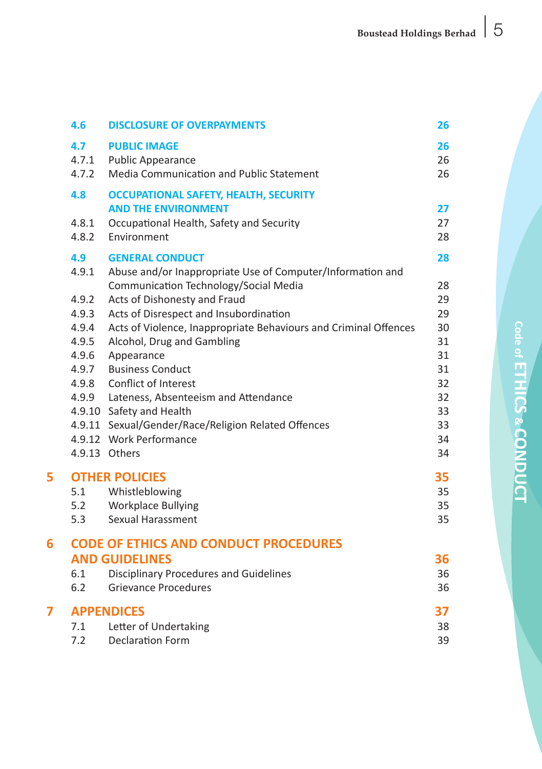| | | |
|---|---|---|
| **4.6** | **DISCLOSURE OF OVERPAYMENTS** | **26** |
| **4.7** | **PUBLIC IMAGE** | **26** |
| 4.7.1 | Public Appearance | 26 |
| 4.7.2 | Media Communication and Public Statement | 26 |
| **4.8** | **OCCUPATIONAL SAFETY, HEALTH, SECURITY AND THE ENVIRONMENT** | **27** |
| 4.8.1 | Occupational Health, Safety and Security | 27 |
| 4.8.2 | Environment | 28 |
| **4.9** | **GENERAL CONDUCT** | **28** |
| 4.9.1 | Abuse and/or Inappropriate Use of Computer/Information and Communication Technology/Social Media | 28 |
| 4.9.2 | Acts of Dishonesty and Fraud | 29 |
| 4.9.3 | Acts of Disrespect and Insubordination | 29 |
| 4.9.4 | Acts of Violence, Inappropriate Behaviours and Criminal Offences | 30 |
| 4.9.5 | Alcohol, Drug and Gambling | 31 |
| 4.9.6 | Appearance | 31 |
| 4.9.7 | Business Conduct | 31 |
| 4.9.8 | Conflict of Interest | 32 |
| 4.9.9 | Lateness, Absenteeism and Attendance | 32 |
| 4.9.10 | Safety and Health | 33 |
| 4.9.11 | Sexual/Gender/Race/Religion Related Offences | 33 |
| 4.9.12 | Work Performance | 34 |
| 4.9.13 | Others | 34 |
| **5** | **OTHER POLICIES** | **35** |
| 5.1 | Whistleblowing | 35 |
| 5.2 | Workplace Bullying | 35 |
| 5.3 | Sexual Harassment | 35 |
| **6** | **CODE OF ETHICS AND CONDUCT PROCEDURES AND GUIDELINES** | **36** |
| 6.1 | Disciplinary Procedures and Guidelines | 36 |
| 6.2 | Grievance Procedures | 36 |
| **7** | **APPENDICES** | **37** |
| 7.1 | Letter of Undertaking | 38 |
| 7.2 | Declaration Form | 39 |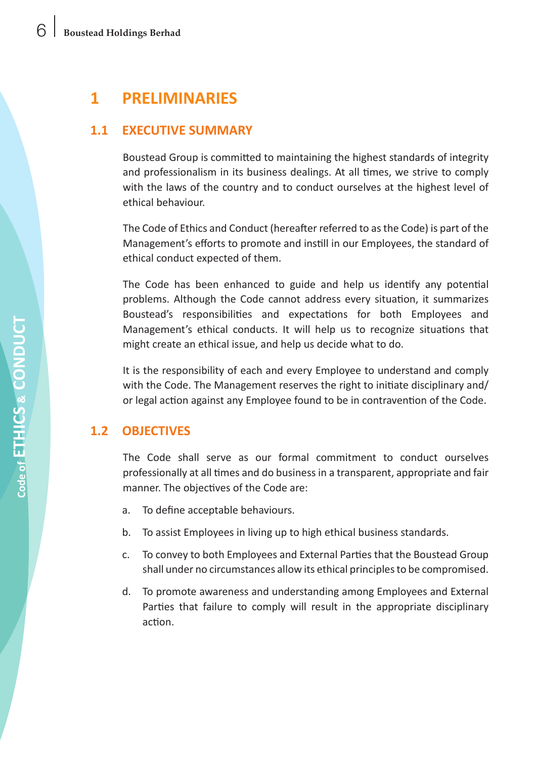# 1 PRELIMINARIES

## 1.1 EXECUTIVE SUMMARY

Boustead Group is committed to maintaining the highest standards of integrity and professionalism in its business dealings. At all times, we strive to comply with the laws of the country and to conduct ourselves at the highest level of ethical behaviour.

The Code of Ethics and Conduct (hereafter referred to as the Code) is part of the Management's efforts to promote and instill in our Employees, the standard of ethical conduct expected of them.

The Code has been enhanced to guide and help us identify any potential problems. Although the Code cannot address every situation, it summarizes Boustead's responsibilities and expectations for both Employees and Management's ethical conducts. It will help us to recognize situations that might create an ethical issue, and help us decide what to do.

It is the responsibility of each and every Employee to understand and comply with the Code. The Management reserves the right to initiate disciplinary and/or legal action against any Employee found to be in contravention of the Code.

## 1.2 OBJECTIVES

The Code shall serve as our formal commitment to conduct ourselves professionally at all times and do business in a transparent, appropriate and fair manner. The objectives of the Code are:

a. To define acceptable behaviours.

b. To assist Employees in living up to high ethical business standards.

c. To convey to both Employees and External Parties that the Boustead Group shall under no circumstances allow its ethical principles to be compromised.

d. To promote awareness and understanding among Employees and External Parties that failure to comply will result in the appropriate disciplinary action.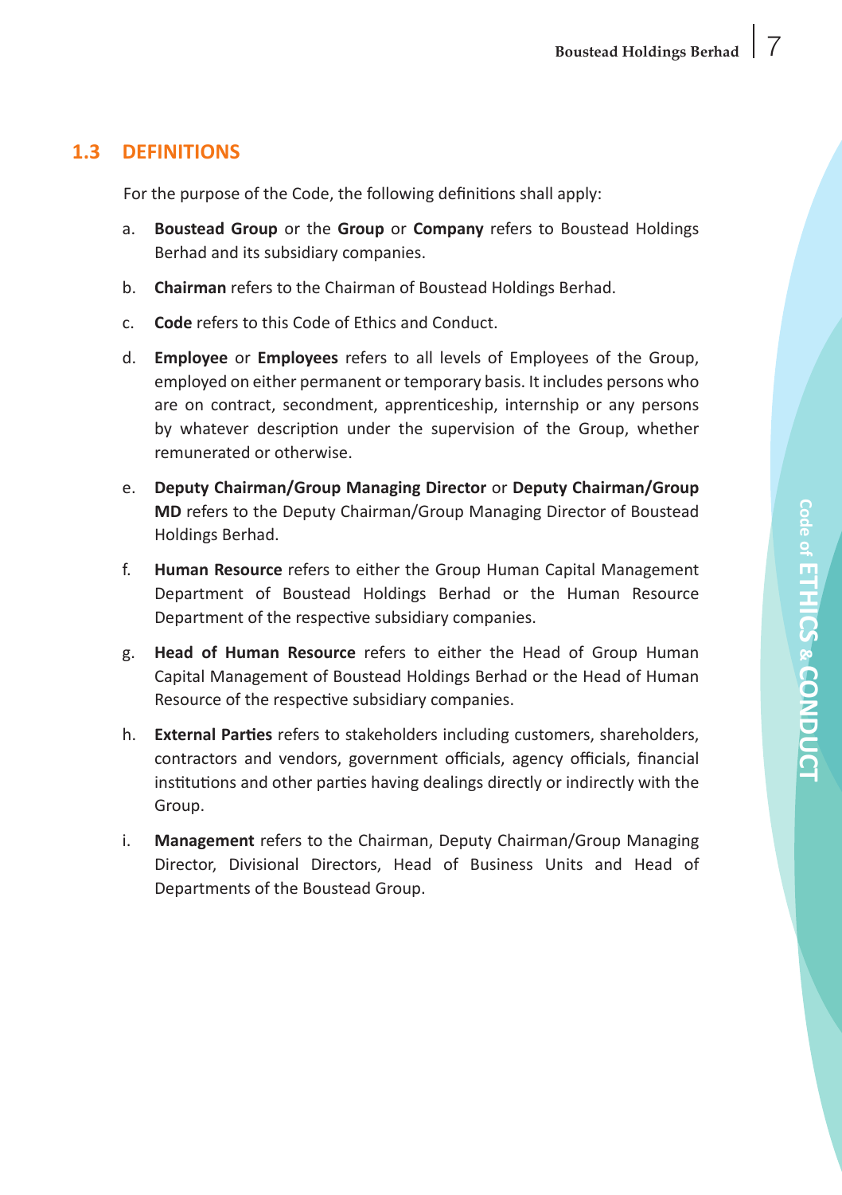## 1.3 DEFINITIONS

For the purpose of the Code, the following definitions shall apply:

a. **Boustead Group** or the **Group** or **Company** refers to Boustead Holdings Berhad and its subsidiary companies.

b. **Chairman** refers to the Chairman of Boustead Holdings Berhad.

c. **Code** refers to this Code of Ethics and Conduct.

d. **Employee** or **Employees** refers to all levels of Employees of the Group, employed on either permanent or temporary basis. It includes persons who are on contract, secondment, apprenticeship, internship or any persons by whatever description under the supervision of the Group, whether remunerated or otherwise.

e. **Deputy Chairman/Group Managing Director** or **Deputy Chairman/Group MD** refers to the Deputy Chairman/Group Managing Director of Boustead Holdings Berhad.

f. **Human Resource** refers to either the Group Human Capital Management Department of Boustead Holdings Berhad or the Human Resource Department of the respective subsidiary companies.

g. **Head of Human Resource** refers to either the Head of Group Human Capital Management of Boustead Holdings Berhad or the Head of Human Resource of the respective subsidiary companies.

h. **External Parties** refers to stakeholders including customers, shareholders, contractors and vendors, government officials, agency officials, financial institutions and other parties having dealings directly or indirectly with the Group.

i. **Management** refers to the Chairman, Deputy Chairman/Group Managing Director, Divisional Directors, Head of Business Units and Head of Departments of the Boustead Group.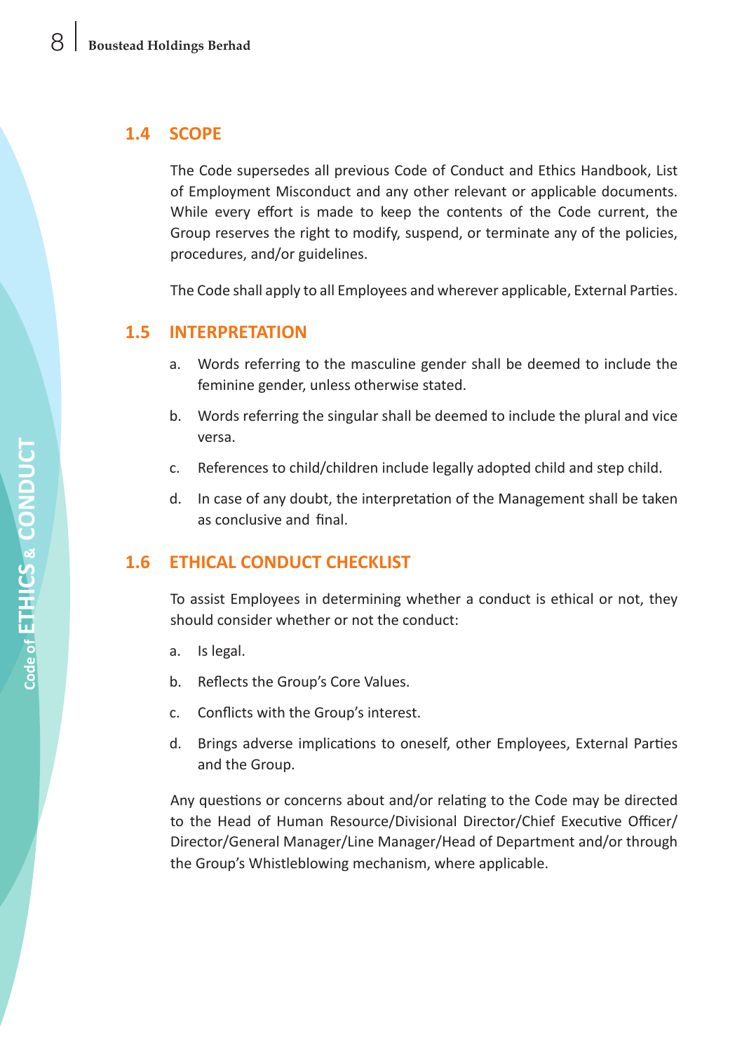## 1.4 SCOPE

The Code supersedes all previous Code of Conduct and Ethics Handbook, List of Employment Misconduct and any other relevant or applicable documents. While every effort is made to keep the contents of the Code current, the Group reserves the right to modify, suspend, or terminate any of the policies, procedures, and/or guidelines.

The Code shall apply to all Employees and wherever applicable, External Parties.

## 1.5 INTERPRETATION

a. Words referring to the masculine gender shall be deemed to include the feminine gender, unless otherwise stated.

b. Words referring the singular shall be deemed to include the plural and vice versa.

c. References to child/children include legally adopted child and step child.

d. In case of any doubt, the interpretation of the Management shall be taken as conclusive and final.

## 1.6 ETHICAL CONDUCT CHECKLIST

To assist Employees in determining whether a conduct is ethical or not, they should consider whether or not the conduct:

a. Is legal.

b. Reflects the Group's Core Values.

c. Conflicts with the Group's interest.

d. Brings adverse implications to oneself, other Employees, External Parties and the Group.

Any questions or concerns about and/or relating to the Code may be directed to the Head of Human Resource/Divisional Director/Chief Executive Officer/Director/General Manager/Line Manager/Head of Department and/or through the Group's Whistleblowing mechanism, where applicable.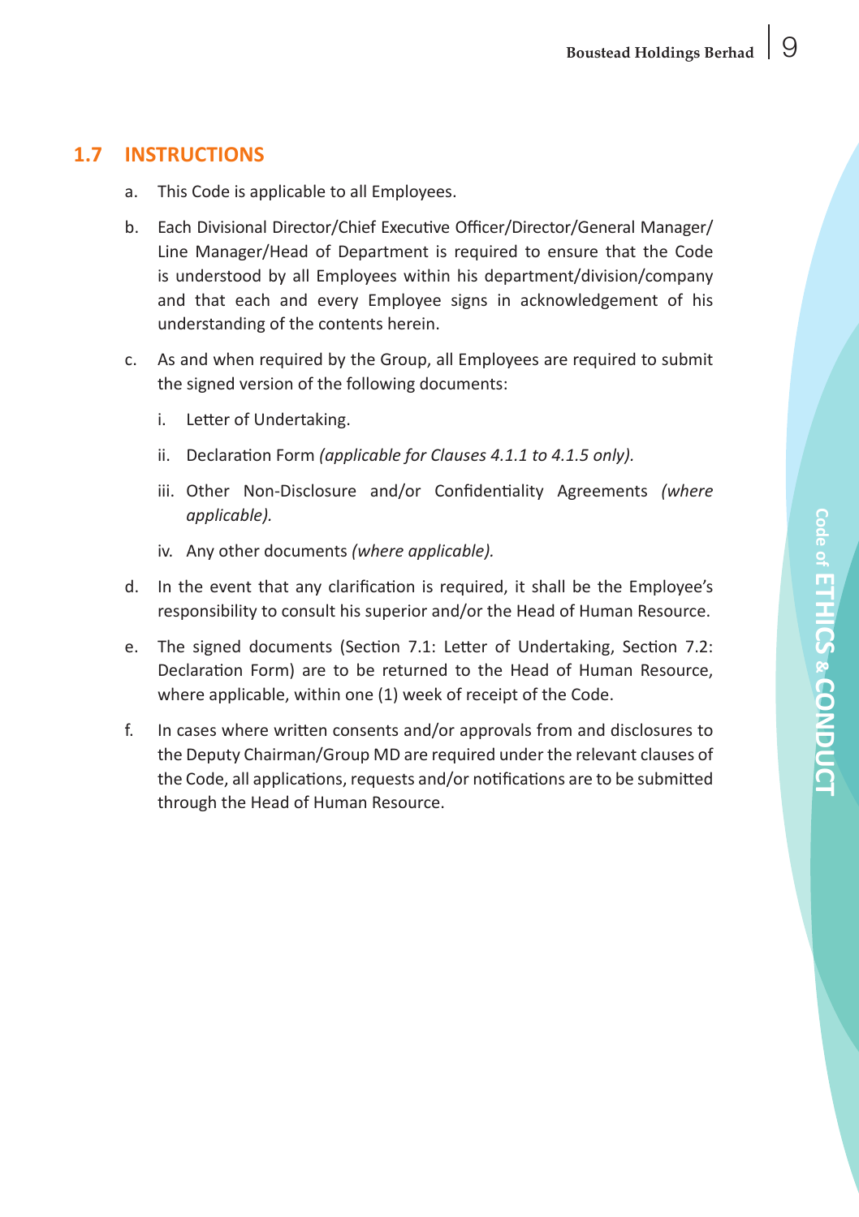## 1.7 INSTRUCTIONS

a. This Code is applicable to all Employees.

b. Each Divisional Director/Chief Executive Officer/Director/General Manager/ Line Manager/Head of Department is required to ensure that the Code is understood by all Employees within his department/division/company and that each and every Employee signs in acknowledgement of his understanding of the contents herein.

c. As and when required by the Group, all Employees are required to submit the signed version of the following documents:

   i. Letter of Undertaking.

   ii. Declaration Form *(applicable for Clauses 4.1.1 to 4.1.5 only).*

   iii. Other Non-Disclosure and/or Confidentiality Agreements *(where applicable).*

   iv. Any other documents *(where applicable).*

d. In the event that any clarification is required, it shall be the Employee's responsibility to consult his superior and/or the Head of Human Resource.

e. The signed documents (Section 7.1: Letter of Undertaking, Section 7.2: Declaration Form) are to be returned to the Head of Human Resource, where applicable, within one (1) week of receipt of the Code.

f. In cases where written consents and/or approvals from and disclosures to the Deputy Chairman/Group MD are required under the relevant clauses of the Code, all applications, requests and/or notifications are to be submitted through the Head of Human Resource.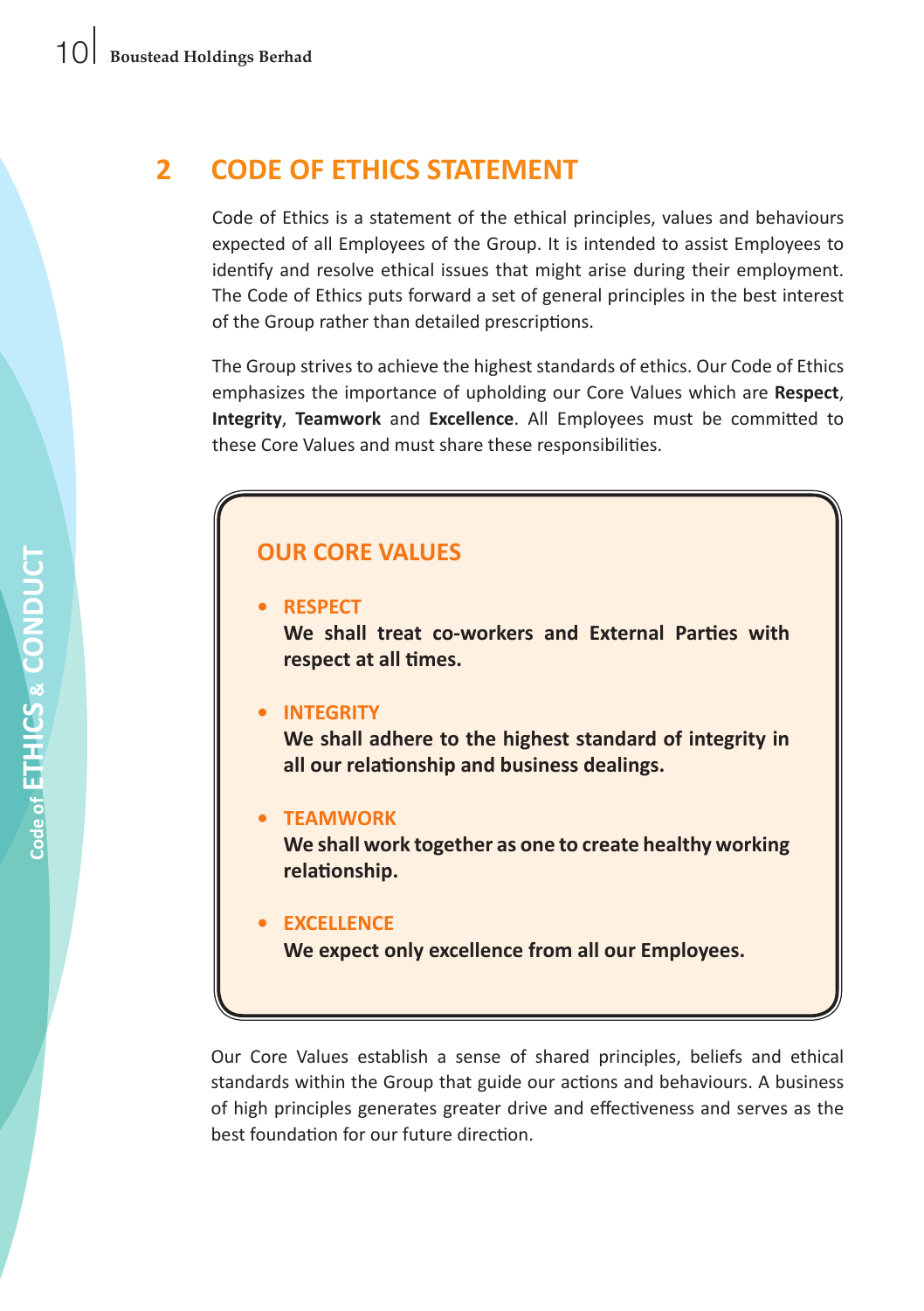## 2 CODE OF ETHICS STATEMENT

Code of Ethics is a statement of the ethical principles, values and behaviours expected of all Employees of the Group. It is intended to assist Employees to identify and resolve ethical issues that might arise during their employment. The Code of Ethics puts forward a set of general principles in the best interest of the Group rather than detailed prescriptions.

The Group strives to achieve the highest standards of ethics. Our Code of Ethics emphasizes the importance of upholding our Core Values which are **Respect**, **Integrity**, **Teamwork** and **Excellence**. All Employees must be committed to these Core Values and must share these responsibilities.

### OUR CORE VALUES

- **RESPECT**
  **We shall treat co-workers and External Parties with respect at all times.**

- **INTEGRITY**
  **We shall adhere to the highest standard of integrity in all our relationship and business dealings.**

- **TEAMWORK**
  **We shall work together as one to create healthy working relationship.**

- **EXCELLENCE**
  **We expect only excellence from all our Employees.**

Our Core Values establish a sense of shared principles, beliefs and ethical standards within the Group that guide our actions and behaviours. A business of high principles generates greater drive and effectiveness and serves as the best foundation for our future direction.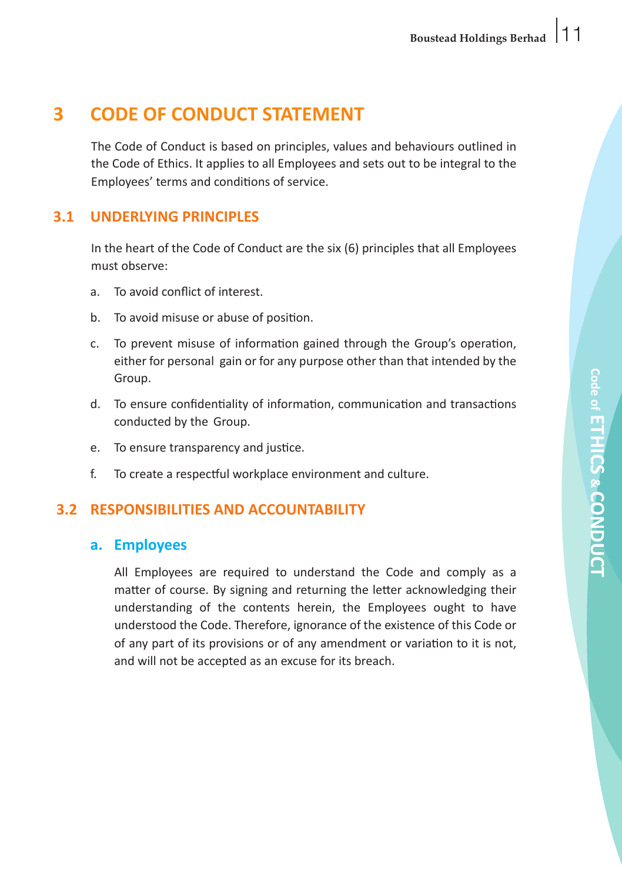# 3 CODE OF CONDUCT STATEMENT

The Code of Conduct is based on principles, values and behaviours outlined in the Code of Ethics. It applies to all Employees and sets out to be integral to the Employees' terms and conditions of service.

## 3.1 UNDERLYING PRINCIPLES

In the heart of the Code of Conduct are the six (6) principles that all Employees must observe:

a. To avoid conflict of interest.

b. To avoid misuse or abuse of position.

c. To prevent misuse of information gained through the Group's operation, either for personal gain or for any purpose other than that intended by the Group.

d. To ensure confidentiality of information, communication and transactions conducted by the Group.

e. To ensure transparency and justice.

f. To create a respectful workplace environment and culture.

## 3.2 RESPONSIBILITIES AND ACCOUNTABILITY

### a. Employees

All Employees are required to understand the Code and comply as a matter of course. By signing and returning the letter acknowledging their understanding of the contents herein, the Employees ought to have understood the Code. Therefore, ignorance of the existence of this Code or of any part of its provisions or of any amendment or variation to it is not, and will not be accepted as an excuse for its breach.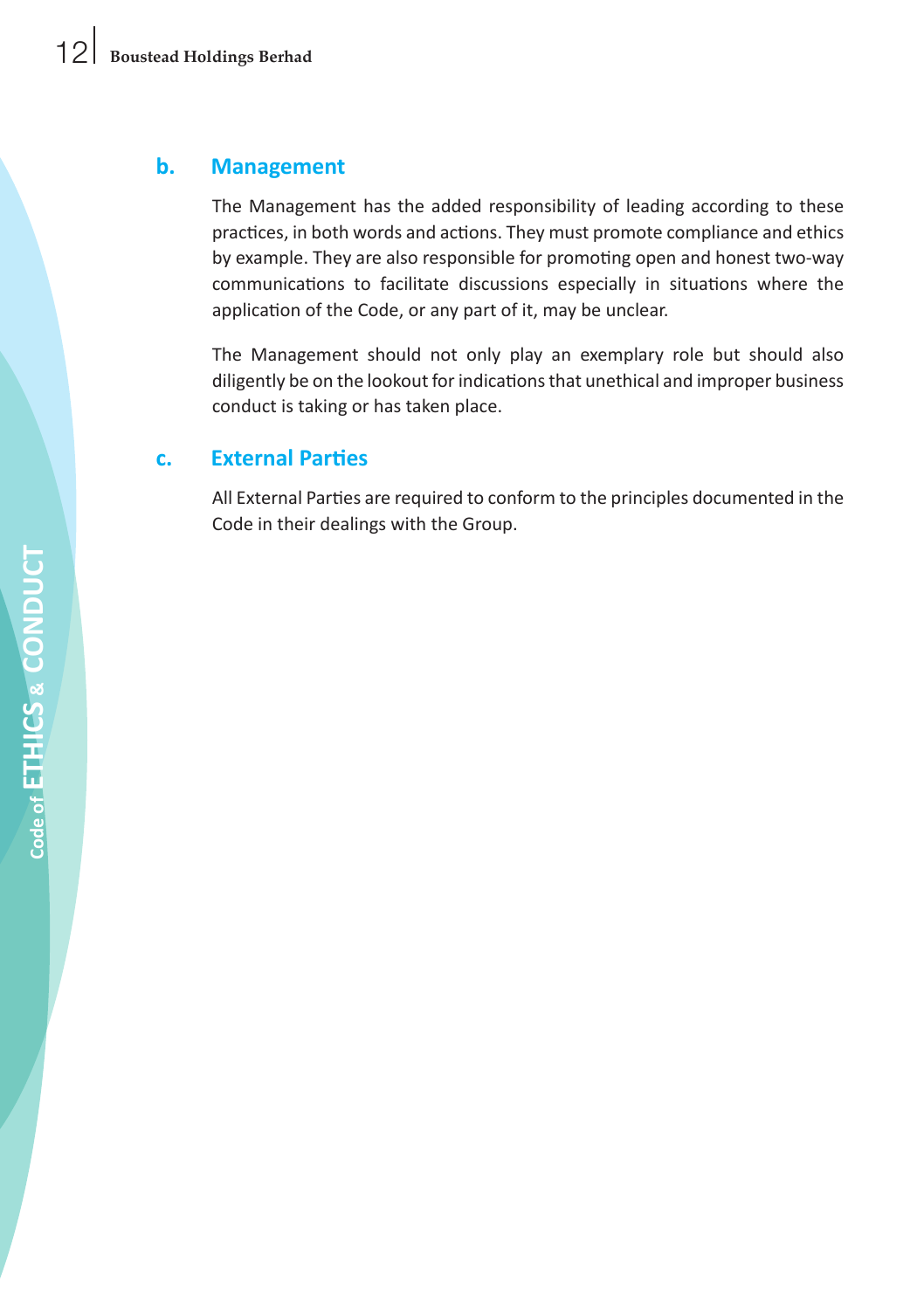### b. Management

The Management has the added responsibility of leading according to these practices, in both words and actions. They must promote compliance and ethics by example. They are also responsible for promoting open and honest two-way communications to facilitate discussions especially in situations where the application of the Code, or any part of it, may be unclear.

The Management should not only play an exemplary role but should also diligently be on the lookout for indications that unethical and improper business conduct is taking or has taken place.

### c. External Parties

All External Parties are required to conform to the principles documented in the Code in their dealings with the Group.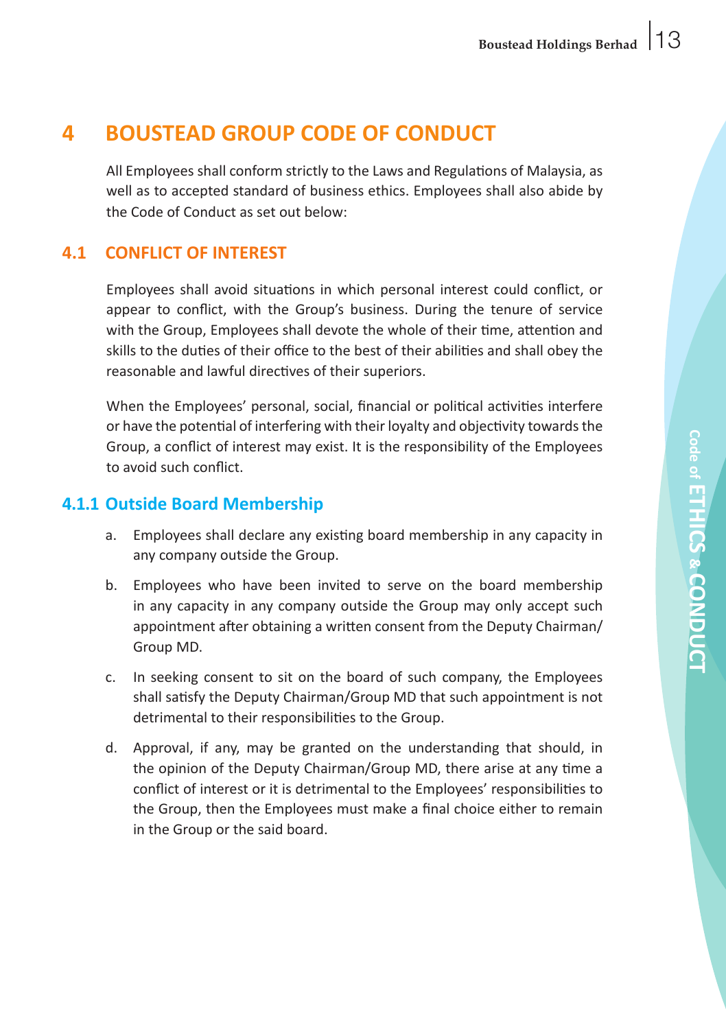# 4 BOUSTEAD GROUP CODE OF CONDUCT

All Employees shall conform strictly to the Laws and Regulations of Malaysia, as well as to accepted standard of business ethics. Employees shall also abide by the Code of Conduct as set out below:

## 4.1 CONFLICT OF INTEREST

Employees shall avoid situations in which personal interest could conflict, or appear to conflict, with the Group's business. During the tenure of service with the Group, Employees shall devote the whole of their time, attention and skills to the duties of their office to the best of their abilities and shall obey the reasonable and lawful directives of their superiors.

When the Employees' personal, social, financial or political activities interfere or have the potential of interfering with their loyalty and objectivity towards the Group, a conflict of interest may exist. It is the responsibility of the Employees to avoid such conflict.

### 4.1.1 Outside Board Membership

a. Employees shall declare any existing board membership in any capacity in any company outside the Group.

b. Employees who have been invited to serve on the board membership in any capacity in any company outside the Group may only accept such appointment after obtaining a written consent from the Deputy Chairman/ Group MD.

c. In seeking consent to sit on the board of such company, the Employees shall satisfy the Deputy Chairman/Group MD that such appointment is not detrimental to their responsibilities to the Group.

d. Approval, if any, may be granted on the understanding that should, in the opinion of the Deputy Chairman/Group MD, there arise at any time a conflict of interest or it is detrimental to the Employees' responsibilities to the Group, then the Employees must make a final choice either to remain in the Group or the said board.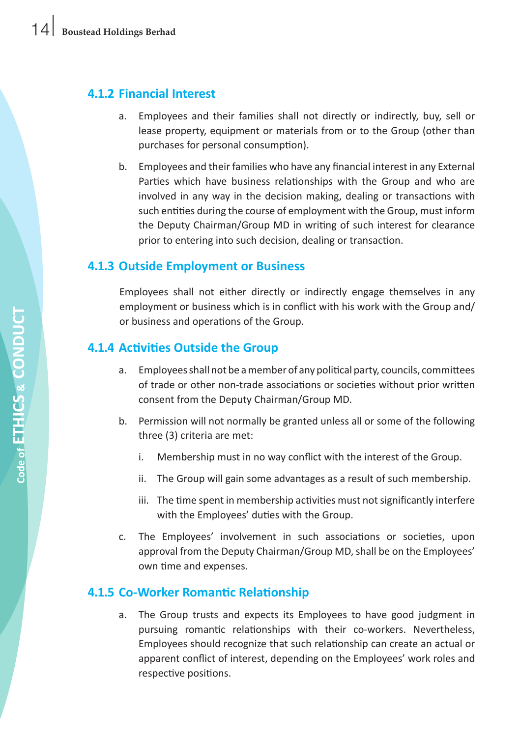### 4.1.2 Financial Interest

a. Employees and their families shall not directly or indirectly, buy, sell or lease property, equipment or materials from or to the Group (other than purchases for personal consumption).

b. Employees and their families who have any financial interest in any External Parties which have business relationships with the Group and who are involved in any way in the decision making, dealing or transactions with such entities during the course of employment with the Group, must inform the Deputy Chairman/Group MD in writing of such interest for clearance prior to entering into such decision, dealing or transaction.

### 4.1.3 Outside Employment or Business

Employees shall not either directly or indirectly engage themselves in any employment or business which is in conflict with his work with the Group and/or business and operations of the Group.

### 4.1.4 Activities Outside the Group

a. Employees shall not be a member of any political party, councils, committees of trade or other non-trade associations or societies without prior written consent from the Deputy Chairman/Group MD.

b. Permission will not normally be granted unless all or some of the following three (3) criteria are met:

   i. Membership must in no way conflict with the interest of the Group.

   ii. The Group will gain some advantages as a result of such membership.

   iii. The time spent in membership activities must not significantly interfere with the Employees' duties with the Group.

c. The Employees' involvement in such associations or societies, upon approval from the Deputy Chairman/Group MD, shall be on the Employees' own time and expenses.

### 4.1.5 Co-Worker Romantic Relationship

a. The Group trusts and expects its Employees to have good judgment in pursuing romantic relationships with their co-workers. Nevertheless, Employees should recognize that such relationship can create an actual or apparent conflict of interest, depending on the Employees' work roles and respective positions.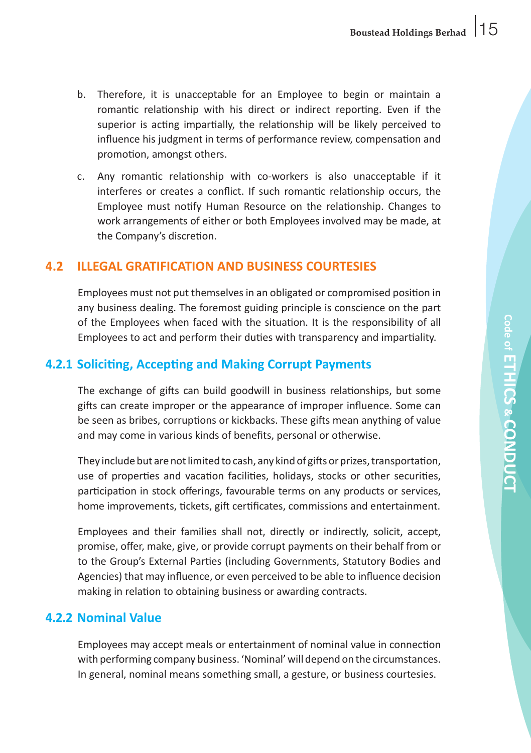b. Therefore, it is unacceptable for an Employee to begin or maintain a romantic relationship with his direct or indirect reporting. Even if the superior is acting impartially, the relationship will be likely perceived to influence his judgment in terms of performance review, compensation and promotion, amongst others.

c. Any romantic relationship with co-workers is also unacceptable if it interferes or creates a conflict. If such romantic relationship occurs, the Employee must notify Human Resource on the relationship. Changes to work arrangements of either or both Employees involved may be made, at the Company's discretion.

## 4.2 ILLEGAL GRATIFICATION AND BUSINESS COURTESIES

Employees must not put themselves in an obligated or compromised position in any business dealing. The foremost guiding principle is conscience on the part of the Employees when faced with the situation. It is the responsibility of all Employees to act and perform their duties with transparency and impartiality.

### 4.2.1 Soliciting, Accepting and Making Corrupt Payments

The exchange of gifts can build goodwill in business relationships, but some gifts can create improper or the appearance of improper influence. Some can be seen as bribes, corruptions or kickbacks. These gifts mean anything of value and may come in various kinds of benefits, personal or otherwise.

They include but are not limited to cash, any kind of gifts or prizes, transportation, use of properties and vacation facilities, holidays, stocks or other securities, participation in stock offerings, favourable terms on any products or services, home improvements, tickets, gift certificates, commissions and entertainment.

Employees and their families shall not, directly or indirectly, solicit, accept, promise, offer, make, give, or provide corrupt payments on their behalf from or to the Group's External Parties (including Governments, Statutory Bodies and Agencies) that may influence, or even perceived to be able to influence decision making in relation to obtaining business or awarding contracts.

### 4.2.2 Nominal Value

Employees may accept meals or entertainment of nominal value in connection with performing company business. 'Nominal' will depend on the circumstances. In general, nominal means something small, a gesture, or business courtesies.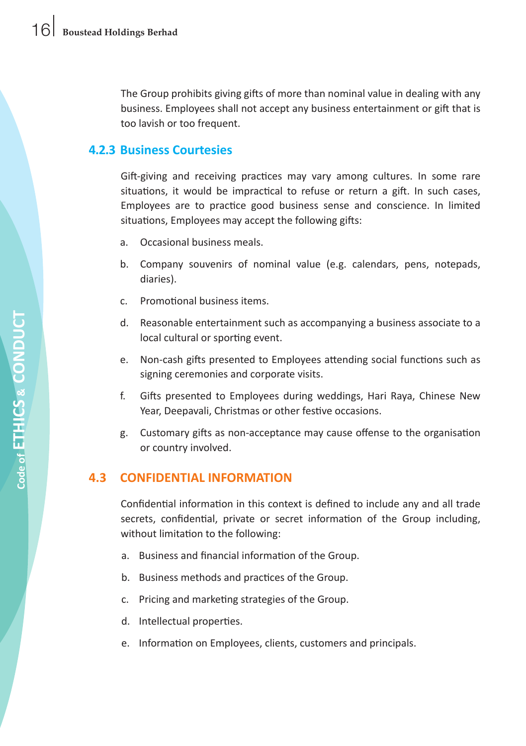The Group prohibits giving gifts of more than nominal value in dealing with any business. Employees shall not accept any business entertainment or gift that is too lavish or too frequent.

### 4.2.3 Business Courtesies

Gift-giving and receiving practices may vary among cultures. In some rare situations, it would be impractical to refuse or return a gift. In such cases, Employees are to practice good business sense and conscience. In limited situations, Employees may accept the following gifts:

a. Occasional business meals.

b. Company souvenirs of nominal value (e.g. calendars, pens, notepads, diaries).

c. Promotional business items.

d. Reasonable entertainment such as accompanying a business associate to a local cultural or sporting event.

e. Non-cash gifts presented to Employees attending social functions such as signing ceremonies and corporate visits.

f. Gifts presented to Employees during weddings, Hari Raya, Chinese New Year, Deepavali, Christmas or other festive occasions.

g. Customary gifts as non-acceptance may cause offense to the organisation or country involved.

## 4.3 CONFIDENTIAL INFORMATION

Confidential information in this context is defined to include any and all trade secrets, confidential, private or secret information of the Group including, without limitation to the following:

a. Business and financial information of the Group.

b. Business methods and practices of the Group.

c. Pricing and marketing strategies of the Group.

d. Intellectual properties.

e. Information on Employees, clients, customers and principals.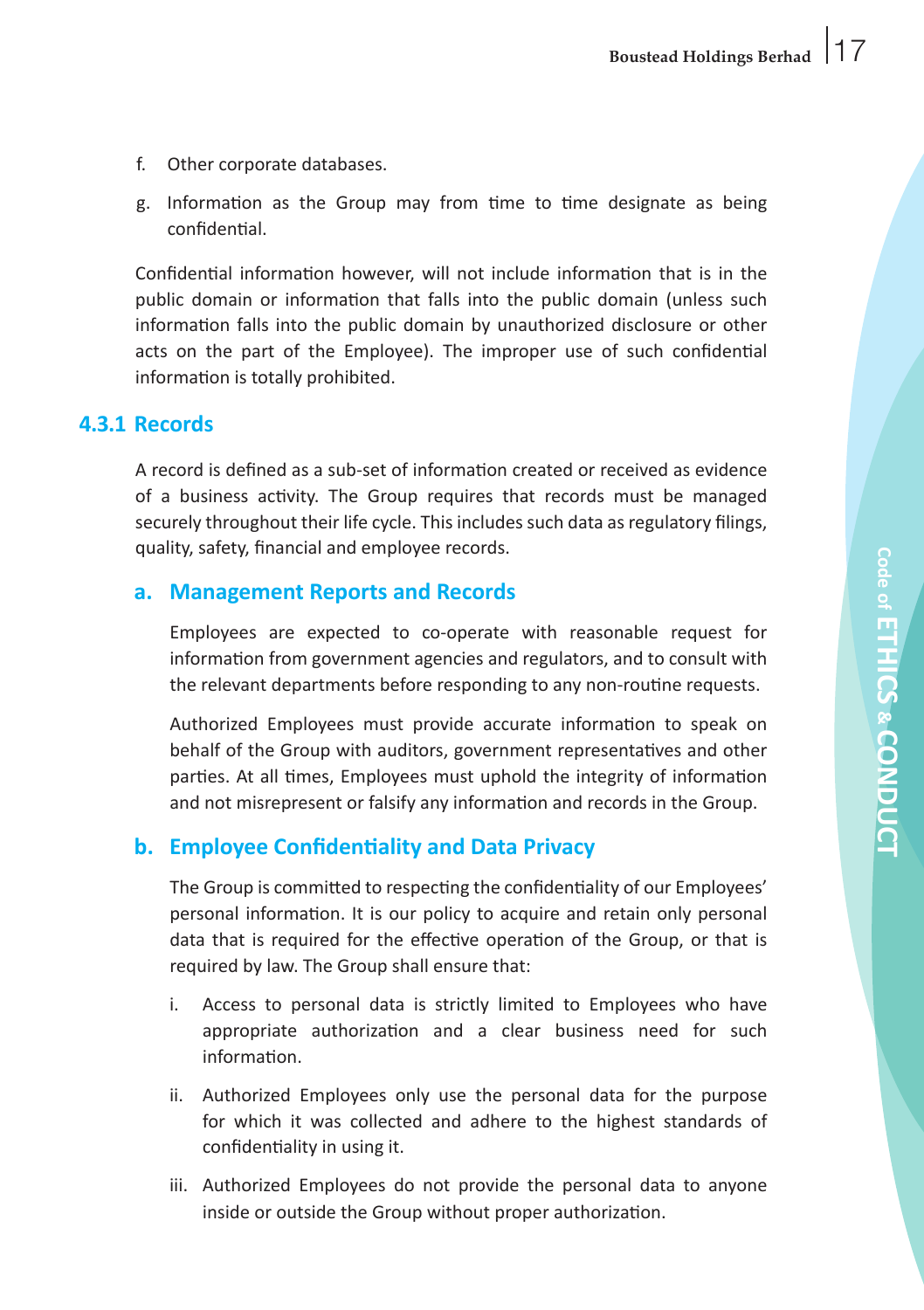f. Other corporate databases.

g. Information as the Group may from time to time designate as being confidential.

Confidential information however, will not include information that is in the public domain or information that falls into the public domain (unless such information falls into the public domain by unauthorized disclosure or other acts on the part of the Employee). The improper use of such confidential information is totally prohibited.

### 4.3.1 Records

A record is defined as a sub-set of information created or received as evidence of a business activity. The Group requires that records must be managed securely throughout their life cycle. This includes such data as regulatory filings, quality, safety, financial and employee records.

#### a. Management Reports and Records

Employees are expected to co-operate with reasonable request for information from government agencies and regulators, and to consult with the relevant departments before responding to any non-routine requests.

Authorized Employees must provide accurate information to speak on behalf of the Group with auditors, government representatives and other parties. At all times, Employees must uphold the integrity of information and not misrepresent or falsify any information and records in the Group.

#### b. Employee Confidentiality and Data Privacy

The Group is committed to respecting the confidentiality of our Employees' personal information. It is our policy to acquire and retain only personal data that is required for the effective operation of the Group, or that is required by law. The Group shall ensure that:

i. Access to personal data is strictly limited to Employees who have appropriate authorization and a clear business need for such information.

ii. Authorized Employees only use the personal data for the purpose for which it was collected and adhere to the highest standards of confidentiality in using it.

iii. Authorized Employees do not provide the personal data to anyone inside or outside the Group without proper authorization.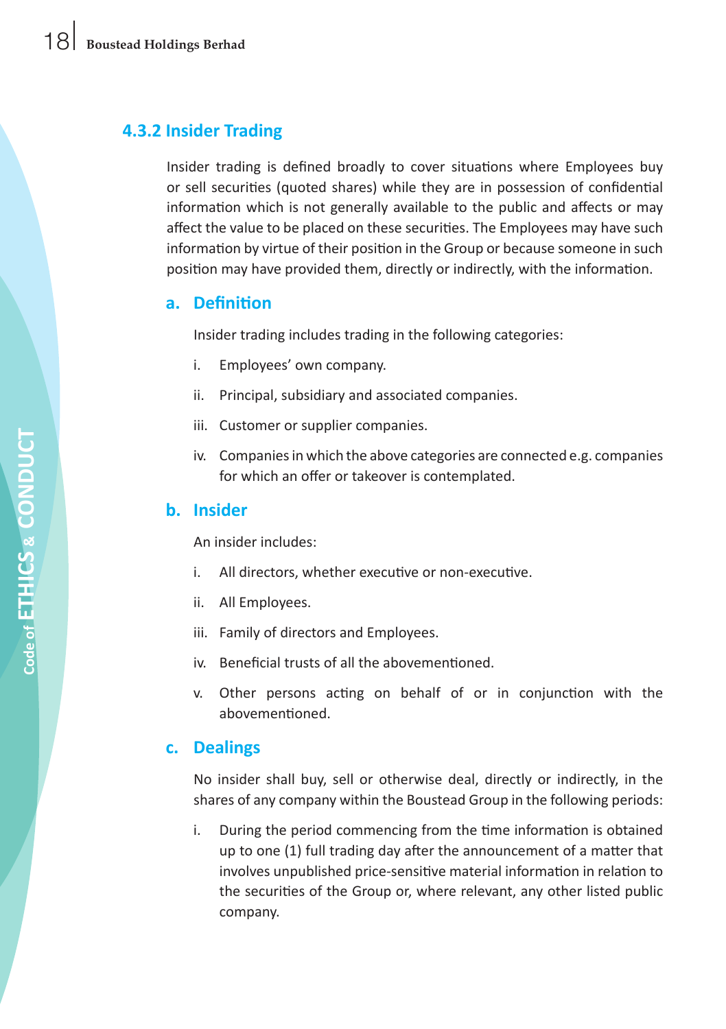### 4.3.2 Insider Trading

Insider trading is defined broadly to cover situations where Employees buy or sell securities (quoted shares) while they are in possession of confidential information which is not generally available to the public and affects or may affect the value to be placed on these securities. The Employees may have such information by virtue of their position in the Group or because someone in such position may have provided them, directly or indirectly, with the information.

#### a. Definition

Insider trading includes trading in the following categories:

i. Employees' own company.

ii. Principal, subsidiary and associated companies.

iii. Customer or supplier companies.

iv. Companies in which the above categories are connected e.g. companies for which an offer or takeover is contemplated.

#### b. Insider

An insider includes:

i. All directors, whether executive or non-executive.

ii. All Employees.

iii. Family of directors and Employees.

iv. Beneficial trusts of all the abovementioned.

v. Other persons acting on behalf of or in conjunction with the abovementioned.

#### c. Dealings

No insider shall buy, sell or otherwise deal, directly or indirectly, in the shares of any company within the Boustead Group in the following periods:

i. During the period commencing from the time information is obtained up to one (1) full trading day after the announcement of a matter that involves unpublished price-sensitive material information in relation to the securities of the Group or, where relevant, any other listed public company.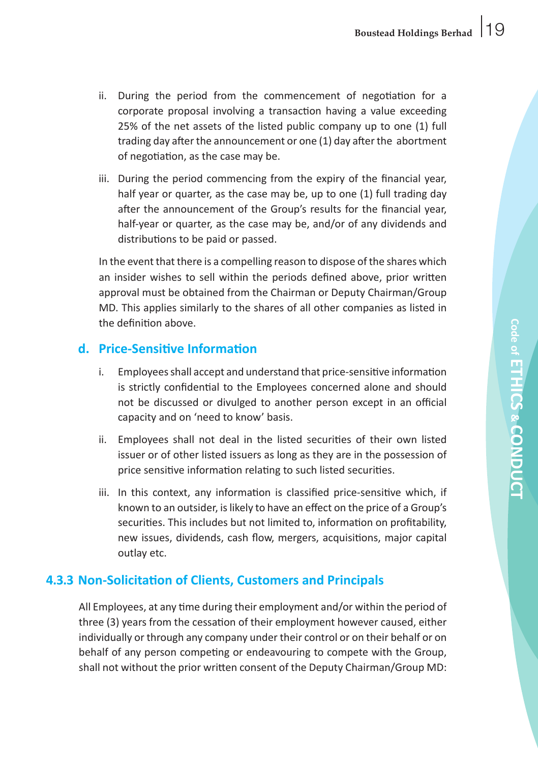ii. During the period from the commencement of negotiation for a corporate proposal involving a transaction having a value exceeding 25% of the net assets of the listed public company up to one (1) full trading day after the announcement or one (1) day after the abortment of negotiation, as the case may be.

iii. During the period commencing from the expiry of the financial year, half year or quarter, as the case may be, up to one (1) full trading day after the announcement of the Group's results for the financial year, half-year or quarter, as the case may be, and/or of any dividends and distributions to be paid or passed.

In the event that there is a compelling reason to dispose of the shares which an insider wishes to sell within the periods defined above, prior written approval must be obtained from the Chairman or Deputy Chairman/Group MD. This applies similarly to the shares of all other companies as listed in the definition above.

### d. Price-Sensitive Information

i. Employees shall accept and understand that price-sensitive information is strictly confidential to the Employees concerned alone and should not be discussed or divulged to another person except in an official capacity and on 'need to know' basis.

ii. Employees shall not deal in the listed securities of their own listed issuer or of other listed issuers as long as they are in the possession of price sensitive information relating to such listed securities.

iii. In this context, any information is classified price-sensitive which, if known to an outsider, is likely to have an effect on the price of a Group's securities. This includes but not limited to, information on profitability, new issues, dividends, cash flow, mergers, acquisitions, major capital outlay etc.

## 4.3.3 Non-Solicitation of Clients, Customers and Principals

All Employees, at any time during their employment and/or within the period of three (3) years from the cessation of their employment however caused, either individually or through any company under their control or on their behalf or on behalf of any person competing or endeavouring to compete with the Group, shall not without the prior written consent of the Deputy Chairman/Group MD: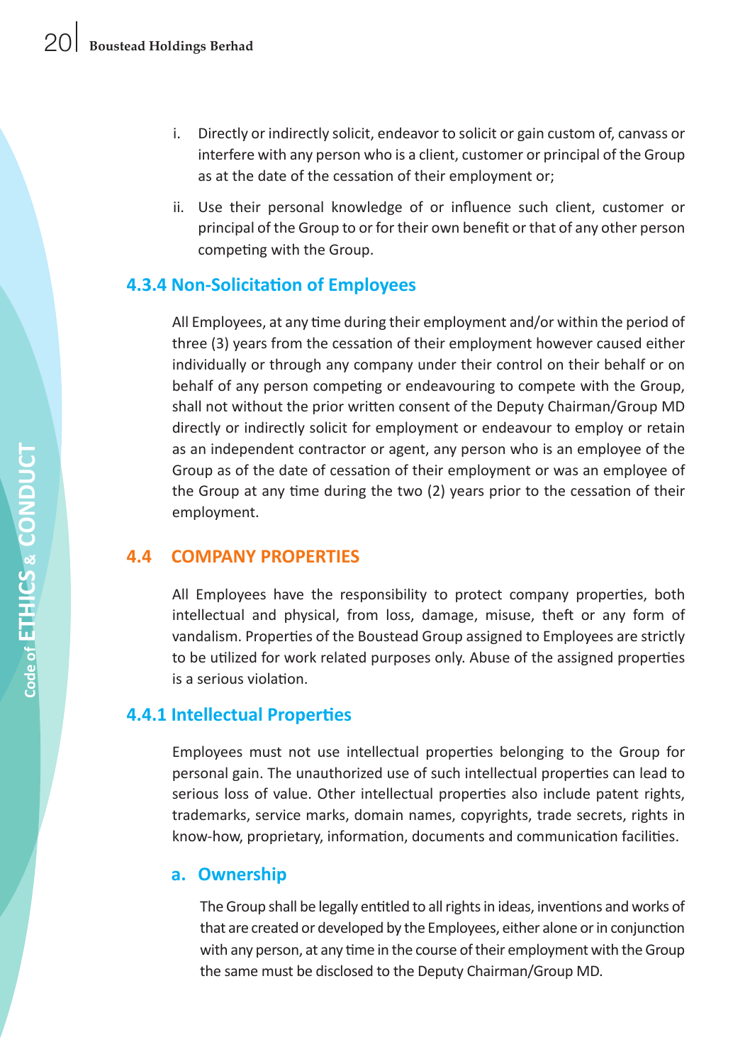i. Directly or indirectly solicit, endeavor to solicit or gain custom of, canvass or interfere with any person who is a client, customer or principal of the Group as at the date of the cessation of their employment or;

ii. Use their personal knowledge of or influence such client, customer or principal of the Group to or for their own benefit or that of any other person competing with the Group.

### 4.3.4 Non-Solicitation of Employees

All Employees, at any time during their employment and/or within the period of three (3) years from the cessation of their employment however caused either individually or through any company under their control on their behalf or on behalf of any person competing or endeavouring to compete with the Group, shall not without the prior written consent of the Deputy Chairman/Group MD directly or indirectly solicit for employment or endeavour to employ or retain as an independent contractor or agent, any person who is an employee of the Group as of the date of cessation of their employment or was an employee of the Group at any time during the two (2) years prior to the cessation of their employment.

## 4.4 COMPANY PROPERTIES

All Employees have the responsibility to protect company properties, both intellectual and physical, from loss, damage, misuse, theft or any form of vandalism. Properties of the Boustead Group assigned to Employees are strictly to be utilized for work related purposes only. Abuse of the assigned properties is a serious violation.

### 4.4.1 Intellectual Properties

Employees must not use intellectual properties belonging to the Group for personal gain. The unauthorized use of such intellectual properties can lead to serious loss of value. Other intellectual properties also include patent rights, trademarks, service marks, domain names, copyrights, trade secrets, rights in know-how, proprietary, information, documents and communication facilities.

#### a. Ownership

The Group shall be legally entitled to all rights in ideas, inventions and works of that are created or developed by the Employees, either alone or in conjunction with any person, at any time in the course of their employment with the Group the same must be disclosed to the Deputy Chairman/Group MD.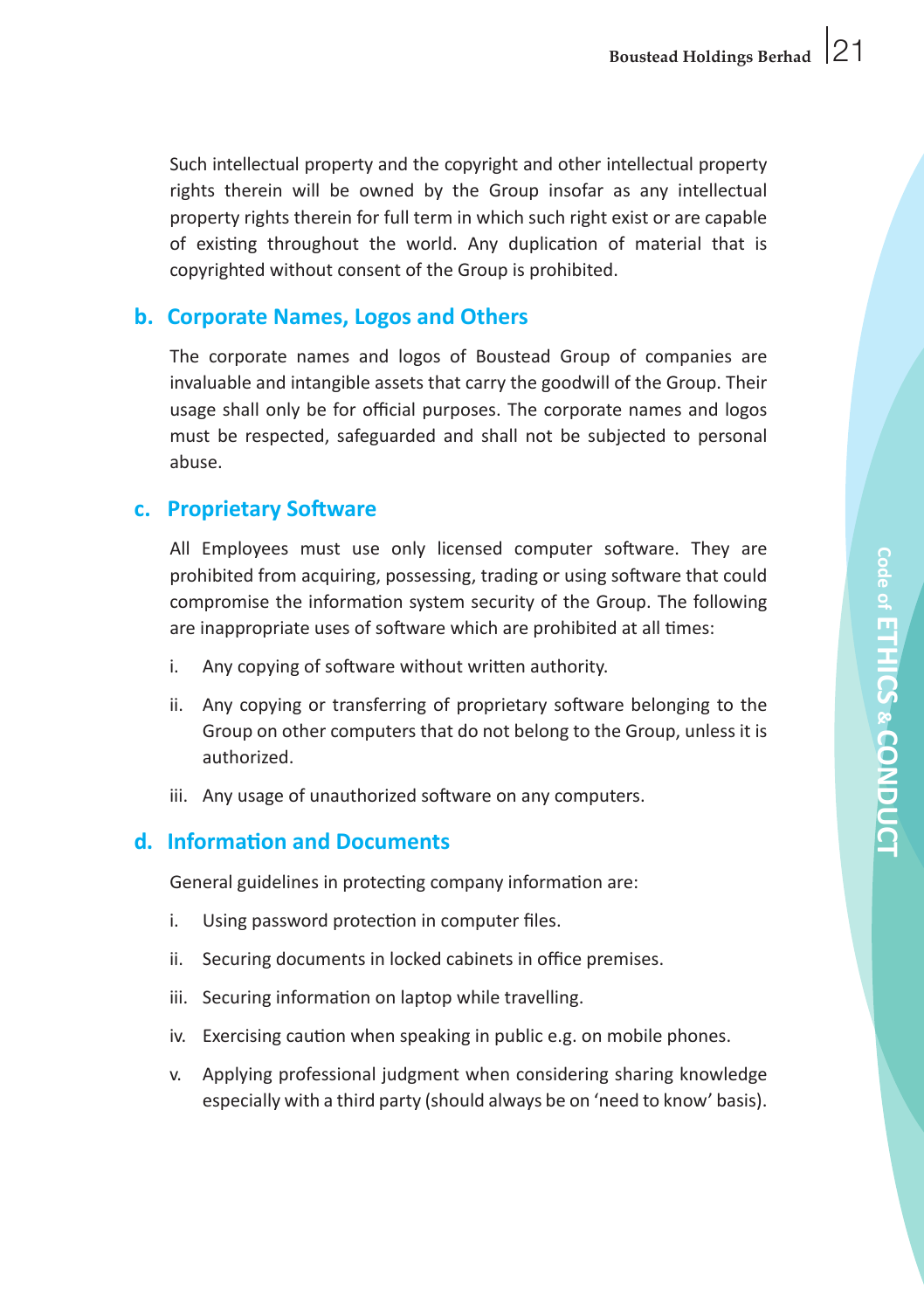Such intellectual property and the copyright and other intellectual property rights therein will be owned by the Group insofar as any intellectual property rights therein for full term in which such right exist or are capable of existing throughout the world. Any duplication of material that is copyrighted without consent of the Group is prohibited.

## b. Corporate Names, Logos and Others

The corporate names and logos of Boustead Group of companies are invaluable and intangible assets that carry the goodwill of the Group. Their usage shall only be for official purposes. The corporate names and logos must be respected, safeguarded and shall not be subjected to personal abuse.

## c. Proprietary Software

All Employees must use only licensed computer software. They are prohibited from acquiring, possessing, trading or using software that could compromise the information system security of the Group. The following are inappropriate uses of software which are prohibited at all times:

i. Any copying of software without written authority.

ii. Any copying or transferring of proprietary software belonging to the Group on other computers that do not belong to the Group, unless it is authorized.

iii. Any usage of unauthorized software on any computers.

## d. Information and Documents

General guidelines in protecting company information are:

i. Using password protection in computer files.

ii. Securing documents in locked cabinets in office premises.

iii. Securing information on laptop while travelling.

iv. Exercising caution when speaking in public e.g. on mobile phones.

v. Applying professional judgment when considering sharing knowledge especially with a third party (should always be on 'need to know' basis).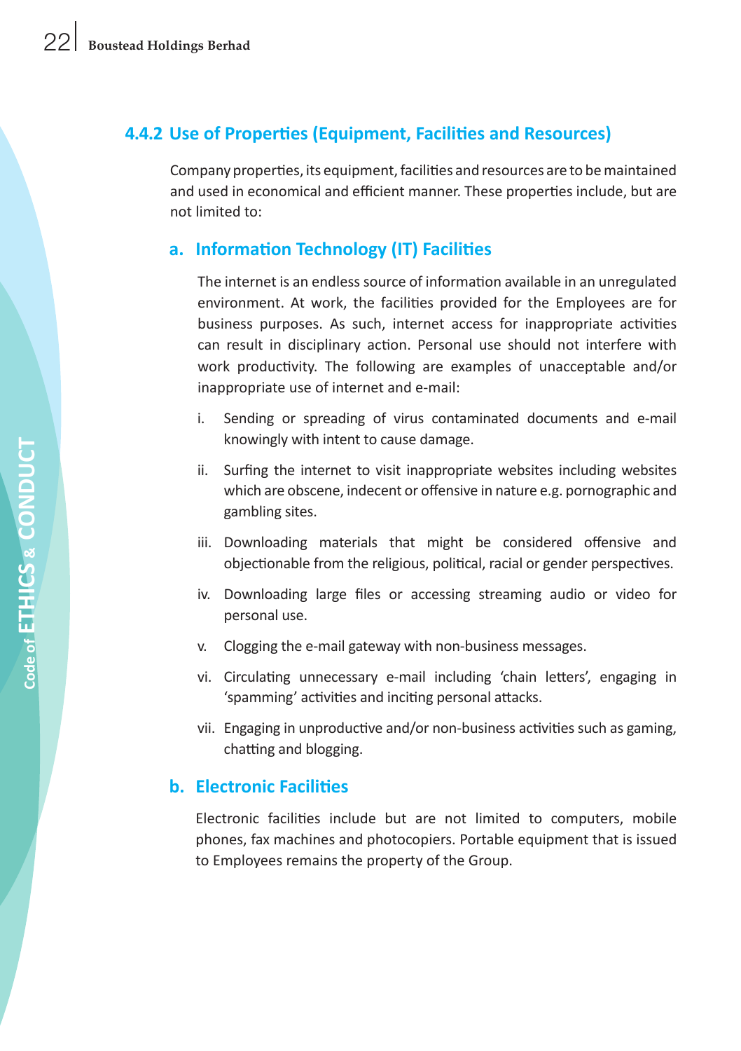### 4.4.2 Use of Properties (Equipment, Facilities and Resources)

Company properties, its equipment, facilities and resources are to be maintained and used in economical and efficient manner. These properties include, but are not limited to:

#### a. Information Technology (IT) Facilities

The internet is an endless source of information available in an unregulated environment. At work, the facilities provided for the Employees are for business purposes. As such, internet access for inappropriate activities can result in disciplinary action. Personal use should not interfere with work productivity. The following are examples of unacceptable and/or inappropriate use of internet and e-mail:

i. Sending or spreading of virus contaminated documents and e-mail knowingly with intent to cause damage.

ii. Surfing the internet to visit inappropriate websites including websites which are obscene, indecent or offensive in nature e.g. pornographic and gambling sites.

iii. Downloading materials that might be considered offensive and objectionable from the religious, political, racial or gender perspectives.

iv. Downloading large files or accessing streaming audio or video for personal use.

v. Clogging the e-mail gateway with non-business messages.

vi. Circulating unnecessary e-mail including 'chain letters', engaging in 'spamming' activities and inciting personal attacks.

vii. Engaging in unproductive and/or non-business activities such as gaming, chatting and blogging.

#### b. Electronic Facilities

Electronic facilities include but are not limited to computers, mobile phones, fax machines and photocopiers. Portable equipment that is issued to Employees remains the property of the Group.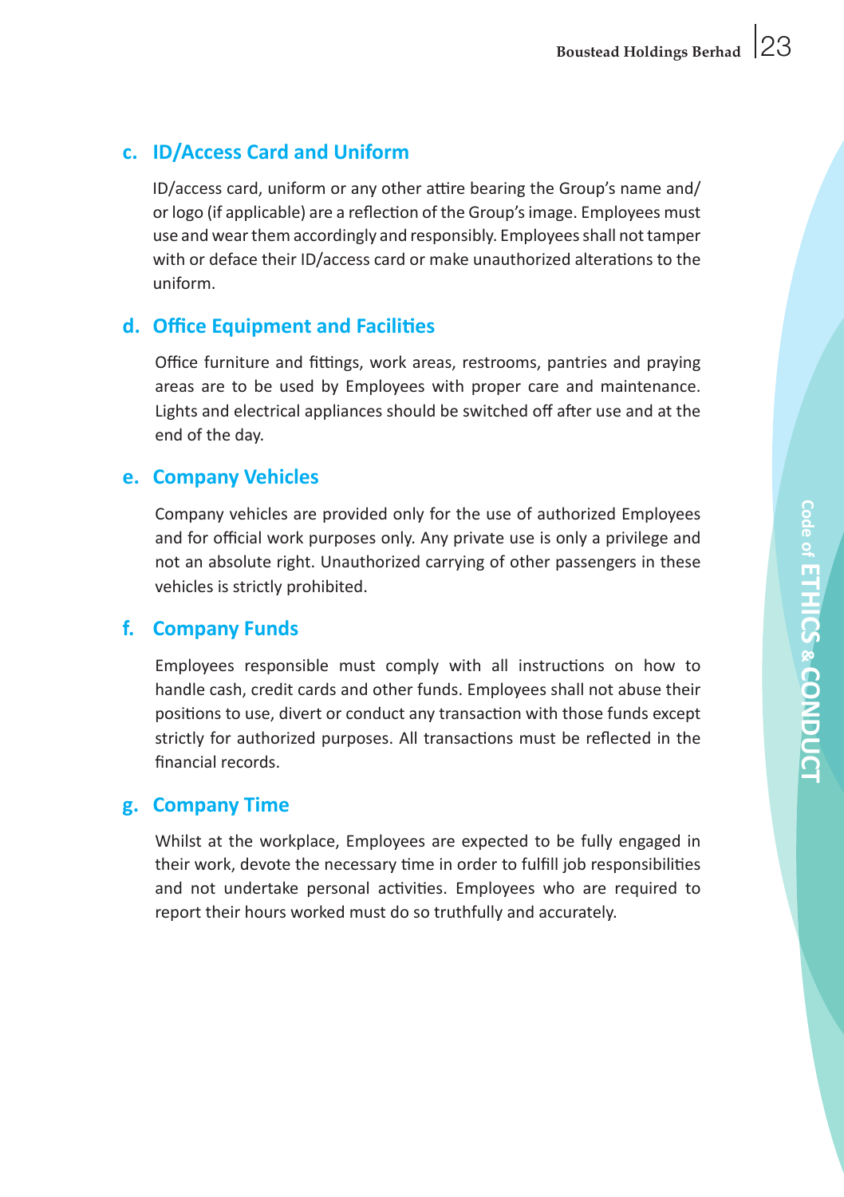### c. ID/Access Card and Uniform

ID/access card, uniform or any other attire bearing the Group's name and/or logo (if applicable) are a reflection of the Group's image. Employees must use and wear them accordingly and responsibly. Employees shall not tamper with or deface their ID/access card or make unauthorized alterations to the uniform.

### d. Office Equipment and Facilities

Office furniture and fittings, work areas, restrooms, pantries and praying areas are to be used by Employees with proper care and maintenance. Lights and electrical appliances should be switched off after use and at the end of the day.

### e. Company Vehicles

Company vehicles are provided only for the use of authorized Employees and for official work purposes only. Any private use is only a privilege and not an absolute right. Unauthorized carrying of other passengers in these vehicles is strictly prohibited.

### f. Company Funds

Employees responsible must comply with all instructions on how to handle cash, credit cards and other funds. Employees shall not abuse their positions to use, divert or conduct any transaction with those funds except strictly for authorized purposes. All transactions must be reflected in the financial records.

### g. Company Time

Whilst at the workplace, Employees are expected to be fully engaged in their work, devote the necessary time in order to fulfill job responsibilities and not undertake personal activities. Employees who are required to report their hours worked must do so truthfully and accurately.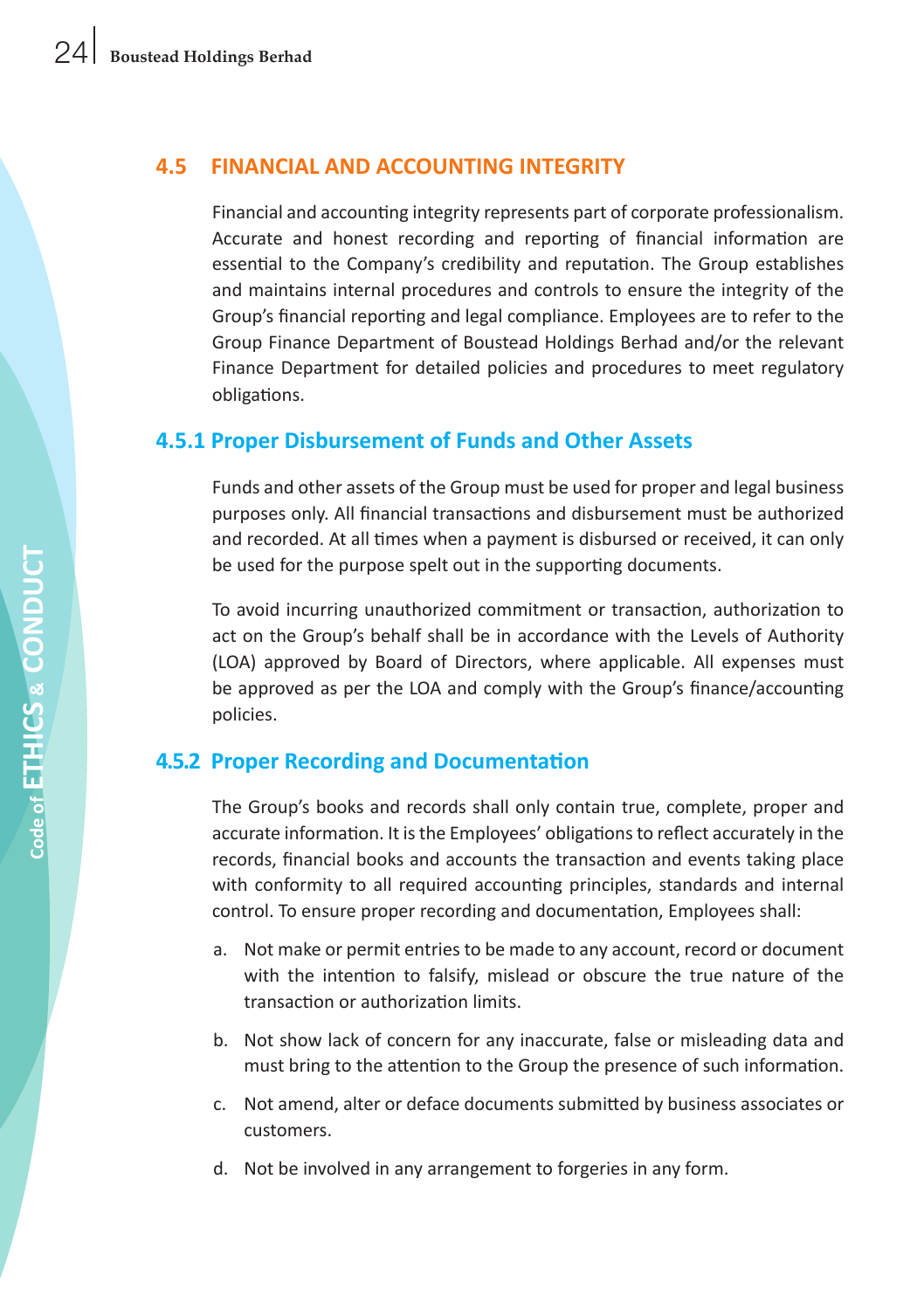## 4.5 FINANCIAL AND ACCOUNTING INTEGRITY

Financial and accounting integrity represents part of corporate professionalism. Accurate and honest recording and reporting of financial information are essential to the Company's credibility and reputation. The Group establishes and maintains internal procedures and controls to ensure the integrity of the Group's financial reporting and legal compliance. Employees are to refer to the Group Finance Department of Boustead Holdings Berhad and/or the relevant Finance Department for detailed policies and procedures to meet regulatory obligations.

### 4.5.1 Proper Disbursement of Funds and Other Assets

Funds and other assets of the Group must be used for proper and legal business purposes only. All financial transactions and disbursement must be authorized and recorded. At all times when a payment is disbursed or received, it can only be used for the purpose spelt out in the supporting documents.

To avoid incurring unauthorized commitment or transaction, authorization to act on the Group's behalf shall be in accordance with the Levels of Authority (LOA) approved by Board of Directors, where applicable. All expenses must be approved as per the LOA and comply with the Group's finance/accounting policies.

### 4.5.2 Proper Recording and Documentation

The Group's books and records shall only contain true, complete, proper and accurate information. It is the Employees' obligations to reflect accurately in the records, financial books and accounts the transaction and events taking place with conformity to all required accounting principles, standards and internal control. To ensure proper recording and documentation, Employees shall:

a. Not make or permit entries to be made to any account, record or document with the intention to falsify, mislead or obscure the true nature of the transaction or authorization limits.

b. Not show lack of concern for any inaccurate, false or misleading data and must bring to the attention to the Group the presence of such information.

c. Not amend, alter or deface documents submitted by business associates or customers.

d. Not be involved in any arrangement to forgeries in any form.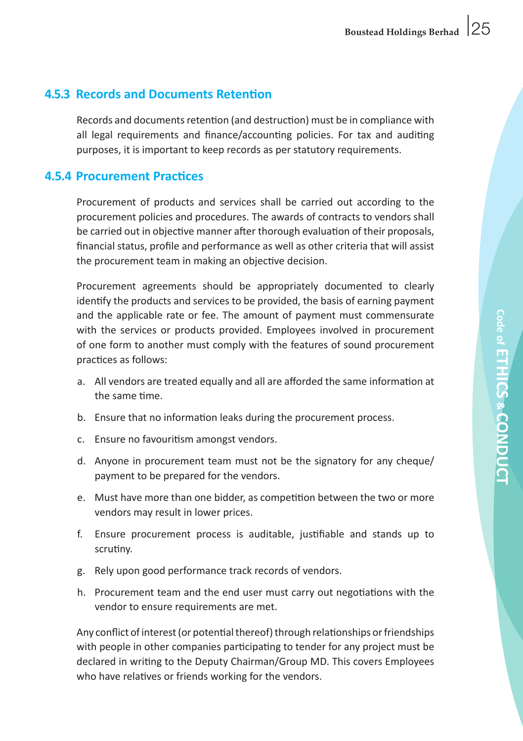### 4.5.3 Records and Documents Retention

Records and documents retention (and destruction) must be in compliance with all legal requirements and finance/accounting policies. For tax and auditing purposes, it is important to keep records as per statutory requirements.

### 4.5.4 Procurement Practices

Procurement of products and services shall be carried out according to the procurement policies and procedures. The awards of contracts to vendors shall be carried out in objective manner after thorough evaluation of their proposals, financial status, profile and performance as well as other criteria that will assist the procurement team in making an objective decision.

Procurement agreements should be appropriately documented to clearly identify the products and services to be provided, the basis of earning payment and the applicable rate or fee. The amount of payment must commensurate with the services or products provided. Employees involved in procurement of one form to another must comply with the features of sound procurement practices as follows:

a. All vendors are treated equally and all are afforded the same information at the same time.

b. Ensure that no information leaks during the procurement process.

c. Ensure no favouritism amongst vendors.

d. Anyone in procurement team must not be the signatory for any cheque/ payment to be prepared for the vendors.

e. Must have more than one bidder, as competition between the two or more vendors may result in lower prices.

f. Ensure procurement process is auditable, justifiable and stands up to scrutiny.

g. Rely upon good performance track records of vendors.

h. Procurement team and the end user must carry out negotiations with the vendor to ensure requirements are met.

Any conflict of interest (or potential thereof) through relationships or friendships with people in other companies participating to tender for any project must be declared in writing to the Deputy Chairman/Group MD. This covers Employees who have relatives or friends working for the vendors.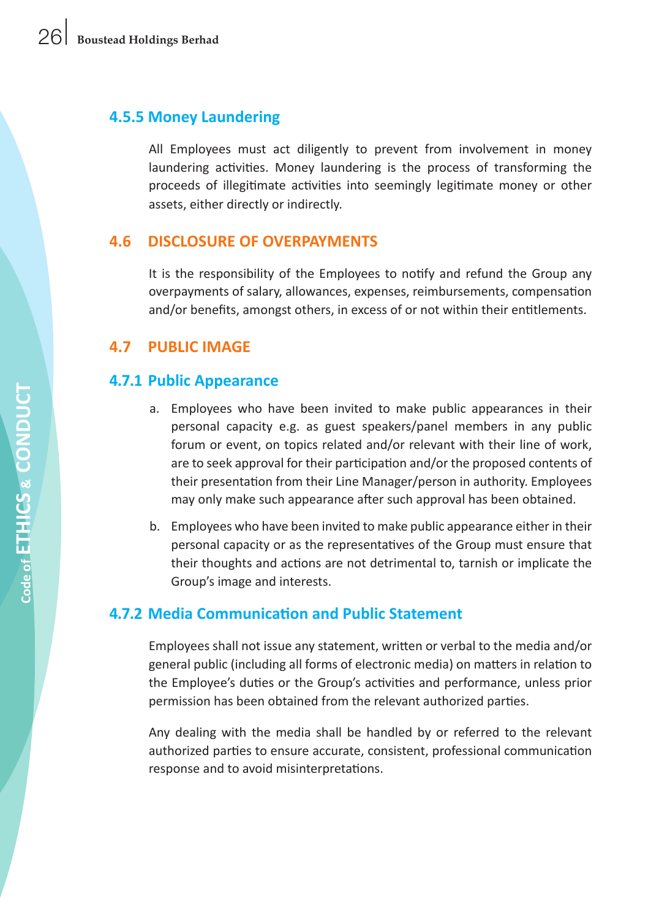#### 4.5.5 Money Laundering

All Employees must act diligently to prevent from involvement in money laundering activities. Money laundering is the process of transforming the proceeds of illegitimate activities into seemingly legitimate money or other assets, either directly or indirectly.

## 4.6 DISCLOSURE OF OVERPAYMENTS

It is the responsibility of the Employees to notify and refund the Group any overpayments of salary, allowances, expenses, reimbursements, compensation and/or benefits, amongst others, in excess of or not within their entitlements.

## 4.7 PUBLIC IMAGE

### 4.7.1 Public Appearance

a. Employees who have been invited to make public appearances in their personal capacity e.g. as guest speakers/panel members in any public forum or event, on topics related and/or relevant with their line of work, are to seek approval for their participation and/or the proposed contents of their presentation from their Line Manager/person in authority. Employees may only make such appearance after such approval has been obtained.

b. Employees who have been invited to make public appearance either in their personal capacity or as the representatives of the Group must ensure that their thoughts and actions are not detrimental to, tarnish or implicate the Group's image and interests.

### 4.7.2 Media Communication and Public Statement

Employees shall not issue any statement, written or verbal to the media and/or general public (including all forms of electronic media) on matters in relation to the Employee's duties or the Group's activities and performance, unless prior permission has been obtained from the relevant authorized parties.

Any dealing with the media shall be handled by or referred to the relevant authorized parties to ensure accurate, consistent, professional communication response and to avoid misinterpretations.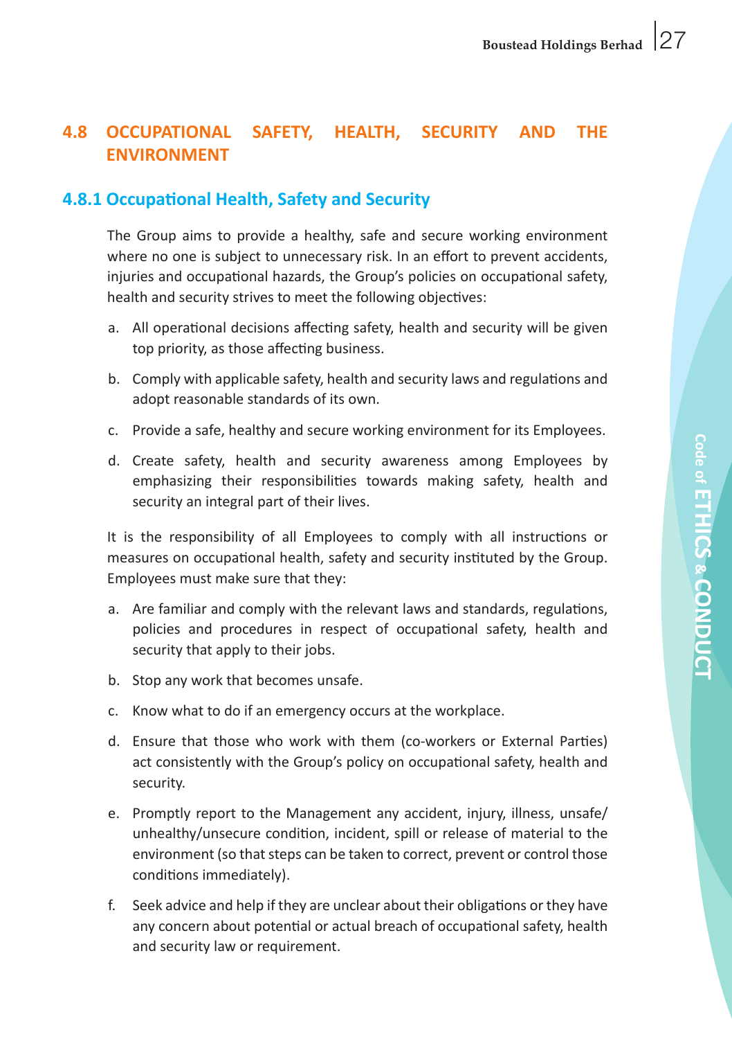## 4.8 OCCUPATIONAL SAFETY, HEALTH, SECURITY AND THE ENVIRONMENT

### 4.8.1 Occupational Health, Safety and Security

The Group aims to provide a healthy, safe and secure working environment where no one is subject to unnecessary risk. In an effort to prevent accidents, injuries and occupational hazards, the Group's policies on occupational safety, health and security strives to meet the following objectives:

a. All operational decisions affecting safety, health and security will be given top priority, as those affecting business.

b. Comply with applicable safety, health and security laws and regulations and adopt reasonable standards of its own.

c. Provide a safe, healthy and secure working environment for its Employees.

d. Create safety, health and security awareness among Employees by emphasizing their responsibilities towards making safety, health and security an integral part of their lives.

It is the responsibility of all Employees to comply with all instructions or measures on occupational health, safety and security instituted by the Group. Employees must make sure that they:

a. Are familiar and comply with the relevant laws and standards, regulations, policies and procedures in respect of occupational safety, health and security that apply to their jobs.

b. Stop any work that becomes unsafe.

c. Know what to do if an emergency occurs at the workplace.

d. Ensure that those who work with them (co-workers or External Parties) act consistently with the Group's policy on occupational safety, health and security.

e. Promptly report to the Management any accident, injury, illness, unsafe/ unhealthy/unsecure condition, incident, spill or release of material to the environment (so that steps can be taken to correct, prevent or control those conditions immediately).

f. Seek advice and help if they are unclear about their obligations or they have any concern about potential or actual breach of occupational safety, health and security law or requirement.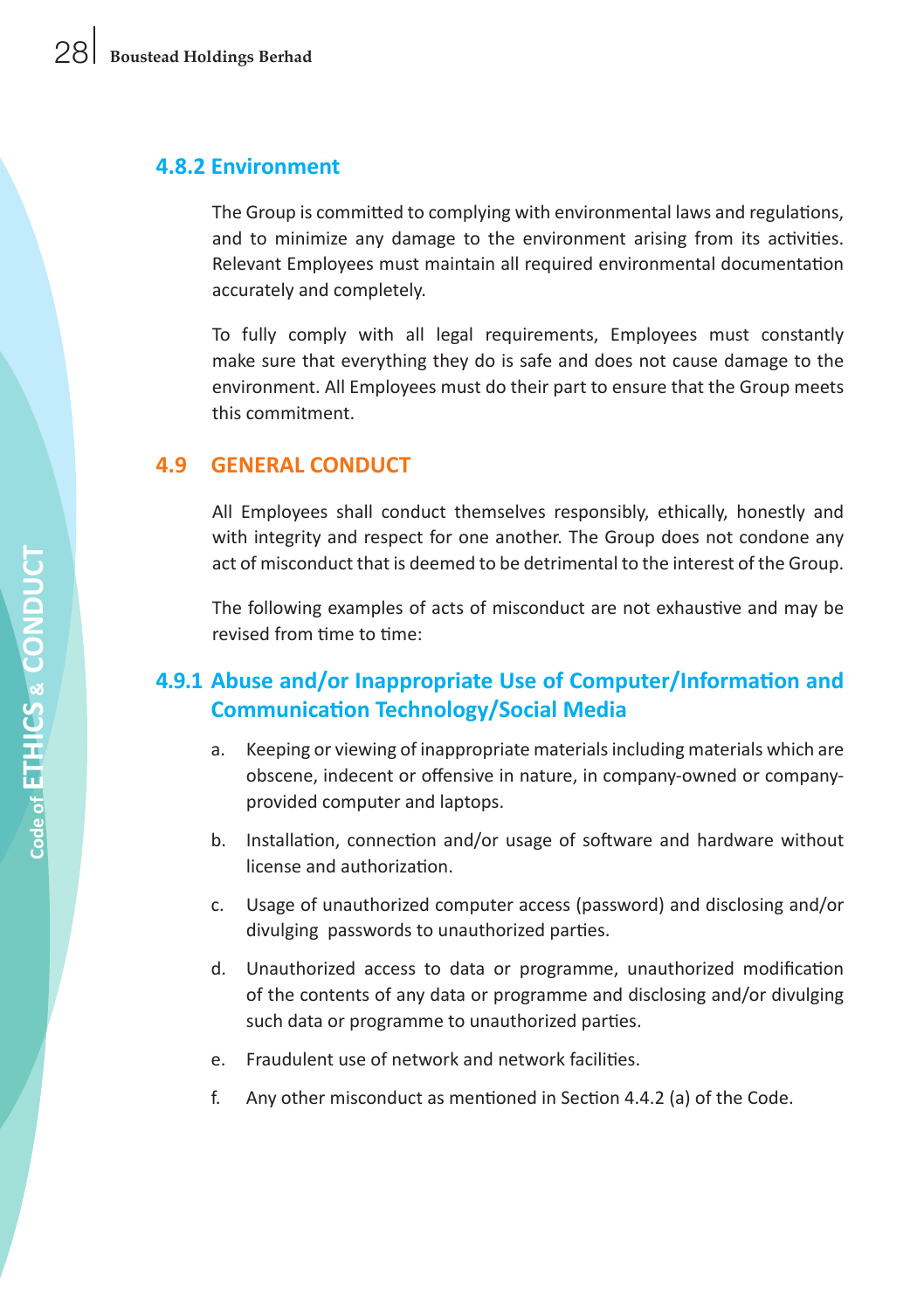### 4.8.2 Environment

The Group is committed to complying with environmental laws and regulations, and to minimize any damage to the environment arising from its activities. Relevant Employees must maintain all required environmental documentation accurately and completely.

To fully comply with all legal requirements, Employees must constantly make sure that everything they do is safe and does not cause damage to the environment. All Employees must do their part to ensure that the Group meets this commitment.

## 4.9 GENERAL CONDUCT

All Employees shall conduct themselves responsibly, ethically, honestly and with integrity and respect for one another. The Group does not condone any act of misconduct that is deemed to be detrimental to the interest of the Group.

The following examples of acts of misconduct are not exhaustive and may be revised from time to time:

### 4.9.1 Abuse and/or Inappropriate Use of Computer/Information and Communication Technology/Social Media

a. Keeping or viewing of inappropriate materials including materials which are obscene, indecent or offensive in nature, in company-owned or company-provided computer and laptops.

b. Installation, connection and/or usage of software and hardware without license and authorization.

c. Usage of unauthorized computer access (password) and disclosing and/or divulging passwords to unauthorized parties.

d. Unauthorized access to data or programme, unauthorized modification of the contents of any data or programme and disclosing and/or divulging such data or programme to unauthorized parties.

e. Fraudulent use of network and network facilities.

f. Any other misconduct as mentioned in Section 4.4.2 (a) of the Code.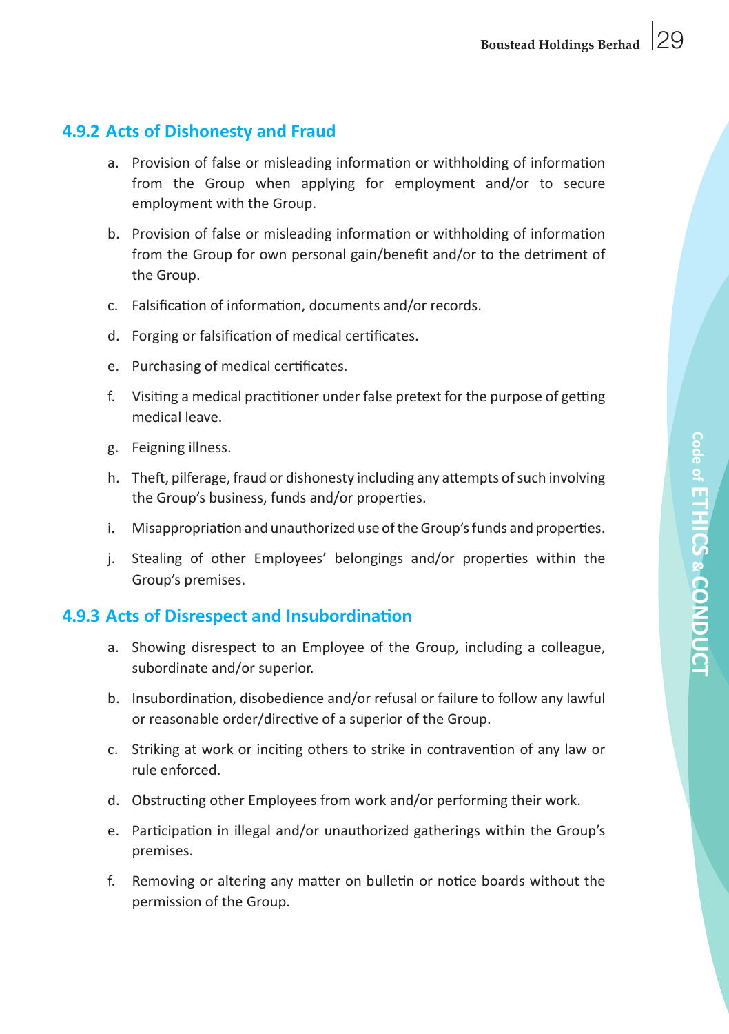### 4.9.2 Acts of Dishonesty and Fraud

a. Provision of false or misleading information or withholding of information from the Group when applying for employment and/or to secure employment with the Group.

b. Provision of false or misleading information or withholding of information from the Group for own personal gain/benefit and/or to the detriment of the Group.

c. Falsification of information, documents and/or records.

d. Forging or falsification of medical certificates.

e. Purchasing of medical certificates.

f. Visiting a medical practitioner under false pretext for the purpose of getting medical leave.

g. Feigning illness.

h. Theft, pilferage, fraud or dishonesty including any attempts of such involving the Group's business, funds and/or properties.

i. Misappropriation and unauthorized use of the Group's funds and properties.

j. Stealing of other Employees' belongings and/or properties within the Group's premises.

### 4.9.3 Acts of Disrespect and Insubordination

a. Showing disrespect to an Employee of the Group, including a colleague, subordinate and/or superior.

b. Insubordination, disobedience and/or refusal or failure to follow any lawful or reasonable order/directive of a superior of the Group.

c. Striking at work or inciting others to strike in contravention of any law or rule enforced.

d. Obstructing other Employees from work and/or performing their work.

e. Participation in illegal and/or unauthorized gatherings within the Group's premises.

f. Removing or altering any matter on bulletin or notice boards without the permission of the Group.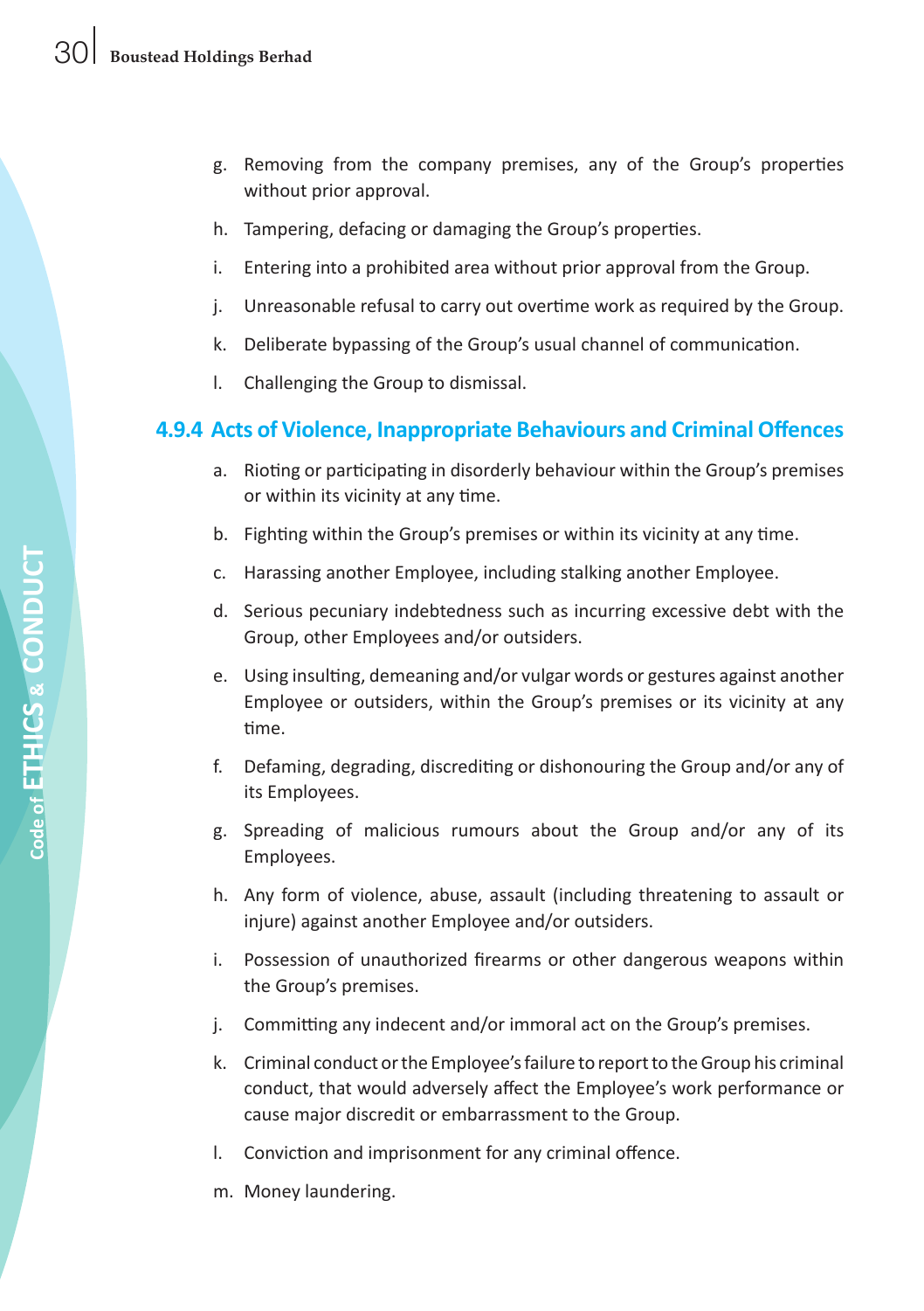g. Removing from the company premises, any of the Group's properties without prior approval.

h. Tampering, defacing or damaging the Group's properties.

i. Entering into a prohibited area without prior approval from the Group.

j. Unreasonable refusal to carry out overtime work as required by the Group.

k. Deliberate bypassing of the Group's usual channel of communication.

l. Challenging the Group to dismissal.

### 4.9.4 Acts of Violence, Inappropriate Behaviours and Criminal Offences

a. Rioting or participating in disorderly behaviour within the Group's premises or within its vicinity at any time.

b. Fighting within the Group's premises or within its vicinity at any time.

c. Harassing another Employee, including stalking another Employee.

d. Serious pecuniary indebtedness such as incurring excessive debt with the Group, other Employees and/or outsiders.

e. Using insulting, demeaning and/or vulgar words or gestures against another Employee or outsiders, within the Group's premises or its vicinity at any time.

f. Defaming, degrading, discrediting or dishonouring the Group and/or any of its Employees.

g. Spreading of malicious rumours about the Group and/or any of its Employees.

h. Any form of violence, abuse, assault (including threatening to assault or injure) against another Employee and/or outsiders.

i. Possession of unauthorized firearms or other dangerous weapons within the Group's premises.

j. Committing any indecent and/or immoral act on the Group's premises.

k. Criminal conduct or the Employee's failure to report to the Group his criminal conduct, that would adversely affect the Employee's work performance or cause major discredit or embarrassment to the Group.

l. Conviction and imprisonment for any criminal offence.

m. Money laundering.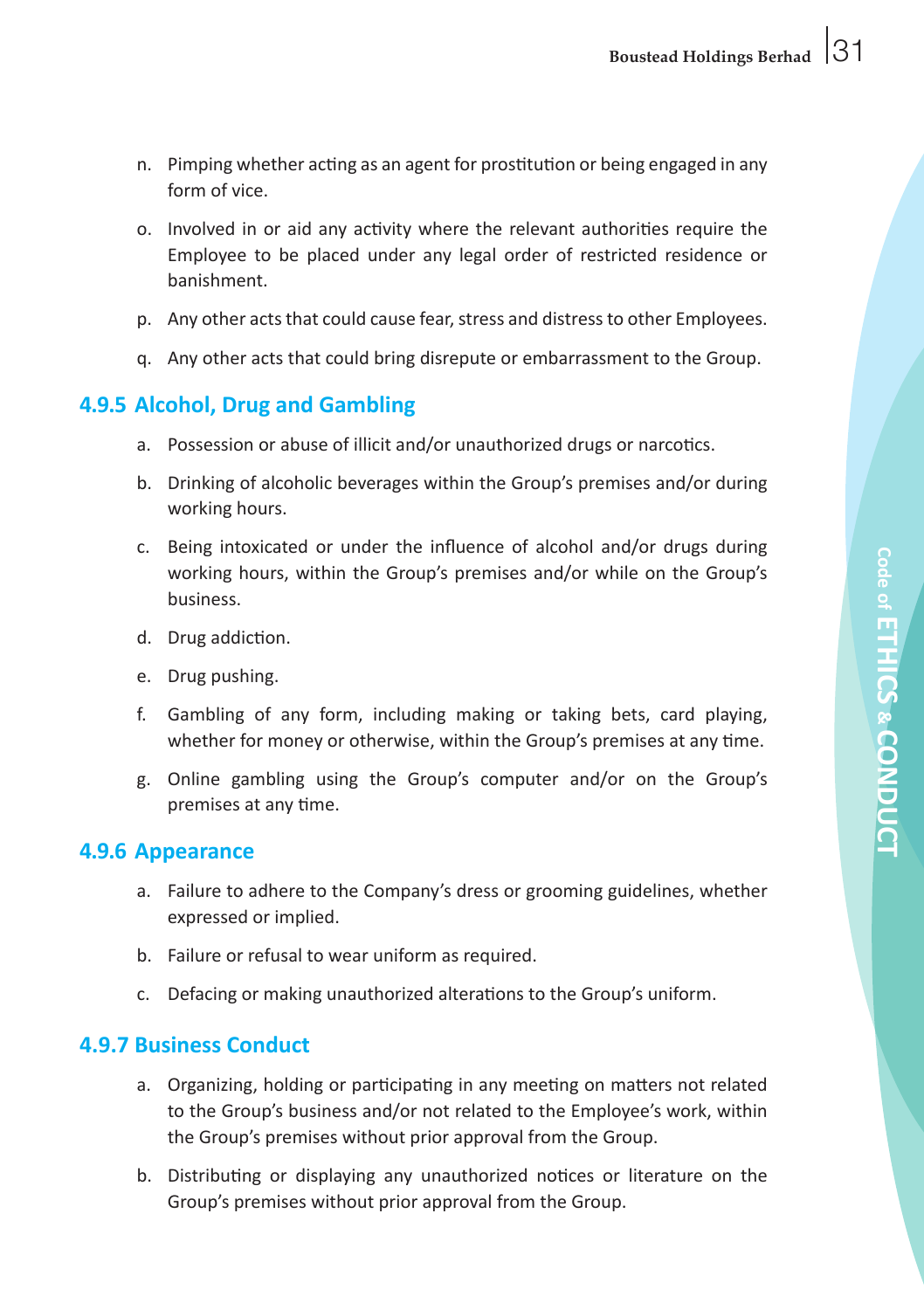n. Pimping whether acting as an agent for prostitution or being engaged in any form of vice.

o. Involved in or aid any activity where the relevant authorities require the Employee to be placed under any legal order of restricted residence or banishment.

p. Any other acts that could cause fear, stress and distress to other Employees.

q. Any other acts that could bring disrepute or embarrassment to the Group.

### 4.9.5 Alcohol, Drug and Gambling

a. Possession or abuse of illicit and/or unauthorized drugs or narcotics.

b. Drinking of alcoholic beverages within the Group's premises and/or during working hours.

c. Being intoxicated or under the influence of alcohol and/or drugs during working hours, within the Group's premises and/or while on the Group's business.

d. Drug addiction.

e. Drug pushing.

f. Gambling of any form, including making or taking bets, card playing, whether for money or otherwise, within the Group's premises at any time.

g. Online gambling using the Group's computer and/or on the Group's premises at any time.

### 4.9.6 Appearance

a. Failure to adhere to the Company's dress or grooming guidelines, whether expressed or implied.

b. Failure or refusal to wear uniform as required.

c. Defacing or making unauthorized alterations to the Group's uniform.

### 4.9.7 Business Conduct

a. Organizing, holding or participating in any meeting on matters not related to the Group's business and/or not related to the Employee's work, within the Group's premises without prior approval from the Group.

b. Distributing or displaying any unauthorized notices or literature on the Group's premises without prior approval from the Group.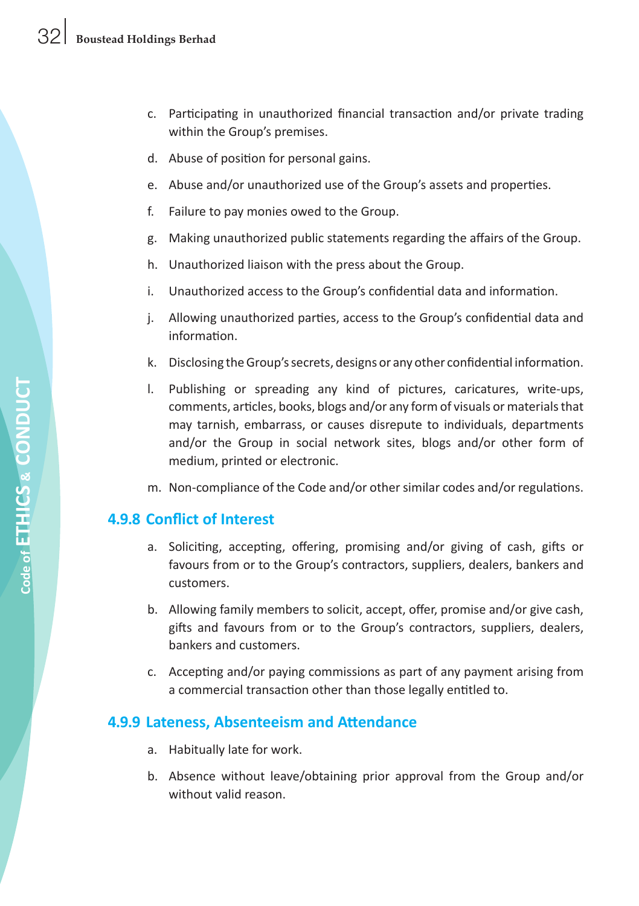c. Participating in unauthorized financial transaction and/or private trading within the Group's premises.

d. Abuse of position for personal gains.

e. Abuse and/or unauthorized use of the Group's assets and properties.

f. Failure to pay monies owed to the Group.

g. Making unauthorized public statements regarding the affairs of the Group.

h. Unauthorized liaison with the press about the Group.

i. Unauthorized access to the Group's confidential data and information.

j. Allowing unauthorized parties, access to the Group's confidential data and information.

k. Disclosing the Group's secrets, designs or any other confidential information.

l. Publishing or spreading any kind of pictures, caricatures, write-ups, comments, articles, books, blogs and/or any form of visuals or materials that may tarnish, embarrass, or causes disrepute to individuals, departments and/or the Group in social network sites, blogs and/or other form of medium, printed or electronic.

m. Non-compliance of the Code and/or other similar codes and/or regulations.

### 4.9.8 Conflict of Interest

a. Soliciting, accepting, offering, promising and/or giving of cash, gifts or favours from or to the Group's contractors, suppliers, dealers, bankers and customers.

b. Allowing family members to solicit, accept, offer, promise and/or give cash, gifts and favours from or to the Group's contractors, suppliers, dealers, bankers and customers.

c. Accepting and/or paying commissions as part of any payment arising from a commercial transaction other than those legally entitled to.

### 4.9.9 Lateness, Absenteeism and Attendance

a. Habitually late for work.

b. Absence without leave/obtaining prior approval from the Group and/or without valid reason.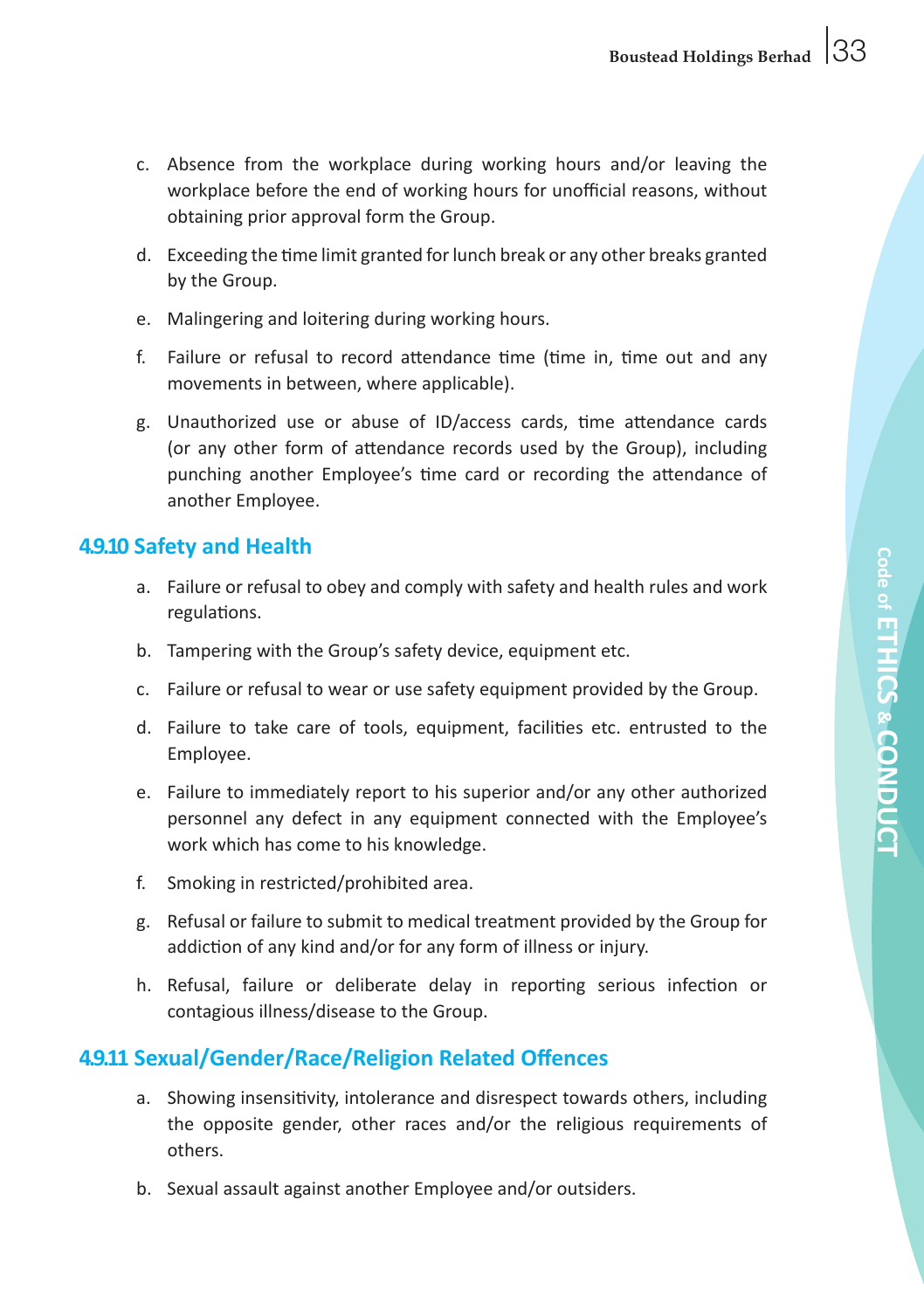c. Absence from the workplace during working hours and/or leaving the workplace before the end of working hours for unofficial reasons, without obtaining prior approval form the Group.

d. Exceeding the time limit granted for lunch break or any other breaks granted by the Group.

e. Malingering and loitering during working hours.

f. Failure or refusal to record attendance time (time in, time out and any movements in between, where applicable).

g. Unauthorized use or abuse of ID/access cards, time attendance cards (or any other form of attendance records used by the Group), including punching another Employee's time card or recording the attendance of another Employee.

### 4.9.10 Safety and Health

a. Failure or refusal to obey and comply with safety and health rules and work regulations.

b. Tampering with the Group's safety device, equipment etc.

c. Failure or refusal to wear or use safety equipment provided by the Group.

d. Failure to take care of tools, equipment, facilities etc. entrusted to the Employee.

e. Failure to immediately report to his superior and/or any other authorized personnel any defect in any equipment connected with the Employee's work which has come to his knowledge.

f. Smoking in restricted/prohibited area.

g. Refusal or failure to submit to medical treatment provided by the Group for addiction of any kind and/or for any form of illness or injury.

h. Refusal, failure or deliberate delay in reporting serious infection or contagious illness/disease to the Group.

### 4.9.11 Sexual/Gender/Race/Religion Related Offences

a. Showing insensitivity, intolerance and disrespect towards others, including the opposite gender, other races and/or the religious requirements of others.

b. Sexual assault against another Employee and/or outsiders.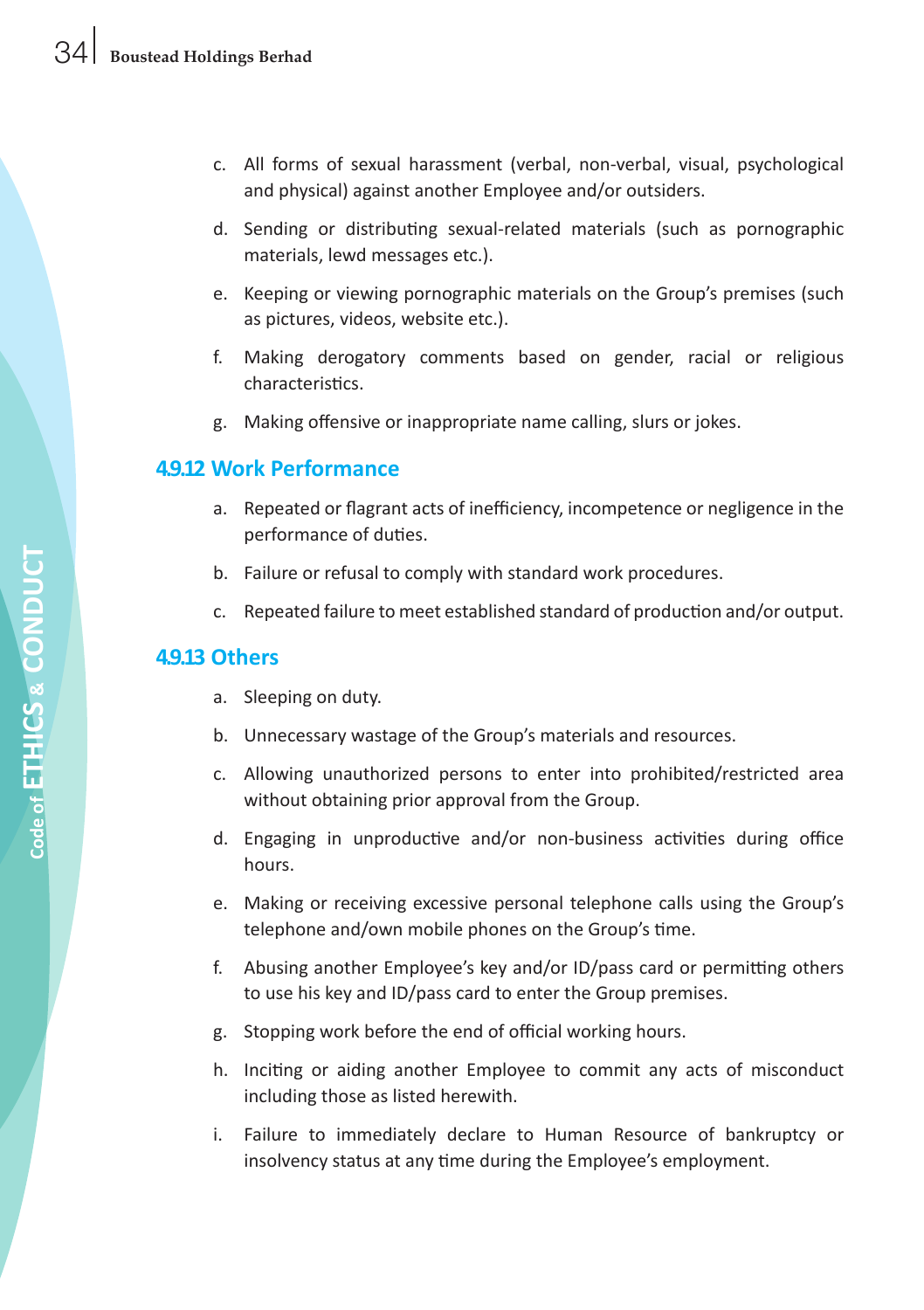c. All forms of sexual harassment (verbal, non-verbal, visual, psychological and physical) against another Employee and/or outsiders.

d. Sending or distributing sexual-related materials (such as pornographic materials, lewd messages etc.).

e. Keeping or viewing pornographic materials on the Group's premises (such as pictures, videos, website etc.).

f. Making derogatory comments based on gender, racial or religious characteristics.

g. Making offensive or inappropriate name calling, slurs or jokes.

### 4.9.12 Work Performance

a. Repeated or flagrant acts of inefficiency, incompetence or negligence in the performance of duties.

b. Failure or refusal to comply with standard work procedures.

c. Repeated failure to meet established standard of production and/or output.

### 4.9.13 Others

a. Sleeping on duty.

b. Unnecessary wastage of the Group's materials and resources.

c. Allowing unauthorized persons to enter into prohibited/restricted area without obtaining prior approval from the Group.

d. Engaging in unproductive and/or non-business activities during office hours.

e. Making or receiving excessive personal telephone calls using the Group's telephone and/own mobile phones on the Group's time.

f. Abusing another Employee's key and/or ID/pass card or permitting others to use his key and ID/pass card to enter the Group premises.

g. Stopping work before the end of official working hours.

h. Inciting or aiding another Employee to commit any acts of misconduct including those as listed herewith.

i. Failure to immediately declare to Human Resource of bankruptcy or insolvency status at any time during the Employee's employment.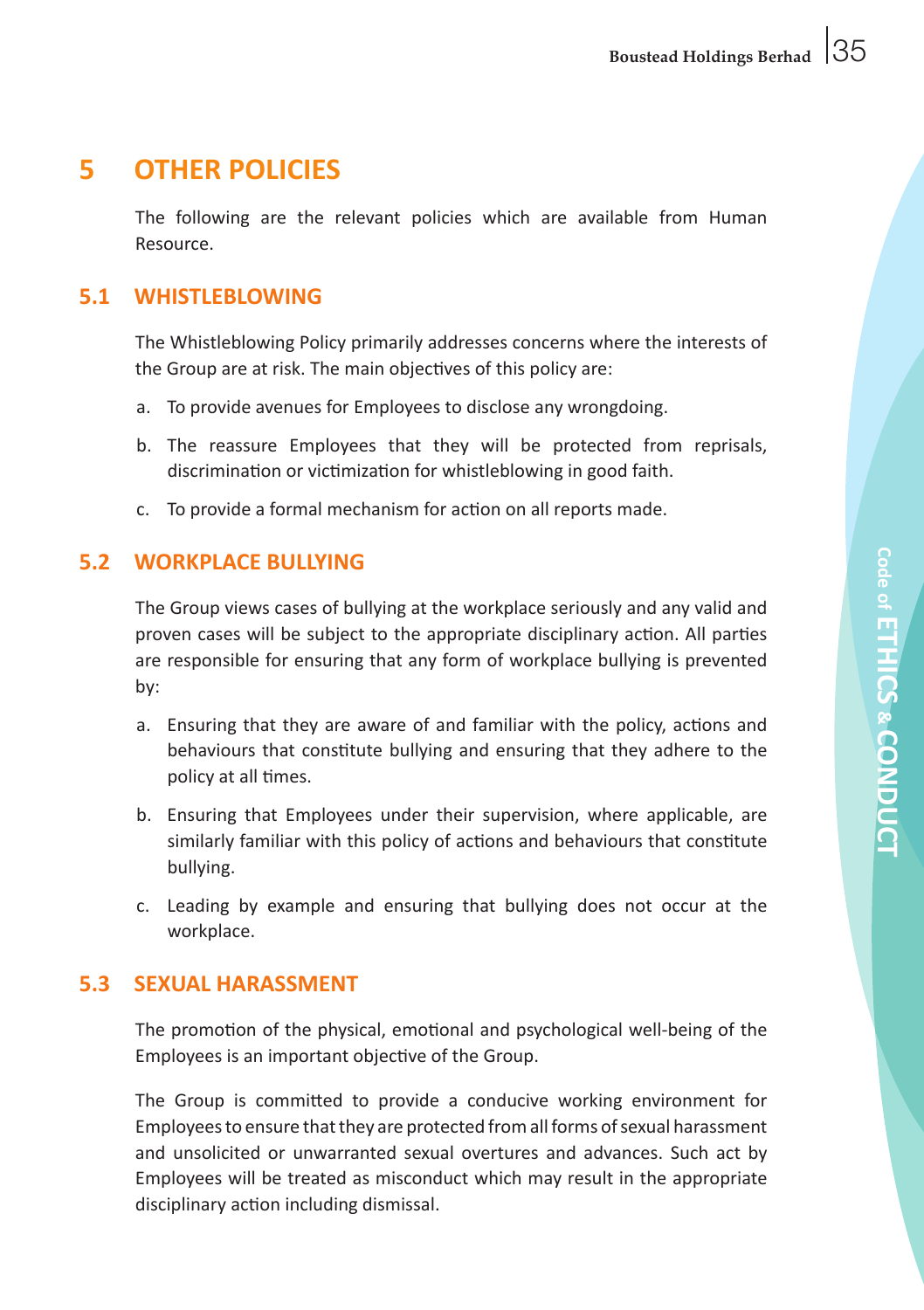# 5 OTHER POLICIES

The following are the relevant policies which are available from Human Resource.

## 5.1 WHISTLEBLOWING

The Whistleblowing Policy primarily addresses concerns where the interests of the Group are at risk. The main objectives of this policy are:

a. To provide avenues for Employees to disclose any wrongdoing.

b. The reassure Employees that they will be protected from reprisals, discrimination or victimization for whistleblowing in good faith.

c. To provide a formal mechanism for action on all reports made.

## 5.2 WORKPLACE BULLYING

The Group views cases of bullying at the workplace seriously and any valid and proven cases will be subject to the appropriate disciplinary action. All parties are responsible for ensuring that any form of workplace bullying is prevented by:

a. Ensuring that they are aware of and familiar with the policy, actions and behaviours that constitute bullying and ensuring that they adhere to the policy at all times.

b. Ensuring that Employees under their supervision, where applicable, are similarly familiar with this policy of actions and behaviours that constitute bullying.

c. Leading by example and ensuring that bullying does not occur at the workplace.

## 5.3 SEXUAL HARASSMENT

The promotion of the physical, emotional and psychological well-being of the Employees is an important objective of the Group.

The Group is committed to provide a conducive working environment for Employees to ensure that they are protected from all forms of sexual harassment and unsolicited or unwarranted sexual overtures and advances. Such act by Employees will be treated as misconduct which may result in the appropriate disciplinary action including dismissal.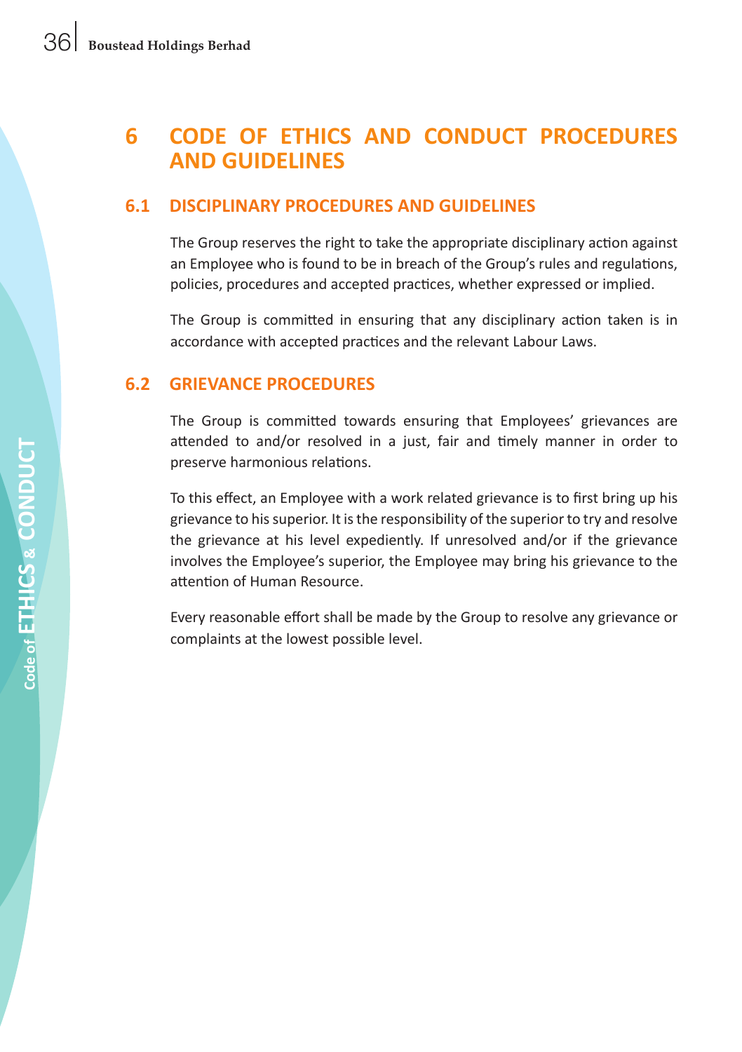# 6 CODE OF ETHICS AND CONDUCT PROCEDURES AND GUIDELINES

## 6.1 DISCIPLINARY PROCEDURES AND GUIDELINES

The Group reserves the right to take the appropriate disciplinary action against an Employee who is found to be in breach of the Group's rules and regulations, policies, procedures and accepted practices, whether expressed or implied.

The Group is committed in ensuring that any disciplinary action taken is in accordance with accepted practices and the relevant Labour Laws.

## 6.2 GRIEVANCE PROCEDURES

The Group is committed towards ensuring that Employees' grievances are attended to and/or resolved in a just, fair and timely manner in order to preserve harmonious relations.

To this effect, an Employee with a work related grievance is to first bring up his grievance to his superior. It is the responsibility of the superior to try and resolve the grievance at his level expediently. If unresolved and/or if the grievance involves the Employee's superior, the Employee may bring his grievance to the attention of Human Resource.

Every reasonable effort shall be made by the Group to resolve any grievance or complaints at the lowest possible level.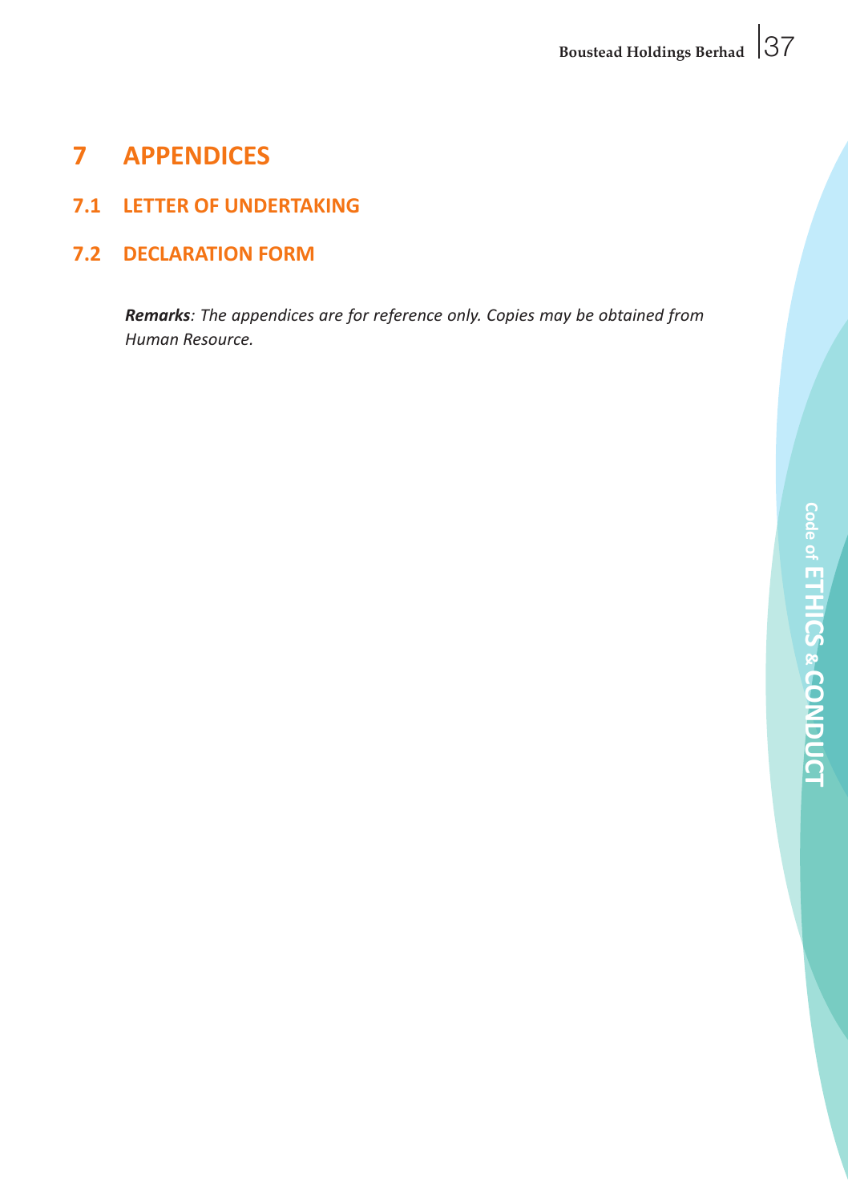# 7 APPENDICES

## 7.1 LETTER OF UNDERTAKING

## 7.2 DECLARATION FORM

***Remarks****: The appendices are for reference only. Copies may be obtained from Human Resource.*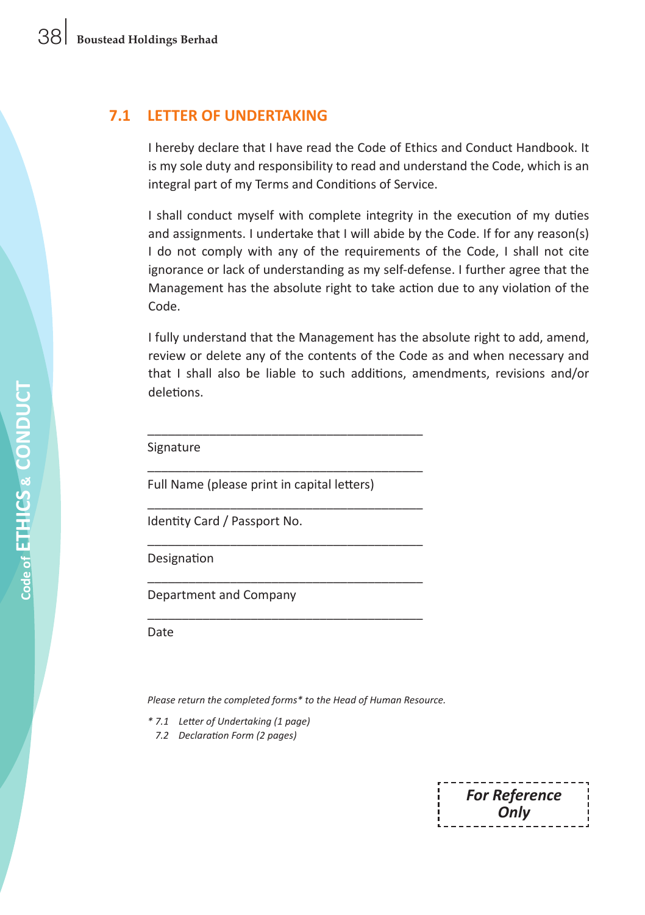## 7.1 LETTER OF UNDERTAKING

I hereby declare that I have read the Code of Ethics and Conduct Handbook. It is my sole duty and responsibility to read and understand the Code, which is an integral part of my Terms and Conditions of Service.

I shall conduct myself with complete integrity in the execution of my duties and assignments. I undertake that I will abide by the Code. If for any reason(s) I do not comply with any of the requirements of the Code, I shall not cite ignorance or lack of understanding as my self-defense. I further agree that the Management has the absolute right to take action due to any violation of the Code.

I fully understand that the Management has the absolute right to add, amend, review or delete any of the contents of the Code as and when necessary and that I shall also be liable to such additions, amendments, revisions and/or deletions.

\_\_\_\_\_\_\_\_\_\_\_\_\_\_\_\_\_\_\_\_\_\_\_\_\_\_\_\_\_\_\_\_\_\_\_\_\_\_\_\_

Signature

\_\_\_\_\_\_\_\_\_\_\_\_\_\_\_\_\_\_\_\_\_\_\_\_\_\_\_\_\_\_\_\_\_\_\_\_\_\_\_\_

Full Name (please print in capital letters)

\_\_\_\_\_\_\_\_\_\_\_\_\_\_\_\_\_\_\_\_\_\_\_\_\_\_\_\_\_\_\_\_\_\_\_\_\_\_\_\_

Identity Card / Passport No.

\_\_\_\_\_\_\_\_\_\_\_\_\_\_\_\_\_\_\_\_\_\_\_\_\_\_\_\_\_\_\_\_\_\_\_\_\_\_\_\_

Designation

\_\_\_\_\_\_\_\_\_\_\_\_\_\_\_\_\_\_\_\_\_\_\_\_\_\_\_\_\_\_\_\_\_\_\_\_\_\_\_\_

Department and Company

\_\_\_\_\_\_\_\_\_\_\_\_\_\_\_\_\_\_\_\_\_\_\_\_\_\_\_\_\_\_\_\_\_\_\_\_\_\_\_\_

Date

*Please return the completed forms\* to the Head of Human Resource.*

*\* 7.1 Letter of Undertaking (1 page)*
*7.2 Declaration Form (2 pages)*

***For Reference Only***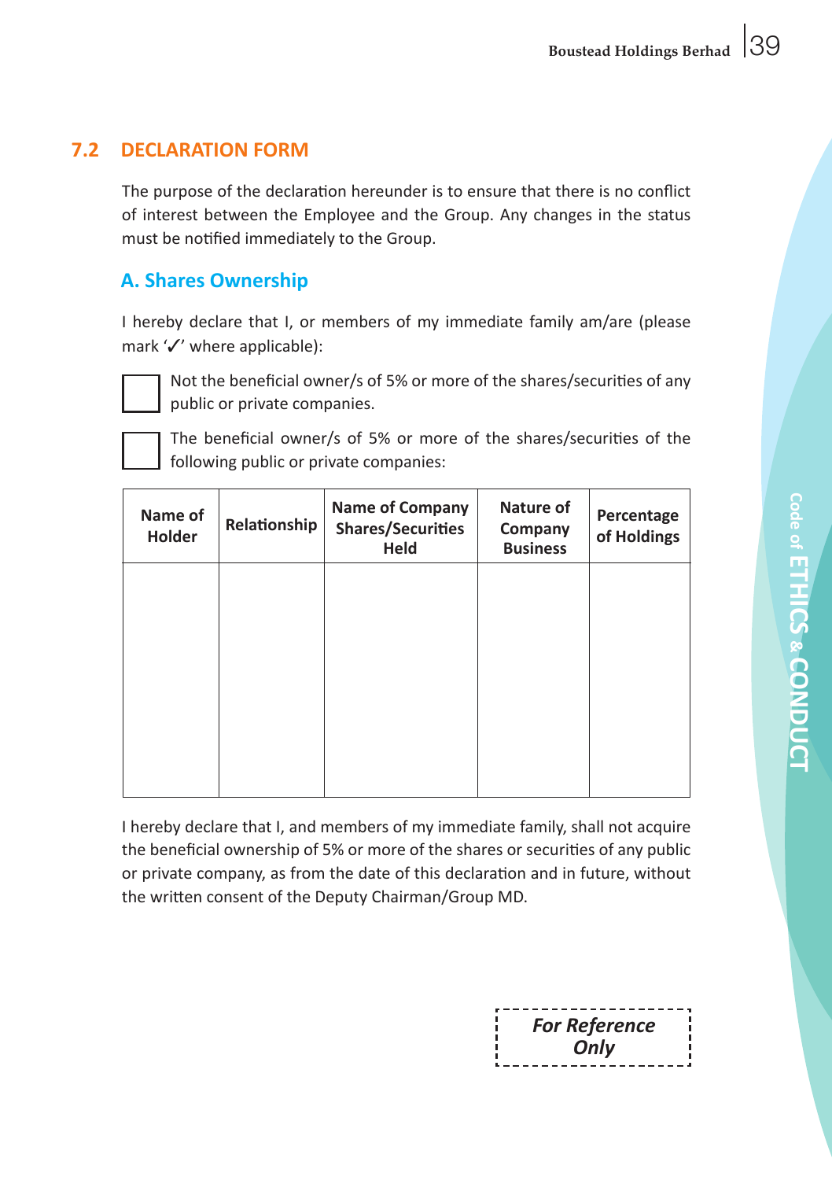## 7.2 DECLARATION FORM

The purpose of the declaration hereunder is to ensure that there is no conflict of interest between the Employee and the Group. Any changes in the status must be notified immediately to the Group.

### A. Shares Ownership

I hereby declare that I, or members of my immediate family am/are (please mark '✓' where applicable):

☐ Not the beneficial owner/s of 5% or more of the shares/securities of any public or private companies.

☐ The beneficial owner/s of 5% or more of the shares/securities of the following public or private companies:

| Name of Holder | Relationship | Name of Company Shares/Securities Held | Nature of Company Business | Percentage of Holdings |
|---|---|---|---|---|
| | | | | |

I hereby declare that I, and members of my immediate family, shall not acquire the beneficial ownership of 5% or more of the shares or securities of any public or private company, as from the date of this declaration and in future, without the written consent of the Deputy Chairman/Group MD.

***For Reference Only***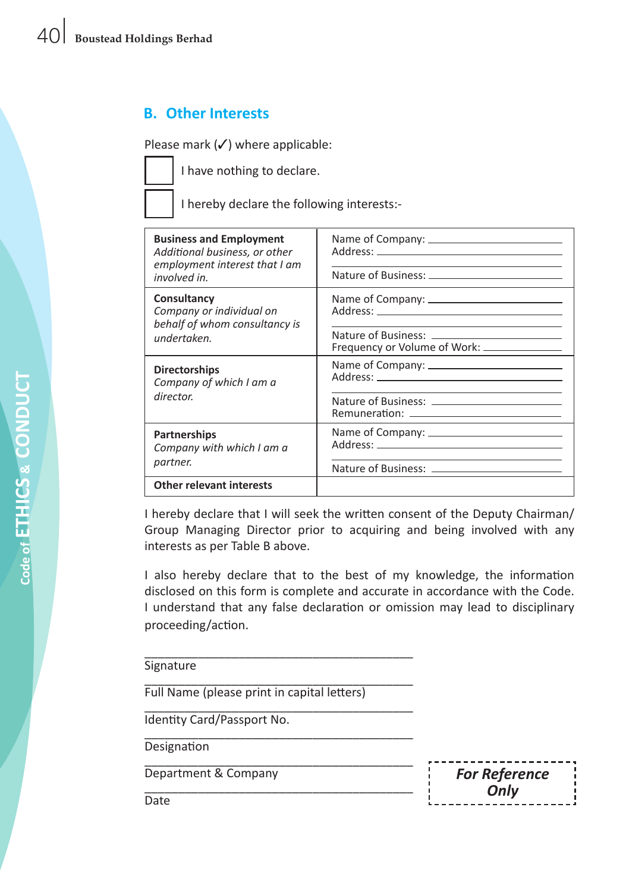## B. Other Interests

Please mark (✓) where applicable:

☐ I have nothing to declare.

☐ I hereby declare the following interests:-

| | |
|---|---|
| **Business and Employment** *Additional business, or other employment interest that I am involved in.* | Name of Company: \_\_\_\_\_\_\_\_\_\_ Address: \_\_\_\_\_\_\_\_\_\_ Nature of Business: \_\_\_\_\_\_\_\_\_\_ |
| **Consultancy** *Company or individual on behalf of whom consultancy is undertaken.* | Name of Company: \_\_\_\_\_\_\_\_\_\_ Address: \_\_\_\_\_\_\_\_\_\_ Nature of Business: \_\_\_\_\_\_\_\_\_\_ Frequency or Volume of Work: \_\_\_\_\_\_\_\_\_\_ |
| **Directorships** *Company of which I am a director.* | Name of Company: \_\_\_\_\_\_\_\_\_\_ Address: \_\_\_\_\_\_\_\_\_\_ Nature of Business: \_\_\_\_\_\_\_\_\_\_ Remuneration: \_\_\_\_\_\_\_\_\_\_ |
| **Partnerships** *Company with which I am a partner.* | Name of Company: \_\_\_\_\_\_\_\_\_\_ Address: \_\_\_\_\_\_\_\_\_\_ Nature of Business: \_\_\_\_\_\_\_\_\_\_ |
| **Other relevant interests** | |

I hereby declare that I will seek the written consent of the Deputy Chairman/ Group Managing Director prior to acquiring and being involved with any interests as per Table B above.

I also hereby declare that to the best of my knowledge, the information disclosed on this form is complete and accurate in accordance with the Code. I understand that any false declaration or omission may lead to disciplinary proceeding/action.

\_\_\_\_\_\_\_\_\_\_\_\_\_\_\_\_\_\_\_\_\_\_\_\_\_\_\_\_\_\_\_\_\_\_\_\_\_\_\_\_

Signature

\_\_\_\_\_\_\_\_\_\_\_\_\_\_\_\_\_\_\_\_\_\_\_\_\_\_\_\_\_\_\_\_\_\_\_\_\_\_\_\_

Full Name (please print in capital letters)

\_\_\_\_\_\_\_\_\_\_\_\_\_\_\_\_\_\_\_\_\_\_\_\_\_\_\_\_\_\_\_\_\_\_\_\_\_\_\_\_

Identity Card/Passport No.

\_\_\_\_\_\_\_\_\_\_\_\_\_\_\_\_\_\_\_\_\_\_\_\_\_\_\_\_\_\_\_\_\_\_\_\_\_\_\_\_

Designation

\_\_\_\_\_\_\_\_\_\_\_\_\_\_\_\_\_\_\_\_\_\_\_\_\_\_\_\_\_\_\_\_\_\_\_\_\_\_\_\_

Department & Company

\_\_\_\_\_\_\_\_\_\_\_\_\_\_\_\_\_\_\_\_\_\_\_\_\_\_\_\_\_\_\_\_\_\_\_\_\_\_\_\_

Date

***For Reference Only***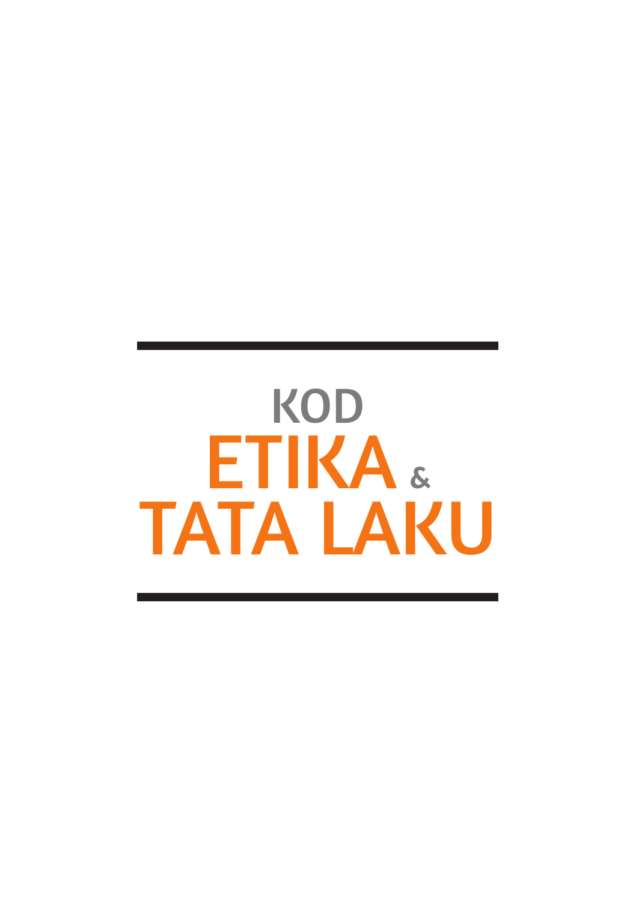# KOD ETIKA & TATA LAKU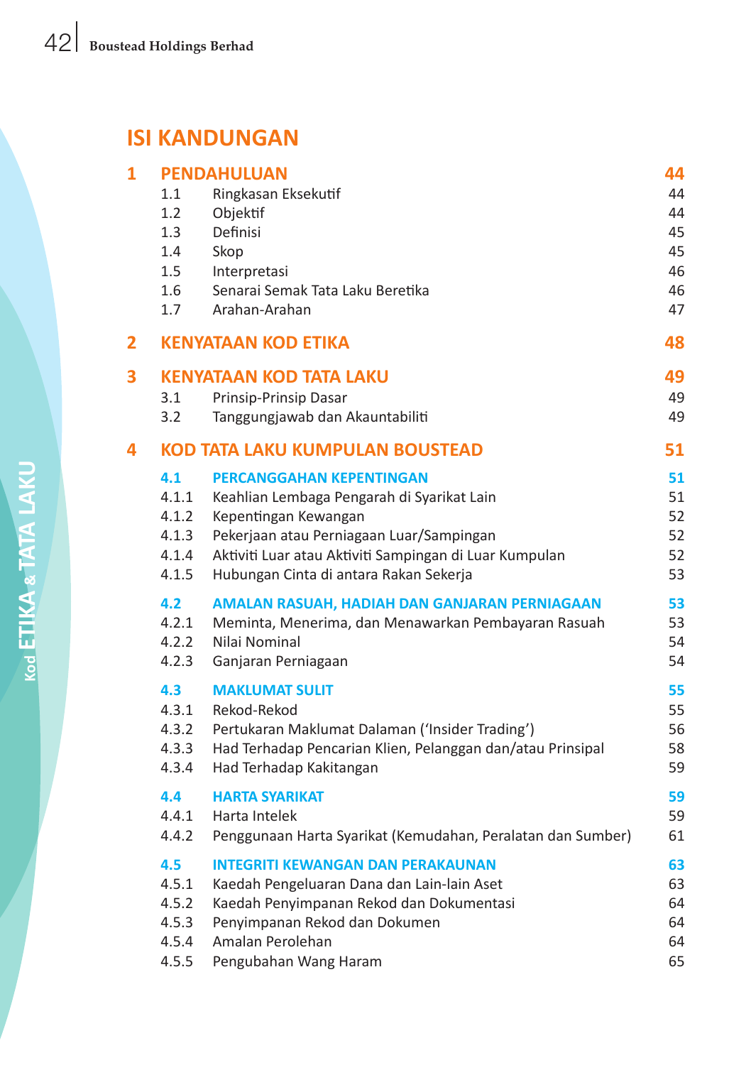# ISI KANDUNGAN

| | | |
|---|---|---|
| **1** | **PENDAHULUAN** | **44** |
| 1.1 | Ringkasan Eksekutif | 44 |
| 1.2 | Objektif | 44 |
| 1.3 | Definisi | 45 |
| 1.4 | Skop | 45 |
| 1.5 | Interpretasi | 46 |
| 1.6 | Senarai Semak Tata Laku Beretika | 46 |
| 1.7 | Arahan-Arahan | 47 |
| **2** | **KENYATAAN KOD ETIKA** | **48** |
| **3** | **KENYATAAN KOD TATA LAKU** | **49** |
| 3.1 | Prinsip-Prinsip Dasar | 49 |
| 3.2 | Tanggungjawab dan Akauntabiliti | 49 |
| **4** | **KOD TATA LAKU KUMPULAN BOUSTEAD** | **51** |
| **4.1** | **PERCANGGAHAN KEPENTINGAN** | **51** |
| 4.1.1 | Keahlian Lembaga Pengarah di Syarikat Lain | 51 |
| 4.1.2 | Kepentingan Kewangan | 52 |
| 4.1.3 | Pekerjaan atau Perniagaan Luar/Sampingan | 52 |
| 4.1.4 | Aktiviti Luar atau Aktiviti Sampingan di Luar Kumpulan | 52 |
| 4.1.5 | Hubungan Cinta di antara Rakan Sekerja | 53 |
| **4.2** | **AMALAN RASUAH, HADIAH DAN GANJARAN PERNIAGAAN** | **53** |
| 4.2.1 | Meminta, Menerima, dan Menawarkan Pembayaran Rasuah | 53 |
| 4.2.2 | Nilai Nominal | 54 |
| 4.2.3 | Ganjaran Perniagaan | 54 |
| **4.3** | **MAKLUMAT SULIT** | **55** |
| 4.3.1 | Rekod-Rekod | 55 |
| 4.3.2 | Pertukaran Maklumat Dalaman ('Insider Trading') | 56 |
| 4.3.3 | Had Terhadap Pencarian Klien, Pelanggan dan/atau Prinsipal | 58 |
| 4.3.4 | Had Terhadap Kakitangan | 59 |
| **4.4** | **HARTA SYARIKAT** | **59** |
| 4.4.1 | Harta Intelek | 59 |
| 4.4.2 | Penggunaan Harta Syarikat (Kemudahan, Peralatan dan Sumber) | 61 |
| **4.5** | **INTEGRITI KEWANGAN DAN PERAKAUNAN** | **63** |
| 4.5.1 | Kaedah Pengeluaran Dana dan Lain-lain Aset | 63 |
| 4.5.2 | Kaedah Penyimpanan Rekod dan Dokumentasi | 64 |
| 4.5.3 | Penyimpanan Rekod dan Dokumen | 64 |
| 4.5.4 | Amalan Perolehan | 64 |
| 4.5.5 | Pengubahan Wang Haram | 65 |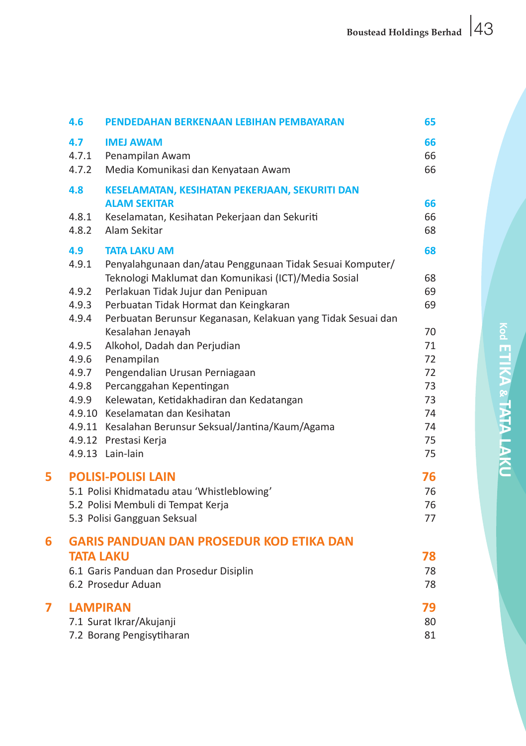| | | |
|---|---|---|
| **4.6** | **PENDEDAHAN BERKENAAN LEBIHAN PEMBAYARAN** | **65** |
| **4.7** | **IMEJ AWAM** | **66** |
| 4.7.1 | Penampilan Awam | 66 |
| 4.7.2 | Media Komunikasi dan Kenyataan Awam | 66 |
| **4.8** | **KESELAMATAN, KESIHATAN PEKERJAAN, SEKURITI DAN ALAM SEKITAR** | **66** |
| 4.8.1 | Keselamatan, Kesihatan Pekerjaan dan Sekuriti | 66 |
| 4.8.2 | Alam Sekitar | 68 |
| **4.9** | **TATA LAKU AM** | **68** |
| 4.9.1 | Penyalahgunaan dan/atau Penggunaan Tidak Sesuai Komputer/ Teknologi Maklumat dan Komunikasi (ICT)/Media Sosial | 68 |
| 4.9.2 | Perlakuan Tidak Jujur dan Penipuan | 69 |
| 4.9.3 | Perbuatan Tidak Hormat dan Keingkaran | 69 |
| 4.9.4 | Perbuatan Berunsur Keganasan, Kelakuan yang Tidak Sesuai dan Kesalahan Jenayah | 70 |
| 4.9.5 | Alkohol, Dadah dan Perjudian | 71 |
| 4.9.6 | Penampilan | 72 |
| 4.9.7 | Pengendalian Urusan Perniagaan | 72 |
| 4.9.8 | Percanggahan Kepentingan | 73 |
| 4.9.9 | Kelewatan, Ketidakhadiran dan Kedatangan | 73 |
| 4.9.10 | Keselamatan dan Kesihatan | 74 |
| 4.9.11 | Kesalahan Berunsur Seksual/Jantina/Kaum/Agama | 74 |
| 4.9.12 | Prestasi Kerja | 75 |
| 4.9.13 | Lain-lain | 75 |

| | | |
|---|---|---|
| **5** | **POLISI-POLISI LAIN** | **76** |
| | 5.1 Polisi Khidmatadu atau ‘Whistleblowing’ | 76 |
| | 5.2 Polisi Membuli di Tempat Kerja | 76 |
| | 5.3 Polisi Gangguan Seksual | 77 |
| **6** | **GARIS PANDUAN DAN PROSEDUR KOD ETIKA DAN TATA LAKU** | **78** |
| | 6.1 Garis Panduan dan Prosedur Disiplin | 78 |
| | 6.2 Prosedur Aduan | 78 |
| **7** | **LAMPIRAN** | **79** |
| | 7.1 Surat Ikrar/Akujanji | 80 |
| | 7.2 Borang Pengisytiharan | 81 |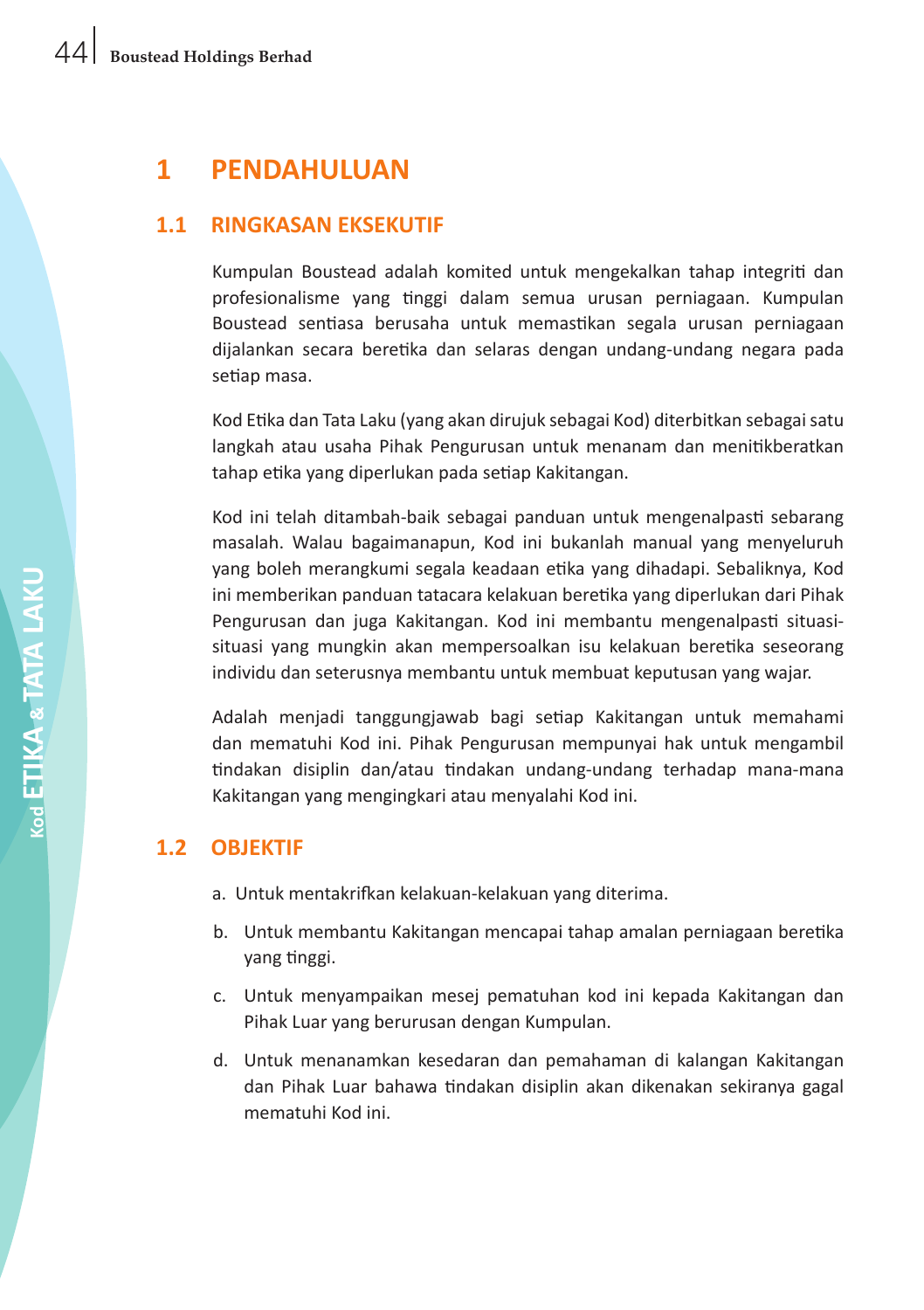# 1 PENDAHULUAN

## 1.1 RINGKASAN EKSEKUTIF

Kumpulan Boustead adalah komited untuk mengekalkan tahap integriti dan profesionalisme yang tinggi dalam semua urusan perniagaan. Kumpulan Boustead sentiasa berusaha untuk memastikan segala urusan perniagaan dijalankan secara beretika dan selaras dengan undang-undang negara pada setiap masa.

Kod Etika dan Tata Laku (yang akan dirujuk sebagai Kod) diterbitkan sebagai satu langkah atau usaha Pihak Pengurusan untuk menanam dan menitikberatkan tahap etika yang diperlukan pada setiap Kakitangan.

Kod ini telah ditambah-baik sebagai panduan untuk mengenalpasti sebarang masalah. Walau bagaimanapun, Kod ini bukanlah manual yang menyeluruh yang boleh merangkumi segala keadaan etika yang dihadapi. Sebaliknya, Kod ini memberikan panduan tatacara kelakuan beretika yang diperlukan dari Pihak Pengurusan dan juga Kakitangan. Kod ini membantu mengenalpasti situasi-situasi yang mungkin akan mempersoalkan isu kelakuan beretika seseorang individu dan seterusnya membantu untuk membuat keputusan yang wajar.

Adalah menjadi tanggungjawab bagi setiap Kakitangan untuk memahami dan mematuhi Kod ini. Pihak Pengurusan mempunyai hak untuk mengambil tindakan disiplin dan/atau tindakan undang-undang terhadap mana-mana Kakitangan yang mengingkari atau menyalahi Kod ini.

## 1.2 OBJEKTIF

a. Untuk mentakrifkan kelakuan-kelakuan yang diterima.

b. Untuk membantu Kakitangan mencapai tahap amalan perniagaan beretika yang tinggi.

c. Untuk menyampaikan mesej pematuhan kod ini kepada Kakitangan dan Pihak Luar yang berurusan dengan Kumpulan.

d. Untuk menanamkan kesedaran dan pemahaman di kalangan Kakitangan dan Pihak Luar bahawa tindakan disiplin akan dikenakan sekiranya gagal mematuhi Kod ini.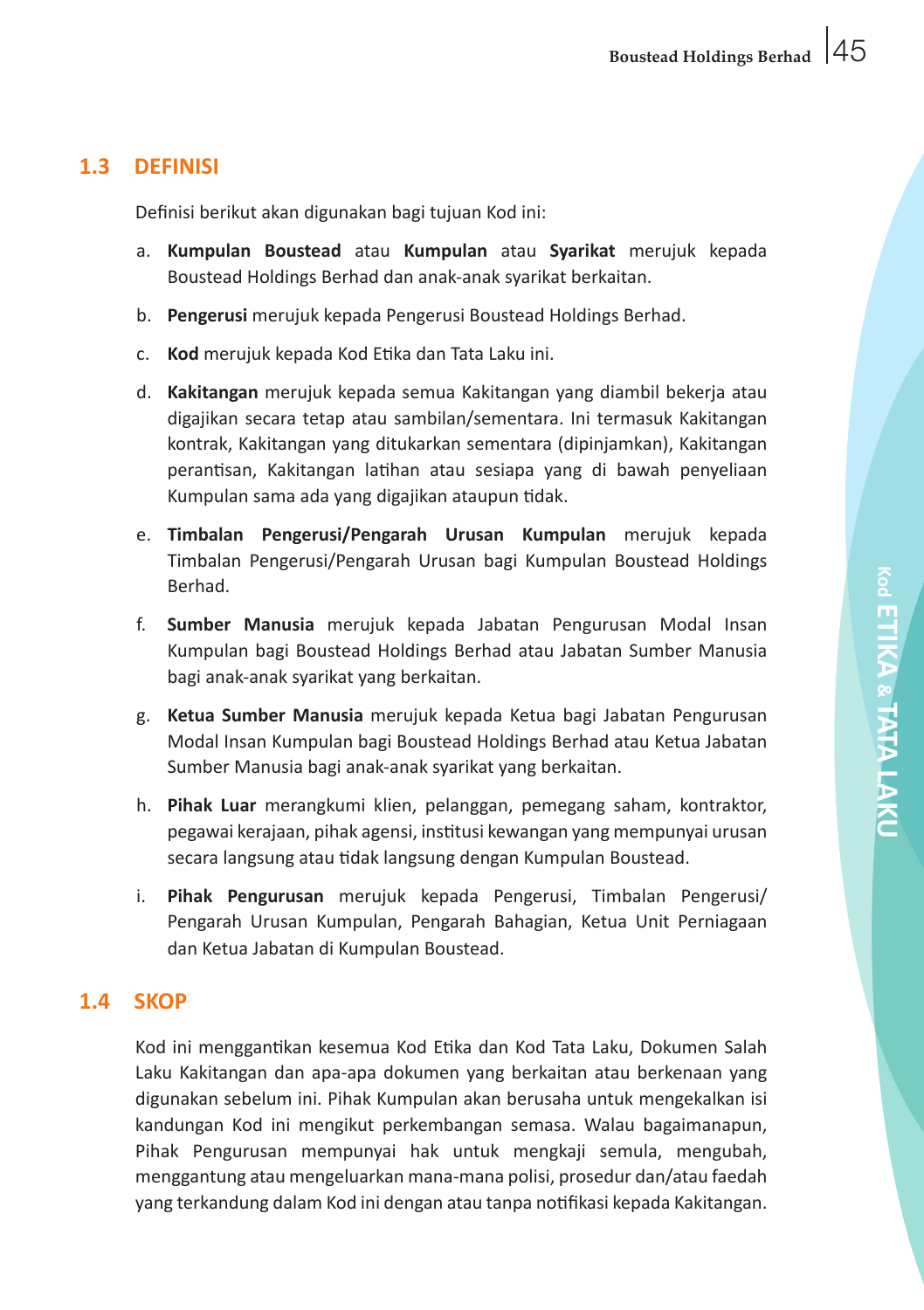## 1.3 DEFINISI

Definisi berikut akan digunakan bagi tujuan Kod ini:

a. **Kumpulan Boustead** atau **Kumpulan** atau **Syarikat** merujuk kepada Boustead Holdings Berhad dan anak-anak syarikat berkaitan.

b. **Pengerusi** merujuk kepada Pengerusi Boustead Holdings Berhad.

c. **Kod** merujuk kepada Kod Etika dan Tata Laku ini.

d. **Kakitangan** merujuk kepada semua Kakitangan yang diambil bekerja atau digajikan secara tetap atau sambilan/sementara. Ini termasuk Kakitangan kontrak, Kakitangan yang ditukarkan sementara (dipinjamkan), Kakitangan perantisan, Kakitangan latihan atau sesiapa yang di bawah penyeliaan Kumpulan sama ada yang digajikan ataupun tidak.

e. **Timbalan Pengerusi/Pengarah Urusan Kumpulan** merujuk kepada Timbalan Pengerusi/Pengarah Urusan bagi Kumpulan Boustead Holdings Berhad.

f. **Sumber Manusia** merujuk kepada Jabatan Pengurusan Modal Insan Kumpulan bagi Boustead Holdings Berhad atau Jabatan Sumber Manusia bagi anak-anak syarikat yang berkaitan.

g. **Ketua Sumber Manusia** merujuk kepada Ketua bagi Jabatan Pengurusan Modal Insan Kumpulan bagi Boustead Holdings Berhad atau Ketua Jabatan Sumber Manusia bagi anak-anak syarikat yang berkaitan.

h. **Pihak Luar** merangkumi klien, pelanggan, pemegang saham, kontraktor, pegawai kerajaan, pihak agensi, institusi kewangan yang mempunyai urusan secara langsung atau tidak langsung dengan Kumpulan Boustead.

i. **Pihak Pengurusan** merujuk kepada Pengerusi, Timbalan Pengerusi/ Pengarah Urusan Kumpulan, Pengarah Bahagian, Ketua Unit Perniagaan dan Ketua Jabatan di Kumpulan Boustead.

## 1.4 SKOP

Kod ini menggantikan kesemua Kod Etika dan Kod Tata Laku, Dokumen Salah Laku Kakitangan dan apa-apa dokumen yang berkaitan atau berkenaan yang digunakan sebelum ini. Pihak Kumpulan akan berusaha untuk mengekalkan isi kandungan Kod ini mengikut perkembangan semasa. Walau bagaimanapun, Pihak Pengurusan mempunyai hak untuk mengkaji semula, mengubah, menggantung atau mengeluarkan mana-mana polisi, prosedur dan/atau faedah yang terkandung dalam Kod ini dengan atau tanpa notifikasi kepada Kakitangan.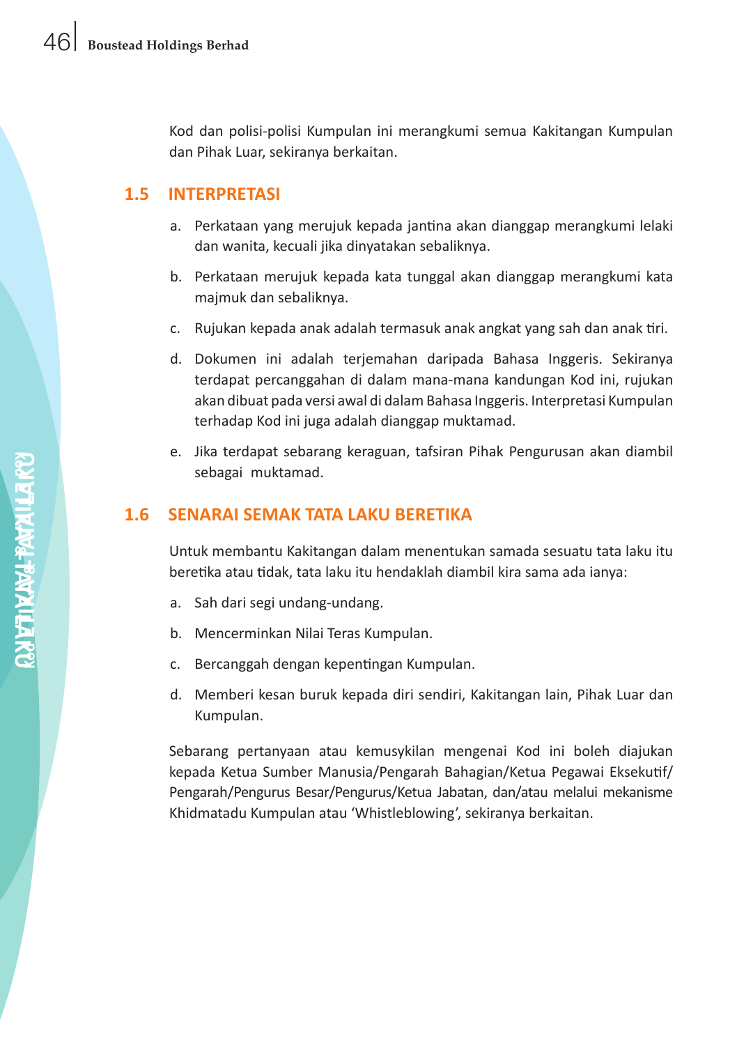Kod dan polisi-polisi Kumpulan ini merangkumi semua Kakitangan Kumpulan dan Pihak Luar, sekiranya berkaitan.

## 1.5 INTERPRETASI

a. Perkataan yang merujuk kepada jantina akan dianggap merangkumi lelaki dan wanita, kecuali jika dinyatakan sebaliknya.

b. Perkataan merujuk kepada kata tunggal akan dianggap merangkumi kata majmuk dan sebaliknya.

c. Rujukan kepada anak adalah termasuk anak angkat yang sah dan anak tiri.

d. Dokumen ini adalah terjemahan daripada Bahasa Inggeris. Sekiranya terdapat percanggahan di dalam mana-mana kandungan Kod ini, rujukan akan dibuat pada versi awal di dalam Bahasa Inggeris. Interpretasi Kumpulan terhadap Kod ini juga adalah dianggap muktamad.

e. Jika terdapat sebarang keraguan, tafsiran Pihak Pengurusan akan diambil sebagai muktamad.

## 1.6 SENARAI SEMAK TATA LAKU BERETIKA

Untuk membantu Kakitangan dalam menentukan samada sesuatu tata laku itu beretika atau tidak, tata laku itu hendaklah diambil kira sama ada ianya:

a. Sah dari segi undang-undang.

b. Mencerminkan Nilai Teras Kumpulan.

c. Bercanggah dengan kepentingan Kumpulan.

d. Memberi kesan buruk kepada diri sendiri, Kakitangan lain, Pihak Luar dan Kumpulan.

Sebarang pertanyaan atau kemusykilan mengenai Kod ini boleh diajukan kepada Ketua Sumber Manusia/Pengarah Bahagian/Ketua Pegawai Eksekutif/Pengarah/Pengurus Besar/Pengurus/Ketua Jabatan, dan/atau melalui mekanisme Khidmatadu Kumpulan atau 'Whistleblowing', sekiranya berkaitan.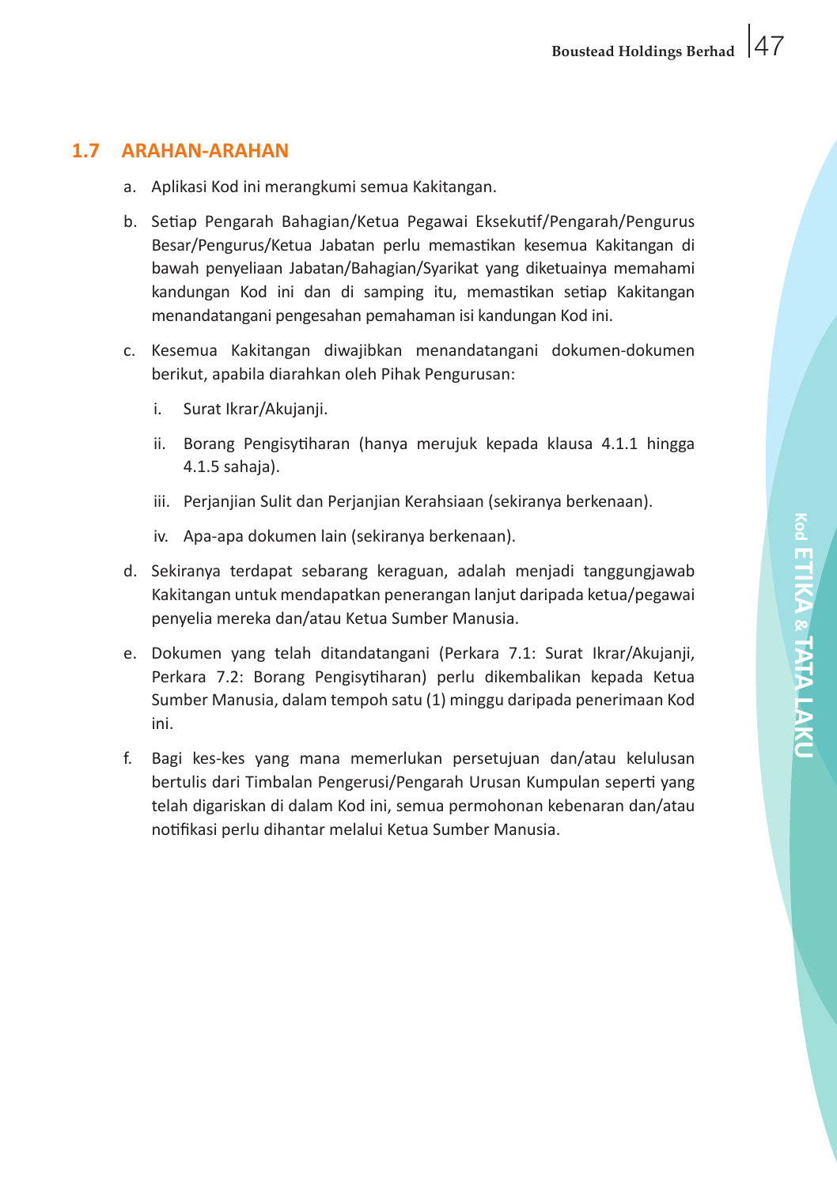## 1.7 ARAHAN-ARAHAN

a. Aplikasi Kod ini merangkumi semua Kakitangan.

b. Setiap Pengarah Bahagian/Ketua Pegawai Eksekutif/Pengarah/Pengurus Besar/Pengurus/Ketua Jabatan perlu memastikan kesemua Kakitangan di bawah penyeliaan Jabatan/Bahagian/Syarikat yang diketuainya memahami kandungan Kod ini dan di samping itu, memastikan setiap Kakitangan menandatangani pengesahan pemahaman isi kandungan Kod ini.

c. Kesemua Kakitangan diwajibkan menandatangani dokumen-dokumen berikut, apabila diarahkan oleh Pihak Pengurusan:

   i. Surat Ikrar/Akujanji.

   ii. Borang Pengisytiharan (hanya merujuk kepada klausa 4.1.1 hingga 4.1.5 sahaja).

   iii. Perjanjian Sulit dan Perjanjian Kerahsiaan (sekiranya berkenaan).

   iv. Apa-apa dokumen lain (sekiranya berkenaan).

d. Sekiranya terdapat sebarang keraguan, adalah menjadi tanggungjawab Kakitangan untuk mendapatkan penerangan lanjut daripada ketua/pegawai penyelia mereka dan/atau Ketua Sumber Manusia.

e. Dokumen yang telah ditandatangani (Perkara 7.1: Surat Ikrar/Akujanji, Perkara 7.2: Borang Pengisytiharan) perlu dikembalikan kepada Ketua Sumber Manusia, dalam tempoh satu (1) minggu daripada penerimaan Kod ini.

f. Bagi kes-kes yang mana memerlukan persetujuan dan/atau kelulusan bertulis dari Timbalan Pengerusi/Pengarah Urusan Kumpulan seperti yang telah digariskan di dalam Kod ini, semua permohonan kebenaran dan/atau notifikasi perlu dihantar melalui Ketua Sumber Manusia.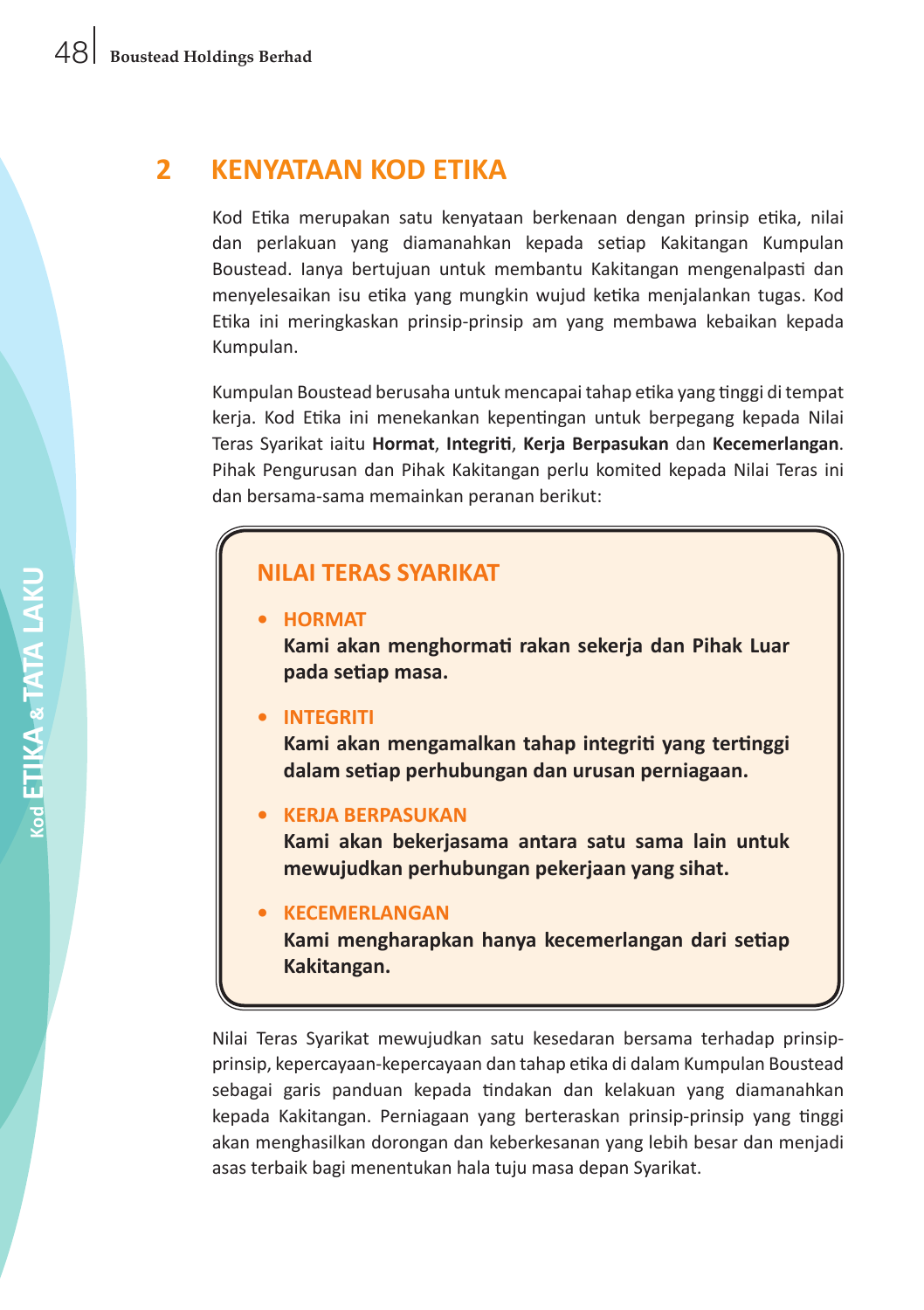## 2 KENYATAAN KOD ETIKA

Kod Etika merupakan satu kenyataan berkenaan dengan prinsip etika, nilai dan perlakuan yang diamanahkan kepada setiap Kakitangan Kumpulan Boustead. Ianya bertujuan untuk membantu Kakitangan mengenalpasti dan menyelesaikan isu etika yang mungkin wujud ketika menjalankan tugas. Kod Etika ini meringkaskan prinsip-prinsip am yang membawa kebaikan kepada Kumpulan.

Kumpulan Boustead berusaha untuk mencapai tahap etika yang tinggi di tempat kerja. Kod Etika ini menekankan kepentingan untuk berpegang kepada Nilai Teras Syarikat iaitu **Hormat**, **Integriti**, **Kerja Berpasukan** dan **Kecemerlangan**. Pihak Pengurusan dan Pihak Kakitangan perlu komited kepada Nilai Teras ini dan bersama-sama memainkan peranan berikut:

### NILAI TERAS SYARIKAT

- **HORMAT**
  **Kami akan menghormati rakan sekerja dan Pihak Luar pada setiap masa.**

- **INTEGRITI**
  **Kami akan mengamalkan tahap integriti yang tertinggi dalam setiap perhubungan dan urusan perniagaan.**

- **KERJA BERPASUKAN**
  **Kami akan bekerjasama antara satu sama lain untuk mewujudkan perhubungan pekerjaan yang sihat.**

- **KECEMERLANGAN**
  **Kami mengharapkan hanya kecemerlangan dari setiap Kakitangan.**

Nilai Teras Syarikat mewujudkan satu kesedaran bersama terhadap prinsip-prinsip, kepercayaan-kepercayaan dan tahap etika di dalam Kumpulan Boustead sebagai garis panduan kepada tindakan dan kelakuan yang diamanahkan kepada Kakitangan. Perniagaan yang berteraskan prinsip-prinsip yang tinggi akan menghasilkan dorongan dan keberkesanan yang lebih besar dan menjadi asas terbaik bagi menentukan hala tuju masa depan Syarikat.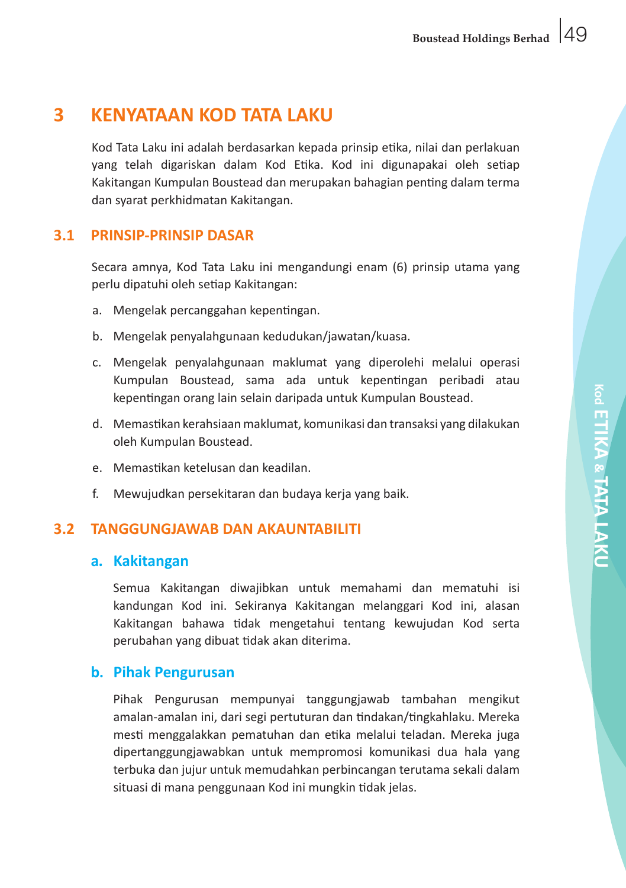# 3 KENYATAAN KOD TATA LAKU

Kod Tata Laku ini adalah berdasarkan kepada prinsip etika, nilai dan perlakuan yang telah digariskan dalam Kod Etika. Kod ini digunapakai oleh setiap Kakitangan Kumpulan Boustead dan merupakan bahagian penting dalam terma dan syarat perkhidmatan Kakitangan.

## 3.1 PRINSIP-PRINSIP DASAR

Secara amnya, Kod Tata Laku ini mengandungi enam (6) prinsip utama yang perlu dipatuhi oleh setiap Kakitangan:

a. Mengelak percanggahan kepentingan.

b. Mengelak penyalahgunaan kedudukan/jawatan/kuasa.

c. Mengelak penyalahgunaan maklumat yang diperolehi melalui operasi Kumpulan Boustead, sama ada untuk kepentingan peribadi atau kepentingan orang lain selain daripada untuk Kumpulan Boustead.

d. Memastikan kerahsiaan maklumat, komunikasi dan transaksi yang dilakukan oleh Kumpulan Boustead.

e. Memastikan ketelusan dan keadilan.

f. Mewujudkan persekitaran dan budaya kerja yang baik.

## 3.2 TANGGUNGJAWAB DAN AKAUNTABILITI

### a. Kakitangan

Semua Kakitangan diwajibkan untuk memahami dan mematuhi isi kandungan Kod ini. Sekiranya Kakitangan melanggari Kod ini, alasan Kakitangan bahawa tidak mengetahui tentang kewujudan Kod serta perubahan yang dibuat tidak akan diterima.

### b. Pihak Pengurusan

Pihak Pengurusan mempunyai tanggungjawab tambahan mengikut amalan-amalan ini, dari segi pertuturan dan tindakan/tingkahlaku. Mereka mesti menggalakkan pematuhan dan etika melalui teladan. Mereka juga dipertanggungjawabkan untuk mempromosi komunikasi dua hala yang terbuka dan jujur untuk memudahkan perbincangan terutama sekali dalam situasi di mana penggunaan Kod ini mungkin tidak jelas.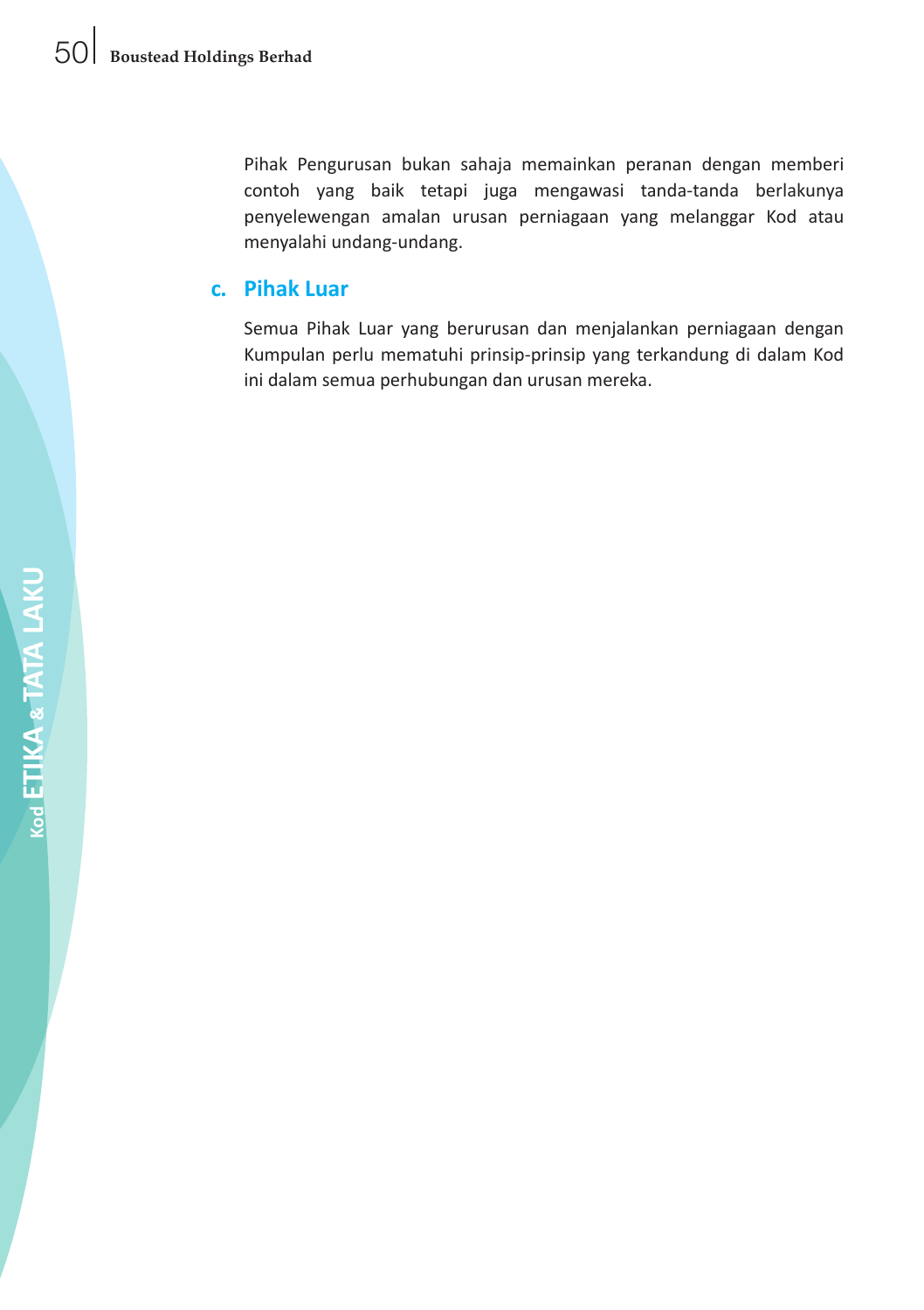Pihak Pengurusan bukan sahaja memainkan peranan dengan memberi contoh yang baik tetapi juga mengawasi tanda-tanda berlakunya penyelewengan amalan urusan perniagaan yang melanggar Kod atau menyalahi undang-undang.

### c. Pihak Luar

Semua Pihak Luar yang berurusan dan menjalankan perniagaan dengan Kumpulan perlu mematuhi prinsip-prinsip yang terkandung di dalam Kod ini dalam semua perhubungan dan urusan mereka.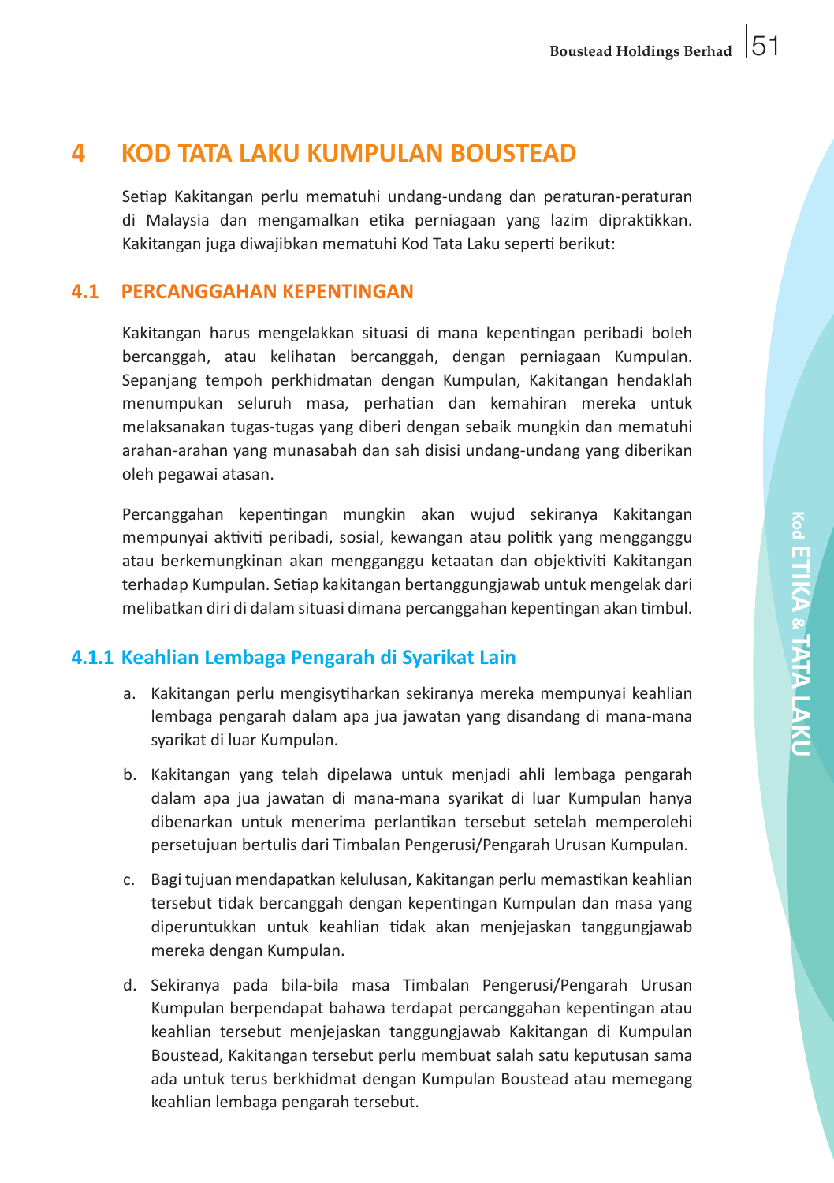# 4 KOD TATA LAKU KUMPULAN BOUSTEAD

Setiap Kakitangan perlu mematuhi undang-undang dan peraturan-peraturan di Malaysia dan mengamalkan etika perniagaan yang lazim dipraktikkan. Kakitangan juga diwajibkan mematuhi Kod Tata Laku seperti berikut:

## 4.1 PERCANGGAHAN KEPENTINGAN

Kakitangan harus mengelakkan situasi di mana kepentingan peribadi boleh bercanggah, atau kelihatan bercanggah, dengan perniagaan Kumpulan. Sepanjang tempoh perkhidmatan dengan Kumpulan, Kakitangan hendaklah menumpukan seluruh masa, perhatian dan kemahiran mereka untuk melaksanakan tugas-tugas yang diberi dengan sebaik mungkin dan mematuhi arahan-arahan yang munasabah dan sah disisi undang-undang yang diberikan oleh pegawai atasan.

Percanggahan kepentingan mungkin akan wujud sekiranya Kakitangan mempunyai aktiviti peribadi, sosial, kewangan atau politik yang mengganggu atau berkemungkinan akan mengganggu ketaatan dan objektiviti Kakitangan terhadap Kumpulan. Setiap kakitangan bertanggungjawab untuk mengelak dari melibatkan diri di dalam situasi dimana percanggahan kepentingan akan timbul.

### 4.1.1 Keahlian Lembaga Pengarah di Syarikat Lain

a. Kakitangan perlu mengisytiharkan sekiranya mereka mempunyai keahlian lembaga pengarah dalam apa jua jawatan yang disandang di mana-mana syarikat di luar Kumpulan.

b. Kakitangan yang telah dipelawa untuk menjadi ahli lembaga pengarah dalam apa jua jawatan di mana-mana syarikat di luar Kumpulan hanya dibenarkan untuk menerima perlantikan tersebut setelah memperolehi persetujuan bertulis dari Timbalan Pengerusi/Pengarah Urusan Kumpulan.

c. Bagi tujuan mendapatkan kelulusan, Kakitangan perlu memastikan keahlian tersebut tidak bercanggah dengan kepentingan Kumpulan dan masa yang diperuntukkan untuk keahlian tidak akan menjejaskan tanggungjawab mereka dengan Kumpulan.

d. Sekiranya pada bila-bila masa Timbalan Pengerusi/Pengarah Urusan Kumpulan berpendapat bahawa terdapat percanggahan kepentingan atau keahlian tersebut menjejaskan tanggungjawab Kakitangan di Kumpulan Boustead, Kakitangan tersebut perlu membuat salah satu keputusan sama ada untuk terus berkhidmat dengan Kumpulan Boustead atau memegang keahlian lembaga pengarah tersebut.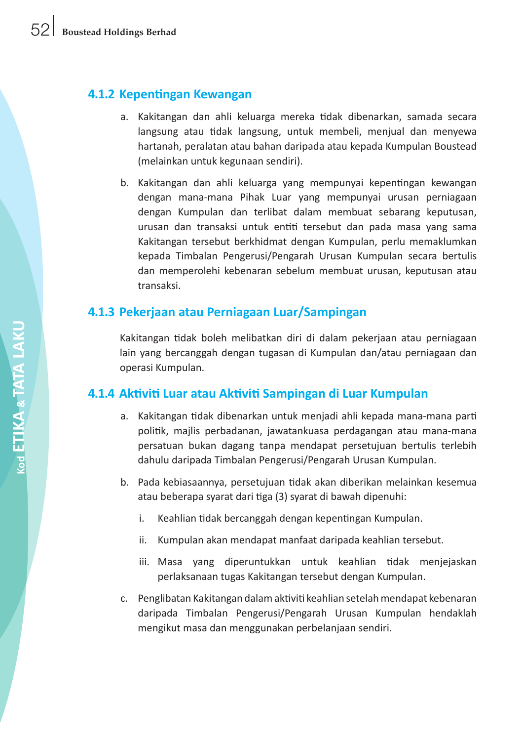### 4.1.2 Kepentingan Kewangan

a. Kakitangan dan ahli keluarga mereka tidak dibenarkan, samada secara langsung atau tidak langsung, untuk membeli, menjual dan menyewa hartanah, peralatan atau bahan daripada atau kepada Kumpulan Boustead (melainkan untuk kegunaan sendiri).

b. Kakitangan dan ahli keluarga yang mempunyai kepentingan kewangan dengan mana-mana Pihak Luar yang mempunyai urusan perniagaan dengan Kumpulan dan terlibat dalam membuat sebarang keputusan, urusan dan transaksi untuk entiti tersebut dan pada masa yang sama Kakitangan tersebut berkhidmat dengan Kumpulan, perlu memaklumkan kepada Timbalan Pengerusi/Pengarah Urusan Kumpulan secara bertulis dan memperolehi kebenaran sebelum membuat urusan, keputusan atau transaksi.

### 4.1.3 Pekerjaan atau Perniagaan Luar/Sampingan

Kakitangan tidak boleh melibatkan diri di dalam pekerjaan atau perniagaan lain yang bercanggah dengan tugasan di Kumpulan dan/atau perniagaan dan operasi Kumpulan.

### 4.1.4 Aktiviti Luar atau Aktiviti Sampingan di Luar Kumpulan

a. Kakitangan tidak dibenarkan untuk menjadi ahli kepada mana-mana parti politik, majlis perbadanan, jawatankuasa perdagangan atau mana-mana persatuan bukan dagang tanpa mendapat persetujuan bertulis terlebih dahulu daripada Timbalan Pengerusi/Pengarah Urusan Kumpulan.

b. Pada kebiasaannya, persetujuan tidak akan diberikan melainkan kesemua atau beberapa syarat dari tiga (3) syarat di bawah dipenuhi:

   i. Keahlian tidak bercanggah dengan kepentingan Kumpulan.

   ii. Kumpulan akan mendapat manfaat daripada keahlian tersebut.

   iii. Masa yang diperuntukkan untuk keahlian tidak menjejaskan perlaksanaan tugas Kakitangan tersebut dengan Kumpulan.

c. Penglibatan Kakitangan dalam aktiviti keahlian setelah mendapat kebenaran daripada Timbalan Pengerusi/Pengarah Urusan Kumpulan hendaklah mengikut masa dan menggunakan perbelanjaan sendiri.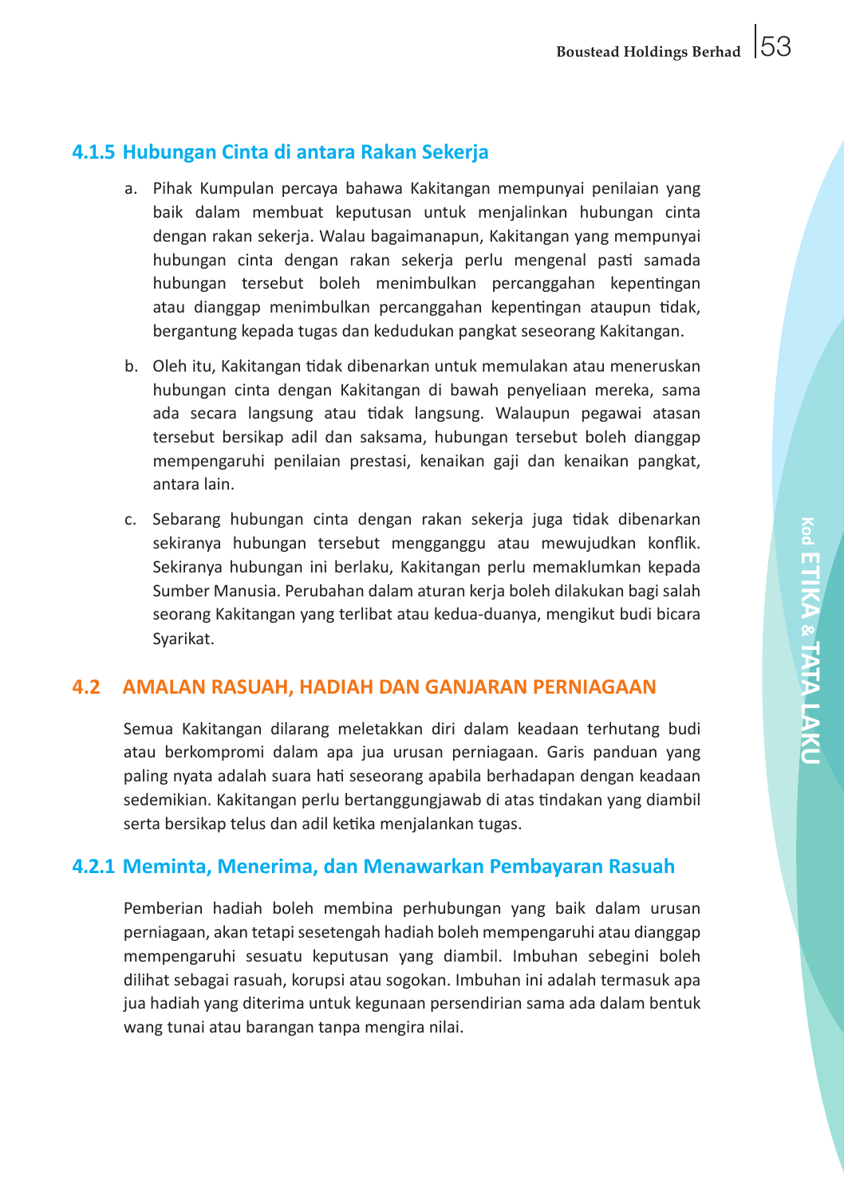### 4.1.5 Hubungan Cinta di antara Rakan Sekerja

a. Pihak Kumpulan percaya bahawa Kakitangan mempunyai penilaian yang baik dalam membuat keputusan untuk menjalinkan hubungan cinta dengan rakan sekerja. Walau bagaimanapun, Kakitangan yang mempunyai hubungan cinta dengan rakan sekerja perlu mengenal pasti samada hubungan tersebut boleh menimbulkan percanggahan kepentingan atau dianggap menimbulkan percanggahan kepentingan ataupun tidak, bergantung kepada tugas dan kedudukan pangkat seseorang Kakitangan.

b. Oleh itu, Kakitangan tidak dibenarkan untuk memulakan atau meneruskan hubungan cinta dengan Kakitangan di bawah penyeliaan mereka, sama ada secara langsung atau tidak langsung. Walaupun pegawai atasan tersebut bersikap adil dan saksama, hubungan tersebut boleh dianggap mempengaruhi penilaian prestasi, kenaikan gaji dan kenaikan pangkat, antara lain.

c. Sebarang hubungan cinta dengan rakan sekerja juga tidak dibenarkan sekiranya hubungan tersebut mengganggu atau mewujudkan konflik. Sekiranya hubungan ini berlaku, Kakitangan perlu memaklumkan kepada Sumber Manusia. Perubahan dalam aturan kerja boleh dilakukan bagi salah seorang Kakitangan yang terlibat atau kedua-duanya, mengikut budi bicara Syarikat.

## 4.2 AMALAN RASUAH, HADIAH DAN GANJARAN PERNIAGAAN

Semua Kakitangan dilarang meletakkan diri dalam keadaan terhutang budi atau berkompromi dalam apa jua urusan perniagaan. Garis panduan yang paling nyata adalah suara hati seseorang apabila berhadapan dengan keadaan sedemikian. Kakitangan perlu bertanggungjawab di atas tindakan yang diambil serta bersikap telus dan adil ketika menjalankan tugas.

### 4.2.1 Meminta, Menerima, dan Menawarkan Pembayaran Rasuah

Pemberian hadiah boleh membina perhubungan yang baik dalam urusan perniagaan, akan tetapi sesetengah hadiah boleh mempengaruhi atau dianggap mempengaruhi sesuatu keputusan yang diambil. Imbuhan sebegini boleh dilihat sebagai rasuah, korupsi atau sogokan. Imbuhan ini adalah termasuk apa jua hadiah yang diterima untuk kegunaan persendirian sama ada dalam bentuk wang tunai atau barangan tanpa mengira nilai.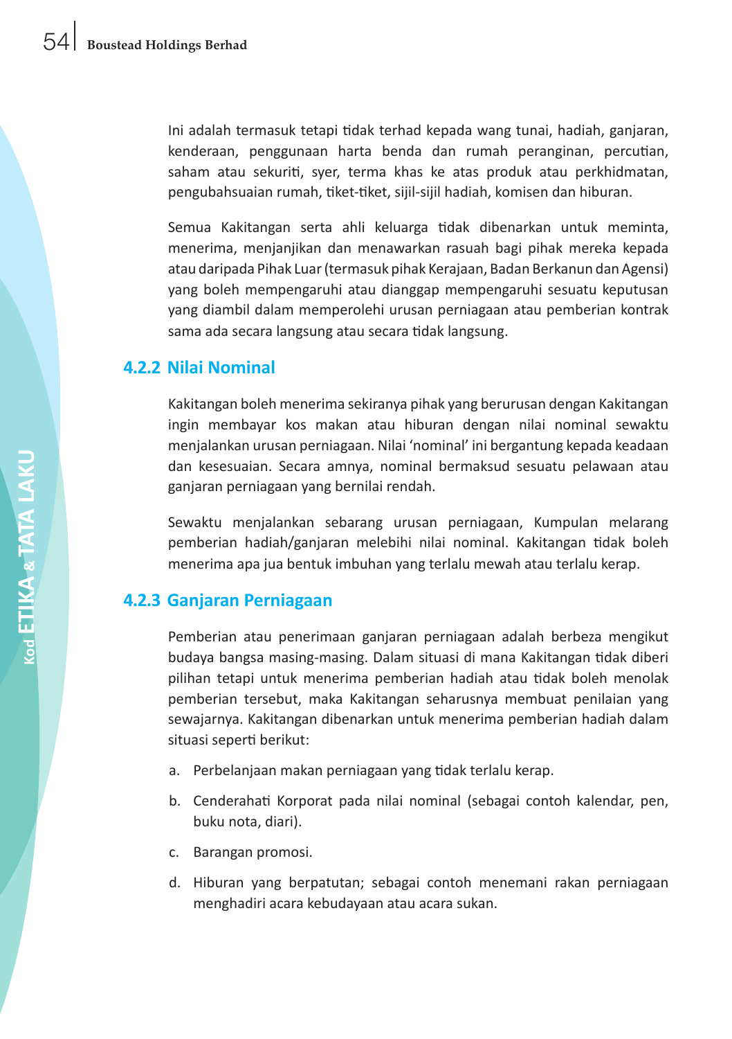Ini adalah termasuk tetapi tidak terhad kepada wang tunai, hadiah, ganjaran, kenderaan, penggunaan harta benda dan rumah peranginan, percutian, saham atau sekuriti, syer, terma khas ke atas produk atau perkhidmatan, pengubahsuaian rumah, tiket-tiket, sijil-sijil hadiah, komisen dan hiburan.

Semua Kakitangan serta ahli keluarga tidak dibenarkan untuk meminta, menerima, menjanjikan dan menawarkan rasuah bagi pihak mereka kepada atau daripada Pihak Luar (termasuk pihak Kerajaan, Badan Berkanun dan Agensi) yang boleh mempengaruhi atau dianggap mempengaruhi sesuatu keputusan yang diambil dalam memperolehi urusan perniagaan atau pemberian kontrak sama ada secara langsung atau secara tidak langsung.

### 4.2.2 Nilai Nominal

Kakitangan boleh menerima sekiranya pihak yang berurusan dengan Kakitangan ingin membayar kos makan atau hiburan dengan nilai nominal sewaktu menjalankan urusan perniagaan. Nilai 'nominal' ini bergantung kepada keadaan dan kesesuaian. Secara amnya, nominal bermaksud sesuatu pelawaan atau ganjaran perniagaan yang bernilai rendah.

Sewaktu menjalankan sebarang urusan perniagaan, Kumpulan melarang pemberian hadiah/ganjaran melebihi nilai nominal. Kakitangan tidak boleh menerima apa jua bentuk imbuhan yang terlalu mewah atau terlalu kerap.

### 4.2.3 Ganjaran Perniagaan

Pemberian atau penerimaan ganjaran perniagaan adalah berbeza mengikut budaya bangsa masing-masing. Dalam situasi di mana Kakitangan tidak diberi pilihan tetapi untuk menerima pemberian hadiah atau tidak boleh menolak pemberian tersebut, maka Kakitangan seharusnya membuat penilaian yang sewajarnya. Kakitangan dibenarkan untuk menerima pemberian hadiah dalam situasi seperti berikut:

a. Perbelanjaan makan perniagaan yang tidak terlalu kerap.

b. Cenderahati Korporat pada nilai nominal (sebagai contoh kalendar, pen, buku nota, diari).

c. Barangan promosi.

d. Hiburan yang berpatutan; sebagai contoh menemani rakan perniagaan menghadiri acara kebudayaan atau acara sukan.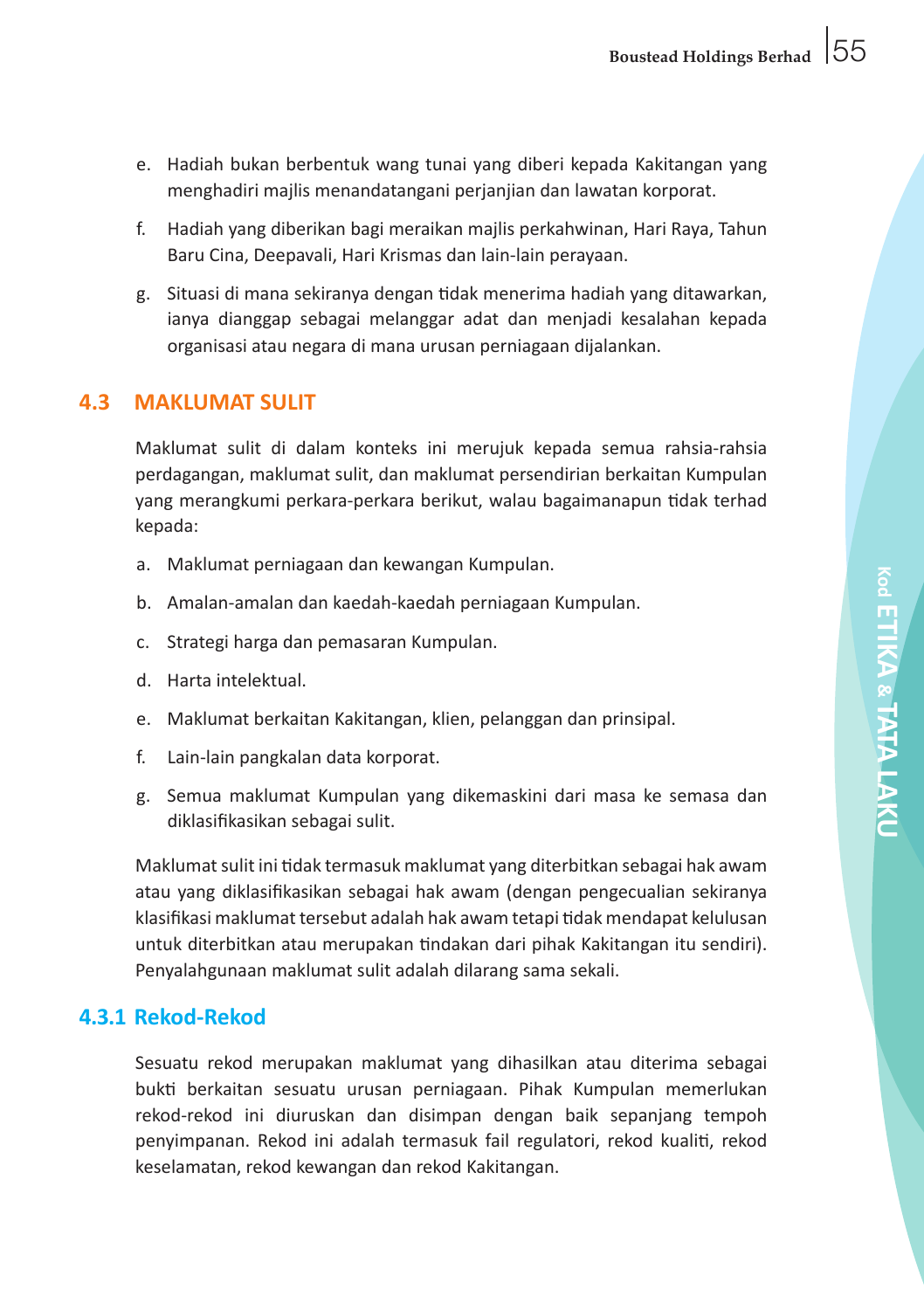e. Hadiah bukan berbentuk wang tunai yang diberi kepada Kakitangan yang menghadiri majlis menandatangani perjanjian dan lawatan korporat.

f. Hadiah yang diberikan bagi meraikan majlis perkahwinan, Hari Raya, Tahun Baru Cina, Deepavali, Hari Krismas dan lain-lain perayaan.

g. Situasi di mana sekiranya dengan tidak menerima hadiah yang ditawarkan, ianya dianggap sebagai melanggar adat dan menjadi kesalahan kepada organisasi atau negara di mana urusan perniagaan dijalankan.

## 4.3 MAKLUMAT SULIT

Maklumat sulit di dalam konteks ini merujuk kepada semua rahsia-rahsia perdagangan, maklumat sulit, dan maklumat persendirian berkaitan Kumpulan yang merangkumi perkara-perkara berikut, walau bagaimanapun tidak terhad kepada:

a. Maklumat perniagaan dan kewangan Kumpulan.

b. Amalan-amalan dan kaedah-kaedah perniagaan Kumpulan.

c. Strategi harga dan pemasaran Kumpulan.

d. Harta intelektual.

e. Maklumat berkaitan Kakitangan, klien, pelanggan dan prinsipal.

f. Lain-lain pangkalan data korporat.

g. Semua maklumat Kumpulan yang dikemaskini dari masa ke semasa dan diklasifikasikan sebagai sulit.

Maklumat sulit ini tidak termasuk maklumat yang diterbitkan sebagai hak awam atau yang diklasifikasikan sebagai hak awam (dengan pengecualian sekiranya klasifikasi maklumat tersebut adalah hak awam tetapi tidak mendapat kelulusan untuk diterbitkan atau merupakan tindakan dari pihak Kakitangan itu sendiri). Penyalahgunaan maklumat sulit adalah dilarang sama sekali.

### 4.3.1 Rekod-Rekod

Sesuatu rekod merupakan maklumat yang dihasilkan atau diterima sebagai bukti berkaitan sesuatu urusan perniagaan. Pihak Kumpulan memerlukan rekod-rekod ini diuruskan dan disimpan dengan baik sepanjang tempoh penyimpanan. Rekod ini adalah termasuk fail regulatori, rekod kualiti, rekod keselamatan, rekod kewangan dan rekod Kakitangan.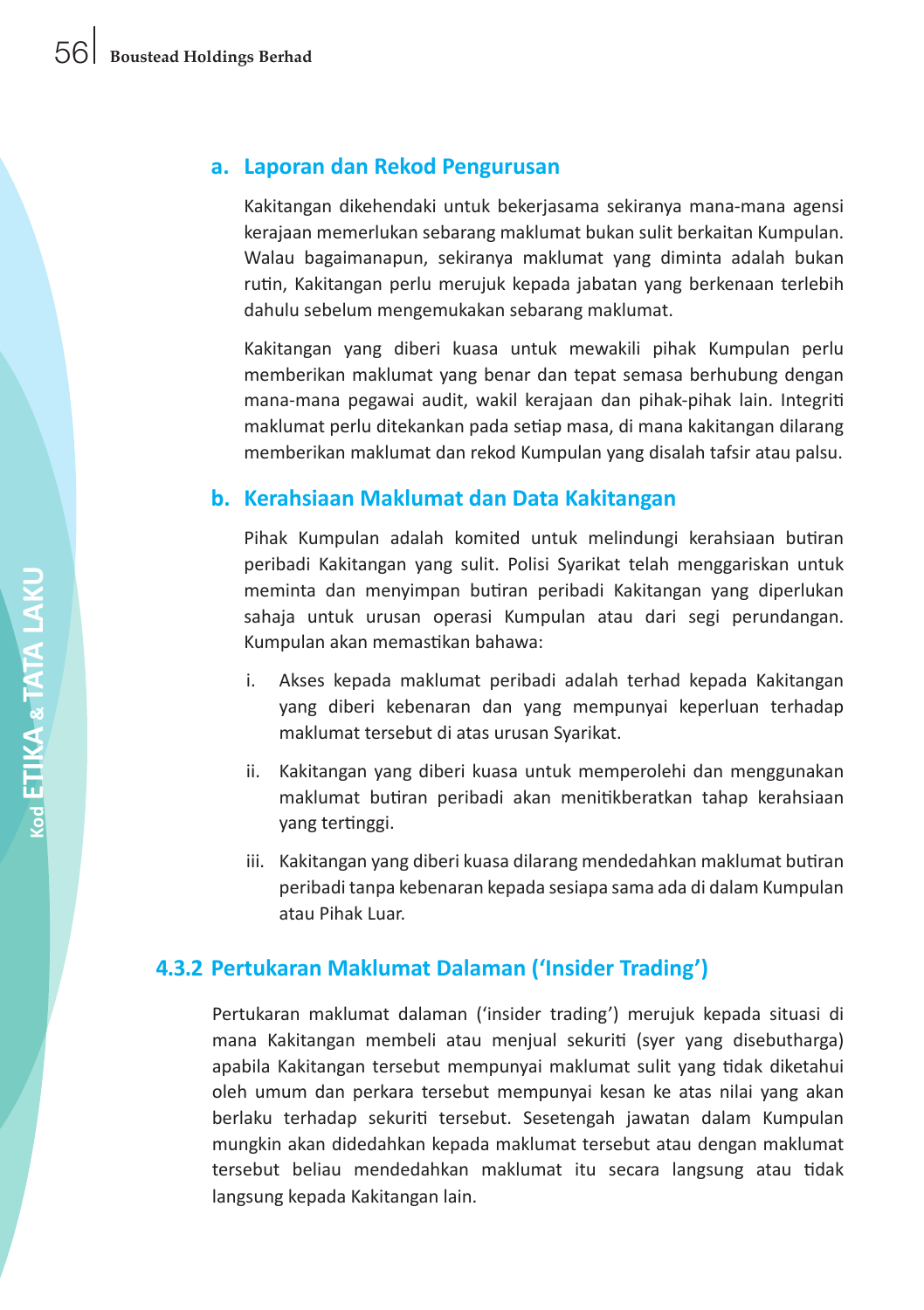### a. Laporan dan Rekod Pengurusan

Kakitangan dikehendaki untuk bekerjasama sekiranya mana-mana agensi kerajaan memerlukan sebarang maklumat bukan sulit berkaitan Kumpulan. Walau bagaimanapun, sekiranya maklumat yang diminta adalah bukan rutin, Kakitangan perlu merujuk kepada jabatan yang berkenaan terlebih dahulu sebelum mengemukakan sebarang maklumat.

Kakitangan yang diberi kuasa untuk mewakili pihak Kumpulan perlu memberikan maklumat yang benar dan tepat semasa berhubung dengan mana-mana pegawai audit, wakil kerajaan dan pihak-pihak lain. Integriti maklumat perlu ditekankan pada setiap masa, di mana kakitangan dilarang memberikan maklumat dan rekod Kumpulan yang disalah tafsir atau palsu.

### b. Kerahsiaan Maklumat dan Data Kakitangan

Pihak Kumpulan adalah komited untuk melindungi kerahsiaan butiran peribadi Kakitangan yang sulit. Polisi Syarikat telah menggariskan untuk meminta dan menyimpan butiran peribadi Kakitangan yang diperlukan sahaja untuk urusan operasi Kumpulan atau dari segi perundangan. Kumpulan akan memastikan bahawa:

i. Akses kepada maklumat peribadi adalah terhad kepada Kakitangan yang diberi kebenaran dan yang mempunyai keperluan terhadap maklumat tersebut di atas urusan Syarikat.

ii. Kakitangan yang diberi kuasa untuk memperolehi dan menggunakan maklumat butiran peribadi akan menitikberatkan tahap kerahsiaan yang tertinggi.

iii. Kakitangan yang diberi kuasa dilarang mendedahkan maklumat butiran peribadi tanpa kebenaran kepada sesiapa sama ada di dalam Kumpulan atau Pihak Luar.

## 4.3.2 Pertukaran Maklumat Dalaman ('Insider Trading')

Pertukaran maklumat dalaman ('insider trading') merujuk kepada situasi di mana Kakitangan membeli atau menjual sekuriti (syer yang disebutharga) apabila Kakitangan tersebut mempunyai maklumat sulit yang tidak diketahui oleh umum dan perkara tersebut mempunyai kesan ke atas nilai yang akan berlaku terhadap sekuriti tersebut. Sesetengah jawatan dalam Kumpulan mungkin akan didedahkan kepada maklumat tersebut atau dengan maklumat tersebut beliau mendedahkan maklumat itu secara langsung atau tidak langsung kepada Kakitangan lain.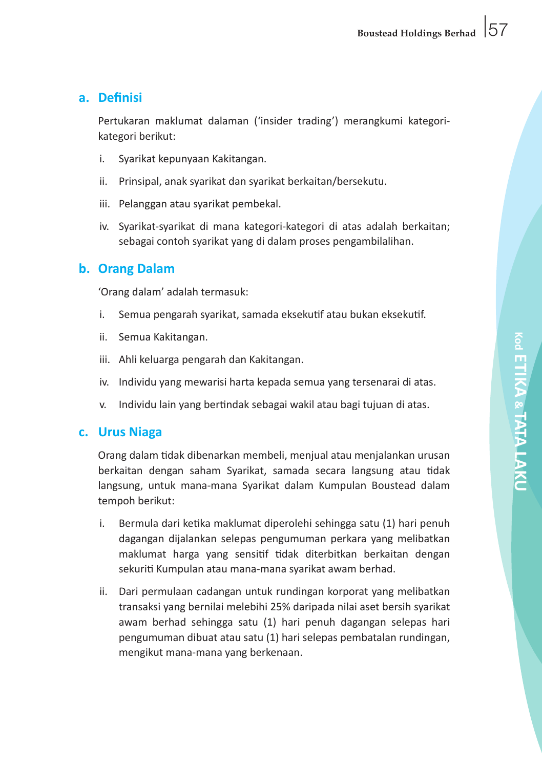## a. Definisi

Pertukaran maklumat dalaman ('insider trading') merangkumi kategori-kategori berikut:

i. Syarikat kepunyaan Kakitangan.

ii. Prinsipal, anak syarikat dan syarikat berkaitan/bersekutu.

iii. Pelanggan atau syarikat pembekal.

iv. Syarikat-syarikat di mana kategori-kategori di atas adalah berkaitan; sebagai contoh syarikat yang di dalam proses pengambilalihan.

## b. Orang Dalam

'Orang dalam' adalah termasuk:

i. Semua pengarah syarikat, samada eksekutif atau bukan eksekutif.

ii. Semua Kakitangan.

iii. Ahli keluarga pengarah dan Kakitangan.

iv. Individu yang mewarisi harta kepada semua yang tersenarai di atas.

v. Individu lain yang bertindak sebagai wakil atau bagi tujuan di atas.

## c. Urus Niaga

Orang dalam tidak dibenarkan membeli, menjual atau menjalankan urusan berkaitan dengan saham Syarikat, samada secara langsung atau tidak langsung, untuk mana-mana Syarikat dalam Kumpulan Boustead dalam tempoh berikut:

i. Bermula dari ketika maklumat diperolehi sehingga satu (1) hari penuh dagangan dijalankan selepas pengumuman perkara yang melibatkan maklumat harga yang sensitif tidak diterbitkan berkaitan dengan sekuriti Kumpulan atau mana-mana syarikat awam berhad.

ii. Dari permulaan cadangan untuk rundingan korporat yang melibatkan transaksi yang bernilai melebihi 25% daripada nilai aset bersih syarikat awam berhad sehingga satu (1) hari penuh dagangan selepas hari pengumuman dibuat atau satu (1) hari selepas pembatalan rundingan, mengikut mana-mana yang berkenaan.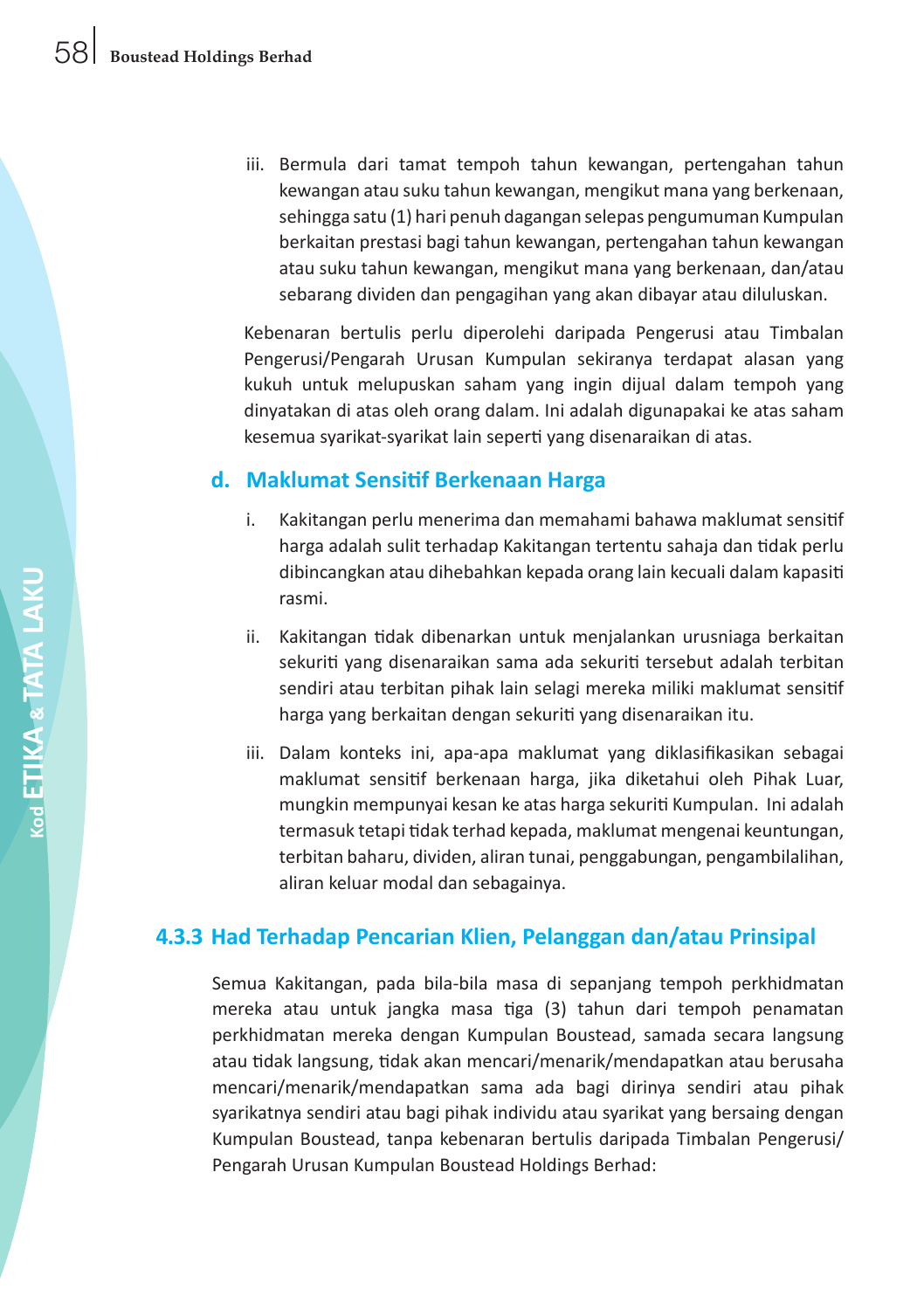iii. Bermula dari tamat tempoh tahun kewangan, pertengahan tahun kewangan atau suku tahun kewangan, mengikut mana yang berkenaan, sehingga satu (1) hari penuh dagangan selepas pengumuman Kumpulan berkaitan prestasi bagi tahun kewangan, pertengahan tahun kewangan atau suku tahun kewangan, mengikut mana yang berkenaan, dan/atau sebarang dividen dan pengagihan yang akan dibayar atau diluluskan.

Kebenaran bertulis perlu diperolehi daripada Pengerusi atau Timbalan Pengerusi/Pengarah Urusan Kumpulan sekiranya terdapat alasan yang kukuh untuk melupuskan saham yang ingin dijual dalam tempoh yang dinyatakan di atas oleh orang dalam. Ini adalah digunapakai ke atas saham kesemua syarikat-syarikat lain seperti yang disenaraikan di atas.

### d. Maklumat Sensitif Berkenaan Harga

i. Kakitangan perlu menerima dan memahami bahawa maklumat sensitif harga adalah sulit terhadap Kakitangan tertentu sahaja dan tidak perlu dibincangkan atau dihebahkan kepada orang lain kecuali dalam kapasiti rasmi.

ii. Kakitangan tidak dibenarkan untuk menjalankan urusniaga berkaitan sekuriti yang disenaraikan sama ada sekuriti tersebut adalah terbitan sendiri atau terbitan pihak lain selagi mereka miliki maklumat sensitif harga yang berkaitan dengan sekuriti yang disenaraikan itu.

iii. Dalam konteks ini, apa-apa maklumat yang diklasifikasikan sebagai maklumat sensitif berkenaan harga, jika diketahui oleh Pihak Luar, mungkin mempunyai kesan ke atas harga sekuriti Kumpulan. Ini adalah termasuk tetapi tidak terhad kepada, maklumat mengenai keuntungan, terbitan baharu, dividen, aliran tunai, penggabungan, pengambilalihan, aliran keluar modal dan sebagainya.

## 4.3.3 Had Terhadap Pencarian Klien, Pelanggan dan/atau Prinsipal

Semua Kakitangan, pada bila-bila masa di sepanjang tempoh perkhidmatan mereka atau untuk jangka masa tiga (3) tahun dari tempoh penamatan perkhidmatan mereka dengan Kumpulan Boustead, samada secara langsung atau tidak langsung, tidak akan mencari/menarik/mendapatkan atau berusaha mencari/menarik/mendapatkan sama ada bagi dirinya sendiri atau pihak syarikatnya sendiri atau bagi pihak individu atau syarikat yang bersaing dengan Kumpulan Boustead, tanpa kebenaran bertulis daripada Timbalan Pengerusi/ Pengarah Urusan Kumpulan Boustead Holdings Berhad: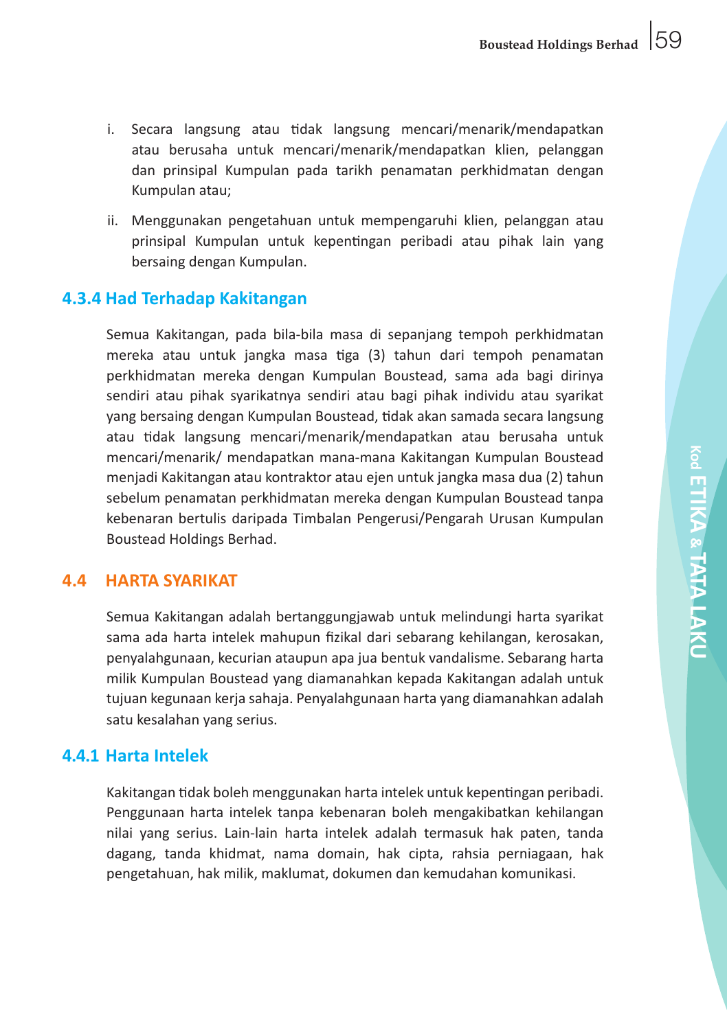i. Secara langsung atau tidak langsung mencari/menarik/mendapatkan atau berusaha untuk mencari/menarik/mendapatkan klien, pelanggan dan prinsipal Kumpulan pada tarikh penamatan perkhidmatan dengan Kumpulan atau;

ii. Menggunakan pengetahuan untuk mempengaruhi klien, pelanggan atau prinsipal Kumpulan untuk kepentingan peribadi atau pihak lain yang bersaing dengan Kumpulan.

### 4.3.4 Had Terhadap Kakitangan

Semua Kakitangan, pada bila-bila masa di sepanjang tempoh perkhidmatan mereka atau untuk jangka masa tiga (3) tahun dari tempoh penamatan perkhidmatan mereka dengan Kumpulan Boustead, sama ada bagi dirinya sendiri atau pihak syarikatnya sendiri atau bagi pihak individu atau syarikat yang bersaing dengan Kumpulan Boustead, tidak akan samada secara langsung atau tidak langsung mencari/menarik/mendapatkan atau berusaha untuk mencari/menarik/ mendapatkan mana-mana Kakitangan Kumpulan Boustead menjadi Kakitangan atau kontraktor atau ejen untuk jangka masa dua (2) tahun sebelum penamatan perkhidmatan mereka dengan Kumpulan Boustead tanpa kebenaran bertulis daripada Timbalan Pengerusi/Pengarah Urusan Kumpulan Boustead Holdings Berhad.

## 4.4 HARTA SYARIKAT

Semua Kakitangan adalah bertanggungjawab untuk melindungi harta syarikat sama ada harta intelek mahupun fizikal dari sebarang kehilangan, kerosakan, penyalahgunaan, kecurian ataupun apa jua bentuk vandalisme. Sebarang harta milik Kumpulan Boustead yang diamanahkan kepada Kakitangan adalah untuk tujuan kegunaan kerja sahaja. Penyalahgunaan harta yang diamanahkan adalah satu kesalahan yang serius.

### 4.4.1 Harta Intelek

Kakitangan tidak boleh menggunakan harta intelek untuk kepentingan peribadi. Penggunaan harta intelek tanpa kebenaran boleh mengakibatkan kehilangan nilai yang serius. Lain-lain harta intelek adalah termasuk hak paten, tanda dagang, tanda khidmat, nama domain, hak cipta, rahsia perniagaan, hak pengetahuan, hak milik, maklumat, dokumen dan kemudahan komunikasi.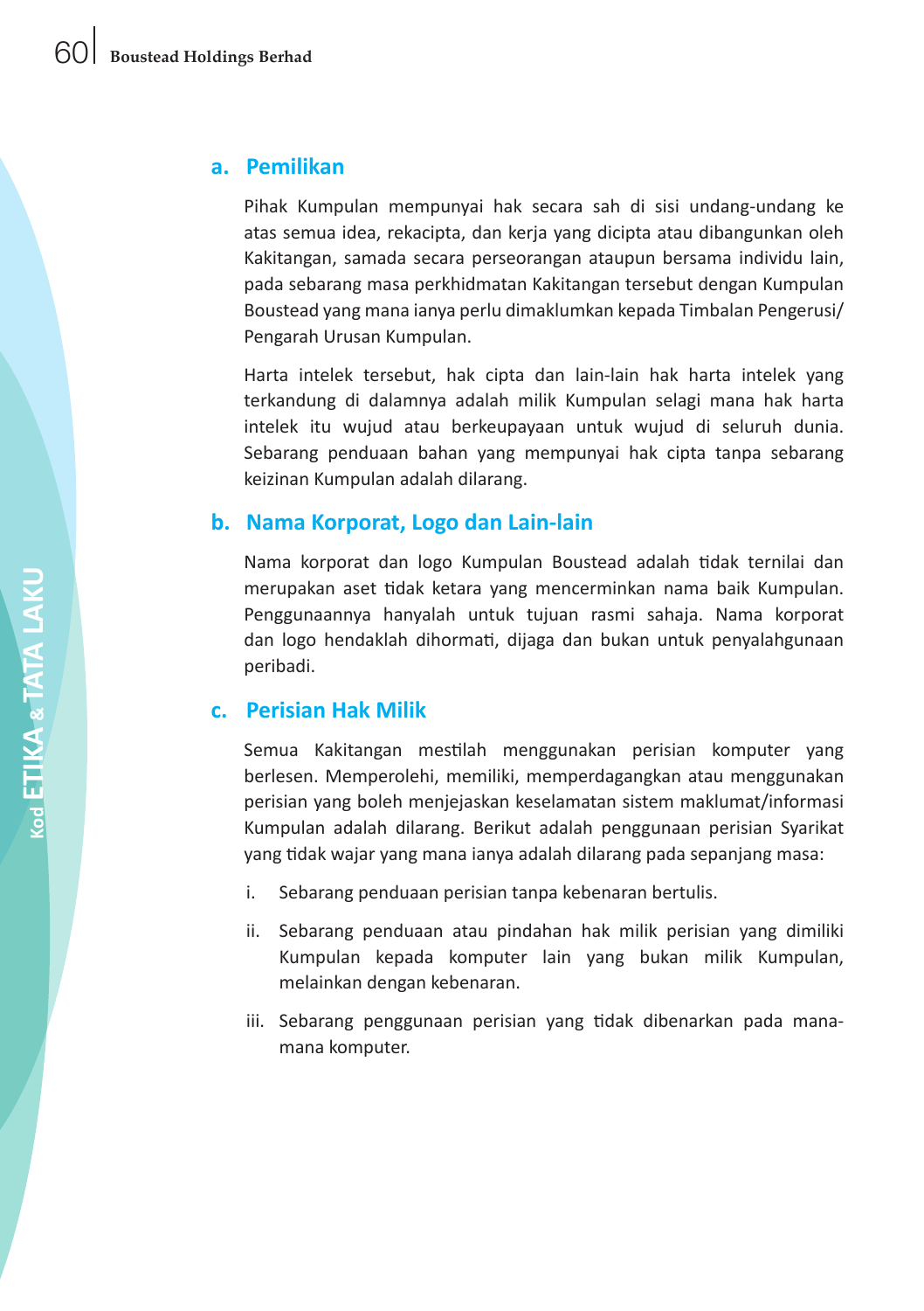## a. Pemilikan

Pihak Kumpulan mempunyai hak secara sah di sisi undang-undang ke atas semua idea, rekacipta, dan kerja yang dicipta atau dibangunkan oleh Kakitangan, samada secara perseorangan ataupun bersama individu lain, pada sebarang masa perkhidmatan Kakitangan tersebut dengan Kumpulan Boustead yang mana ianya perlu dimaklumkan kepada Timbalan Pengerusi/ Pengarah Urusan Kumpulan.

Harta intelek tersebut, hak cipta dan lain-lain hak harta intelek yang terkandung di dalamnya adalah milik Kumpulan selagi mana hak harta intelek itu wujud atau berkeupayaan untuk wujud di seluruh dunia. Sebarang penduaan bahan yang mempunyai hak cipta tanpa sebarang keizinan Kumpulan adalah dilarang.

## b. Nama Korporat, Logo dan Lain-lain

Nama korporat dan logo Kumpulan Boustead adalah tidak ternilai dan merupakan aset tidak ketara yang mencerminkan nama baik Kumpulan. Penggunaannya hanyalah untuk tujuan rasmi sahaja. Nama korporat dan logo hendaklah dihormati, dijaga dan bukan untuk penyalahgunaan peribadi.

## c. Perisian Hak Milik

Semua Kakitangan mestilah menggunakan perisian komputer yang berlesen. Memperolehi, memiliki, memperdagangkan atau menggunakan perisian yang boleh menjejaskan keselamatan sistem maklumat/informasi Kumpulan adalah dilarang. Berikut adalah penggunaan perisian Syarikat yang tidak wajar yang mana ianya adalah dilarang pada sepanjang masa:

i. Sebarang penduaan perisian tanpa kebenaran bertulis.

ii. Sebarang penduaan atau pindahan hak milik perisian yang dimiliki Kumpulan kepada komputer lain yang bukan milik Kumpulan, melainkan dengan kebenaran.

iii. Sebarang penggunaan perisian yang tidak dibenarkan pada mana-mana komputer.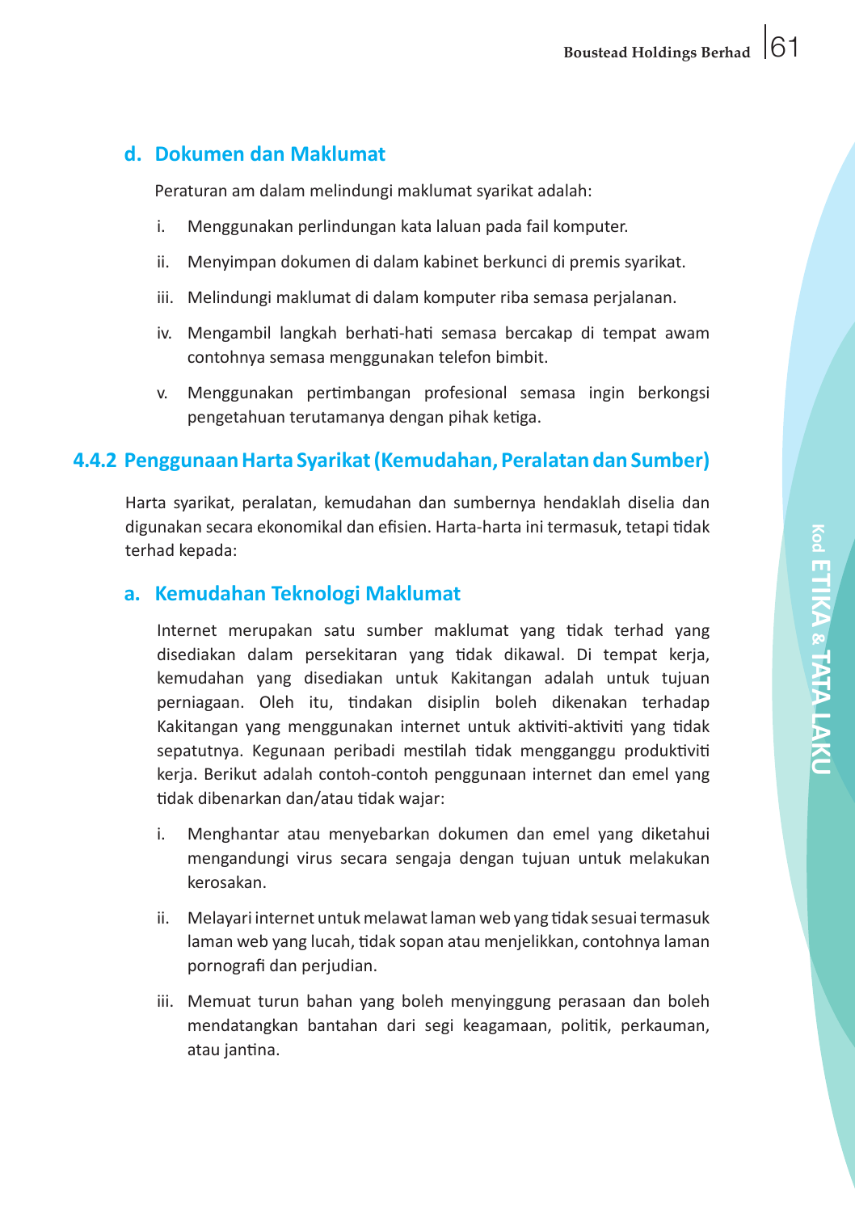### d. Dokumen dan Maklumat

Peraturan am dalam melindungi maklumat syarikat adalah:

i. Menggunakan perlindungan kata laluan pada fail komputer.

ii. Menyimpan dokumen di dalam kabinet berkunci di premis syarikat.

iii. Melindungi maklumat di dalam komputer riba semasa perjalanan.

iv. Mengambil langkah berhati-hati semasa bercakap di tempat awam contohnya semasa menggunakan telefon bimbit.

v. Menggunakan pertimbangan profesional semasa ingin berkongsi pengetahuan terutamanya dengan pihak ketiga.

## 4.4.2 Penggunaan Harta Syarikat (Kemudahan, Peralatan dan Sumber)

Harta syarikat, peralatan, kemudahan dan sumbernya hendaklah diselia dan digunakan secara ekonomikal dan efisien. Harta-harta ini termasuk, tetapi tidak terhad kepada:

### a. Kemudahan Teknologi Maklumat

Internet merupakan satu sumber maklumat yang tidak terhad yang disediakan dalam persekitaran yang tidak dikawal. Di tempat kerja, kemudahan yang disediakan untuk Kakitangan adalah untuk tujuan perniagaan. Oleh itu, tindakan disiplin boleh dikenakan terhadap Kakitangan yang menggunakan internet untuk aktiviti-aktiviti yang tidak sepatutnya. Kegunaan peribadi mestilah tidak mengganggu produktiviti kerja. Berikut adalah contoh-contoh penggunaan internet dan emel yang tidak dibenarkan dan/atau tidak wajar:

i. Menghantar atau menyebarkan dokumen dan emel yang diketahui mengandungi virus secara sengaja dengan tujuan untuk melakukan kerosakan.

ii. Melayari internet untuk melawat laman web yang tidak sesuai termasuk laman web yang lucah, tidak sopan atau menjelikkan, contohnya laman pornografi dan perjudian.

iii. Memuat turun bahan yang boleh menyinggung perasaan dan boleh mendatangkan bantahan dari segi keagamaan, politik, perkauman, atau jantina.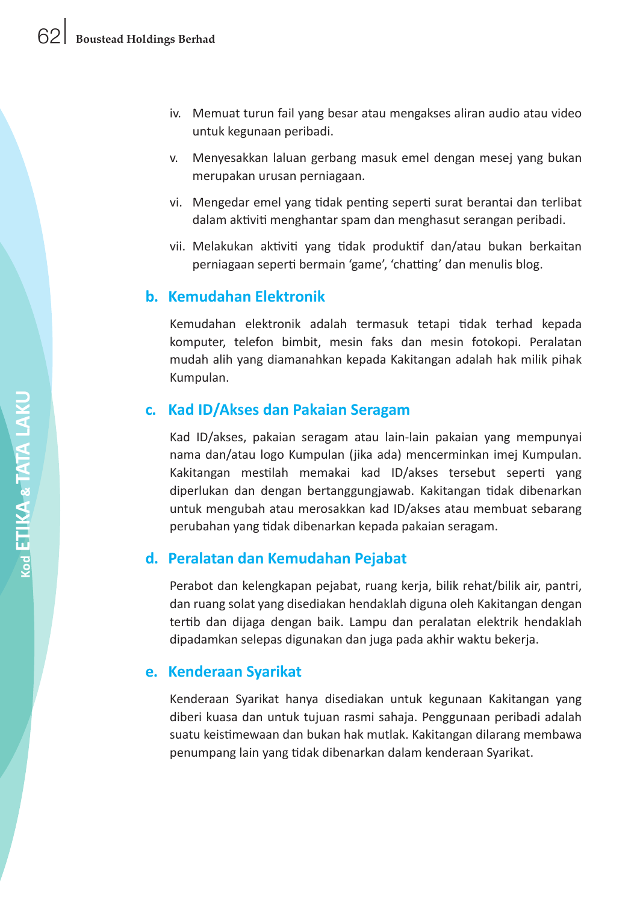iv. Memuat turun fail yang besar atau mengakses aliran audio atau video untuk kegunaan peribadi.

v. Menyesakkan laluan gerbang masuk emel dengan mesej yang bukan merupakan urusan perniagaan.

vi. Mengedar emel yang tidak penting seperti surat berantai dan terlibat dalam aktiviti menghantar spam dan menghasut serangan peribadi.

vii. Melakukan aktiviti yang tidak produktif dan/atau bukan berkaitan perniagaan seperti bermain 'game', 'chatting' dan menulis blog.

## b. Kemudahan Elektronik

Kemudahan elektronik adalah termasuk tetapi tidak terhad kepada komputer, telefon bimbit, mesin faks dan mesin fotokopi. Peralatan mudah alih yang diamanahkan kepada Kakitangan adalah hak milik pihak Kumpulan.

## c. Kad ID/Akses dan Pakaian Seragam

Kad ID/akses, pakaian seragam atau lain-lain pakaian yang mempunyai nama dan/atau logo Kumpulan (jika ada) mencerminkan imej Kumpulan. Kakitangan mestilah memakai kad ID/akses tersebut seperti yang diperlukan dan dengan bertanggungjawab. Kakitangan tidak dibenarkan untuk mengubah atau merosakkan kad ID/akses atau membuat sebarang perubahan yang tidak dibenarkan kepada pakaian seragam.

## d. Peralatan dan Kemudahan Pejabat

Perabot dan kelengkapan pejabat, ruang kerja, bilik rehat/bilik air, pantri, dan ruang solat yang disediakan hendaklah diguna oleh Kakitangan dengan tertib dan dijaga dengan baik. Lampu dan peralatan elektrik hendaklah dipadamkan selepas digunakan dan juga pada akhir waktu bekerja.

## e. Kenderaan Syarikat

Kenderaan Syarikat hanya disediakan untuk kegunaan Kakitangan yang diberi kuasa dan untuk tujuan rasmi sahaja. Penggunaan peribadi adalah suatu keistimewaan dan bukan hak mutlak. Kakitangan dilarang membawa penumpang lain yang tidak dibenarkan dalam kenderaan Syarikat.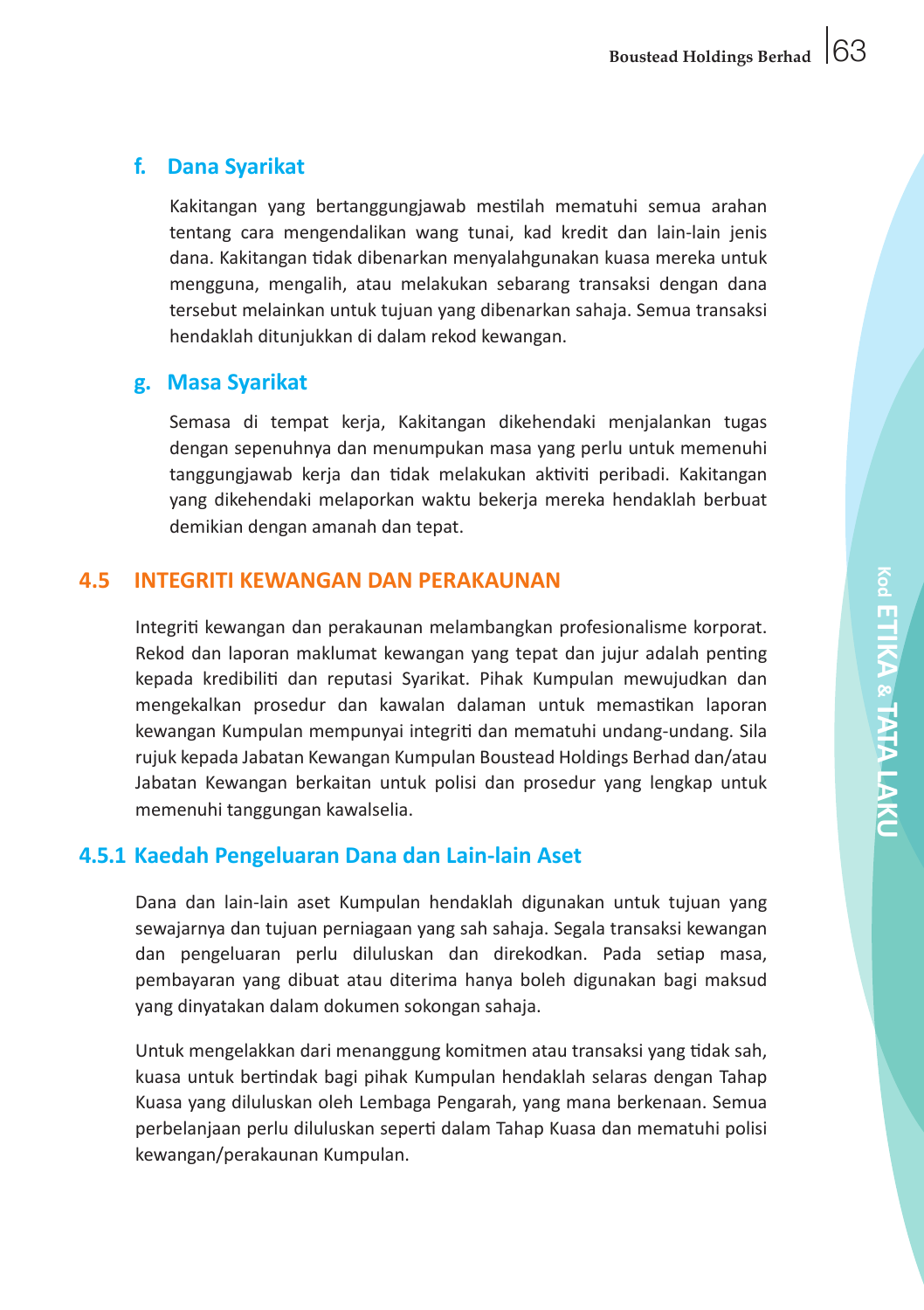### f. Dana Syarikat

Kakitangan yang bertanggungjawab mestilah mematuhi semua arahan tentang cara mengendalikan wang tunai, kad kredit dan lain-lain jenis dana. Kakitangan tidak dibenarkan menyalahgunakan kuasa mereka untuk mengguna, mengalih, atau melakukan sebarang transaksi dengan dana tersebut melainkan untuk tujuan yang dibenarkan sahaja. Semua transaksi hendaklah ditunjukkan di dalam rekod kewangan.

### g. Masa Syarikat

Semasa di tempat kerja, Kakitangan dikehendaki menjalankan tugas dengan sepenuhnya dan menumpukan masa yang perlu untuk memenuhi tanggungjawab kerja dan tidak melakukan aktiviti peribadi. Kakitangan yang dikehendaki melaporkan waktu bekerja mereka hendaklah berbuat demikian dengan amanah dan tepat.

## 4.5 INTEGRITI KEWANGAN DAN PERAKAUNAN

Integriti kewangan dan perakaunan melambangkan profesionalisme korporat. Rekod dan laporan maklumat kewangan yang tepat dan jujur adalah penting kepada kredibiliti dan reputasi Syarikat. Pihak Kumpulan mewujudkan dan mengekalkan prosedur dan kawalan dalaman untuk memastikan laporan kewangan Kumpulan mempunyai integriti dan mematuhi undang-undang. Sila rujuk kepada Jabatan Kewangan Kumpulan Boustead Holdings Berhad dan/atau Jabatan Kewangan berkaitan untuk polisi dan prosedur yang lengkap untuk memenuhi tanggungan kawalselia.

### 4.5.1 Kaedah Pengeluaran Dana dan Lain-lain Aset

Dana dan lain-lain aset Kumpulan hendaklah digunakan untuk tujuan yang sewajarnya dan tujuan perniagaan yang sah sahaja. Segala transaksi kewangan dan pengeluaran perlu diluluskan dan direkodkan. Pada setiap masa, pembayaran yang dibuat atau diterima hanya boleh digunakan bagi maksud yang dinyatakan dalam dokumen sokongan sahaja.

Untuk mengelakkan dari menanggung komitmen atau transaksi yang tidak sah, kuasa untuk bertindak bagi pihak Kumpulan hendaklah selaras dengan Tahap Kuasa yang diluluskan oleh Lembaga Pengarah, yang mana berkenaan. Semua perbelanjaan perlu diluluskan seperti dalam Tahap Kuasa dan mematuhi polisi kewangan/perakaunan Kumpulan.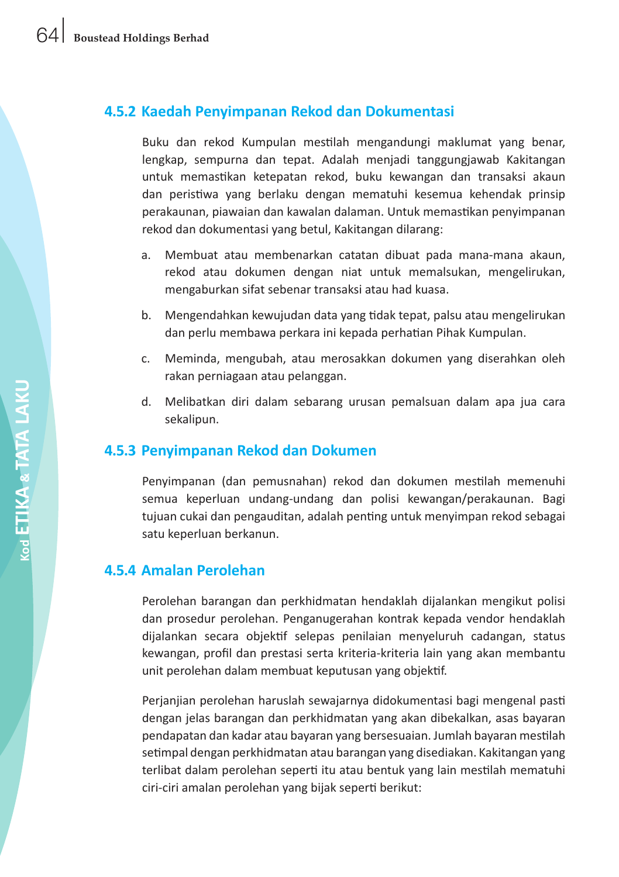### 4.5.2 Kaedah Penyimpanan Rekod dan Dokumentasi

Buku dan rekod Kumpulan mestilah mengandungi maklumat yang benar, lengkap, sempurna dan tepat. Adalah menjadi tanggungjawab Kakitangan untuk memastikan ketepatan rekod, buku kewangan dan transaksi akaun dan peristiwa yang berlaku dengan mematuhi kesemua kehendak prinsip perakaunan, piawaian dan kawalan dalaman. Untuk memastikan penyimpanan rekod dan dokumentasi yang betul, Kakitangan dilarang:

a. Membuat atau membenarkan catatan dibuat pada mana-mana akaun, rekod atau dokumen dengan niat untuk memalsukan, mengelirukan, mengaburkan sifat sebenar transaksi atau had kuasa.

b. Mengendahkan kewujudan data yang tidak tepat, palsu atau mengelirukan dan perlu membawa perkara ini kepada perhatian Pihak Kumpulan.

c. Meminda, mengubah, atau merosakkan dokumen yang diserahkan oleh rakan perniagaan atau pelanggan.

d. Melibatkan diri dalam sebarang urusan pemalsuan dalam apa jua cara sekalipun.

### 4.5.3 Penyimpanan Rekod dan Dokumen

Penyimpanan (dan pemusnahan) rekod dan dokumen mestilah memenuhi semua keperluan undang-undang dan polisi kewangan/perakaunan. Bagi tujuan cukai dan pengauditan, adalah penting untuk menyimpan rekod sebagai satu keperluan berkanun.

### 4.5.4 Amalan Perolehan

Perolehan barangan dan perkhidmatan hendaklah dijalankan mengikut polisi dan prosedur perolehan. Penganugerahan kontrak kepada vendor hendaklah dijalankan secara objektif selepas penilaian menyeluruh cadangan, status kewangan, profil dan prestasi serta kriteria-kriteria lain yang akan membantu unit perolehan dalam membuat keputusan yang objektif.

Perjanjian perolehan haruslah sewajarnya didokumentasi bagi mengenal pasti dengan jelas barangan dan perkhidmatan yang akan dibekalkan, asas bayaran pendapatan dan kadar atau bayaran yang bersesuaian. Jumlah bayaran mestilah setimpal dengan perkhidmatan atau barangan yang disediakan. Kakitangan yang terlibat dalam perolehan seperti itu atau bentuk yang lain mestilah mematuhi ciri-ciri amalan perolehan yang bijak seperti berikut: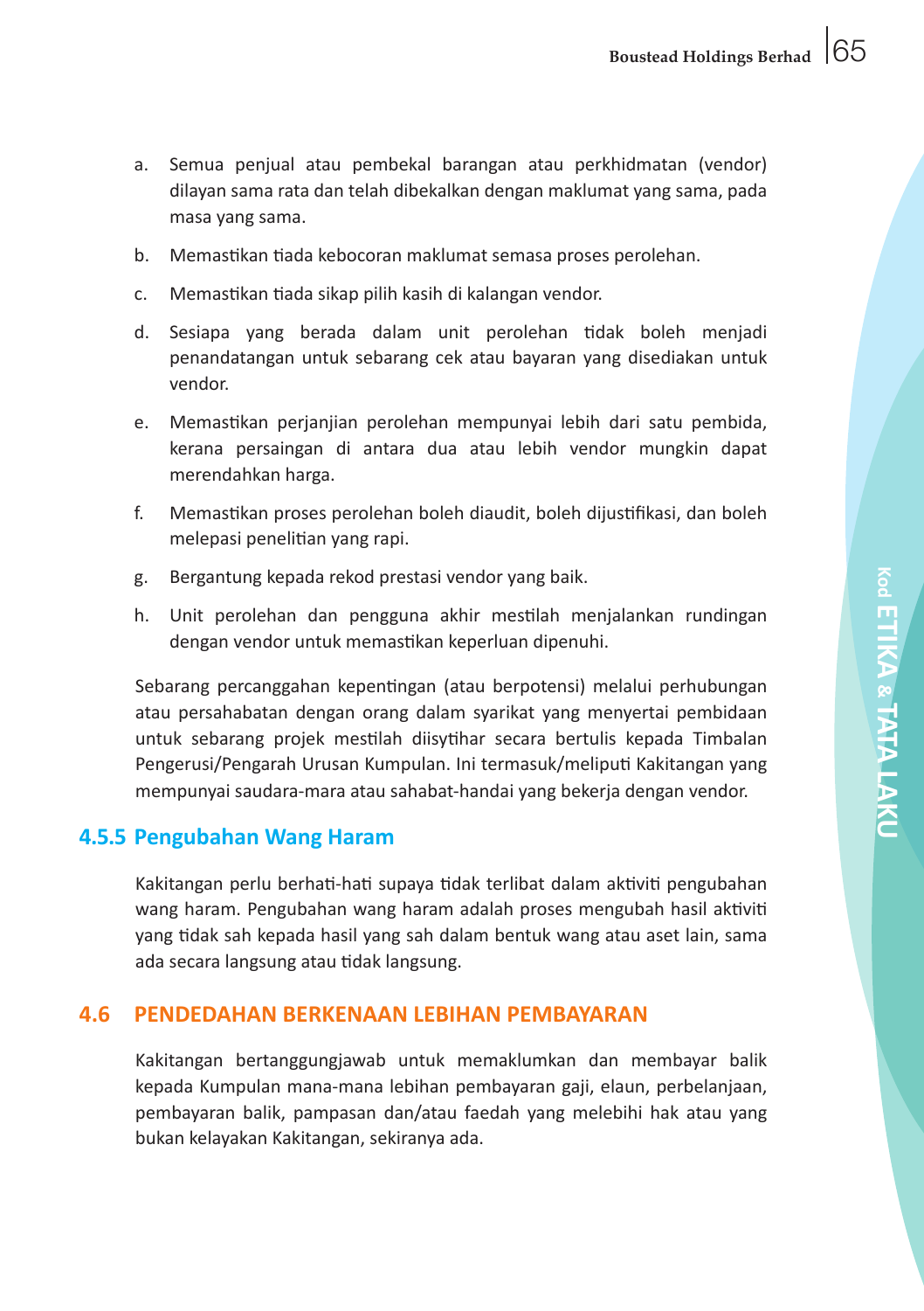a. Semua penjual atau pembekal barangan atau perkhidmatan (vendor) dilayan sama rata dan telah dibekalkan dengan maklumat yang sama, pada masa yang sama.

b. Memastikan tiada kebocoran maklumat semasa proses perolehan.

c. Memastikan tiada sikap pilih kasih di kalangan vendor.

d. Sesiapa yang berada dalam unit perolehan tidak boleh menjadi penandatangan untuk sebarang cek atau bayaran yang disediakan untuk vendor.

e. Memastikan perjanjian perolehan mempunyai lebih dari satu pembida, kerana persaingan di antara dua atau lebih vendor mungkin dapat merendahkan harga.

f. Memastikan proses perolehan boleh diaudit, boleh dijustifikasi, dan boleh melepasi penelitian yang rapi.

g. Bergantung kepada rekod prestasi vendor yang baik.

h. Unit perolehan dan pengguna akhir mestilah menjalankan rundingan dengan vendor untuk memastikan keperluan dipenuhi.

Sebarang percanggahan kepentingan (atau berpotensi) melalui perhubungan atau persahabatan dengan orang dalam syarikat yang menyertai pembidaan untuk sebarang projek mestilah diisytihar secara bertulis kepada Timbalan Pengerusi/Pengarah Urusan Kumpulan. Ini termasuk/meliputi Kakitangan yang mempunyai saudara-mara atau sahabat-handai yang bekerja dengan vendor.

### 4.5.5 Pengubahan Wang Haram

Kakitangan perlu berhati-hati supaya tidak terlibat dalam aktiviti pengubahan wang haram. Pengubahan wang haram adalah proses mengubah hasil aktiviti yang tidak sah kepada hasil yang sah dalam bentuk wang atau aset lain, sama ada secara langsung atau tidak langsung.

## 4.6 PENDEDAHAN BERKENAAN LEBIHAN PEMBAYARAN

Kakitangan bertanggungjawab untuk memaklumkan dan membayar balik kepada Kumpulan mana-mana lebihan pembayaran gaji, elaun, perbelanjaan, pembayaran balik, pampasan dan/atau faedah yang melebihi hak atau yang bukan kelayakan Kakitangan, sekiranya ada.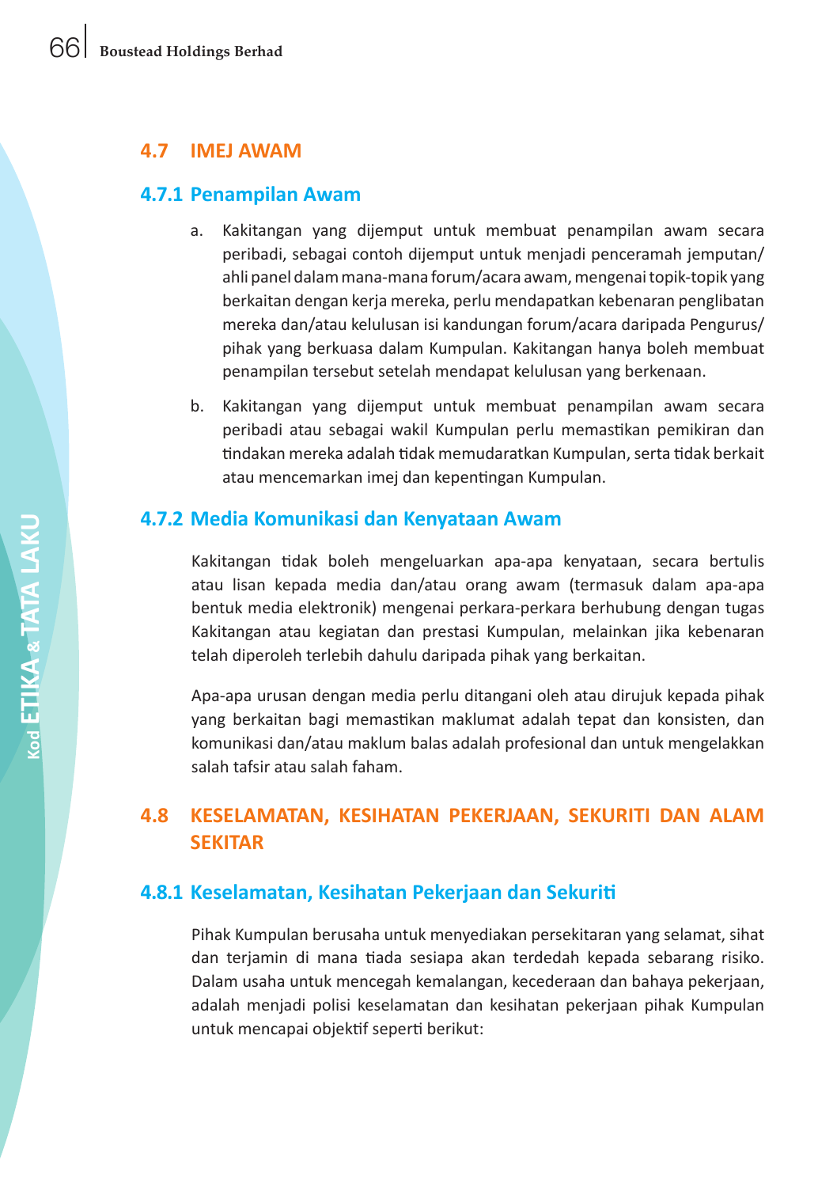## 4.7 IMEJ AWAM

### 4.7.1 Penampilan Awam

a. Kakitangan yang dijemput untuk membuat penampilan awam secara peribadi, sebagai contoh dijemput untuk menjadi penceramah jemputan/ ahli panel dalam mana-mana forum/acara awam, mengenai topik-topik yang berkaitan dengan kerja mereka, perlu mendapatkan kebenaran penglibatan mereka dan/atau kelulusan isi kandungan forum/acara daripada Pengurus/ pihak yang berkuasa dalam Kumpulan. Kakitangan hanya boleh membuat penampilan tersebut setelah mendapat kelulusan yang berkenaan.

b. Kakitangan yang dijemput untuk membuat penampilan awam secara peribadi atau sebagai wakil Kumpulan perlu memastikan pemikiran dan tindakan mereka adalah tidak memudaratkan Kumpulan, serta tidak berkait atau mencemarkan imej dan kepentingan Kumpulan.

### 4.7.2 Media Komunikasi dan Kenyataan Awam

Kakitangan tidak boleh mengeluarkan apa-apa kenyataan, secara bertulis atau lisan kepada media dan/atau orang awam (termasuk dalam apa-apa bentuk media elektronik) mengenai perkara-perkara berhubung dengan tugas Kakitangan atau kegiatan dan prestasi Kumpulan, melainkan jika kebenaran telah diperoleh terlebih dahulu daripada pihak yang berkaitan.

Apa-apa urusan dengan media perlu ditangani oleh atau dirujuk kepada pihak yang berkaitan bagi memastikan maklumat adalah tepat dan konsisten, dan komunikasi dan/atau maklum balas adalah profesional dan untuk mengelakkan salah tafsir atau salah faham.

## 4.8 KESELAMATAN, KESIHATAN PEKERJAAN, SEKURITI DAN ALAM SEKITAR

### 4.8.1 Keselamatan, Kesihatan Pekerjaan dan Sekuriti

Pihak Kumpulan berusaha untuk menyediakan persekitaran yang selamat, sihat dan terjamin di mana tiada sesiapa akan terdedah kepada sebarang risiko. Dalam usaha untuk mencegah kemalangan, kecederaan dan bahaya pekerjaan, adalah menjadi polisi keselamatan dan kesihatan pekerjaan pihak Kumpulan untuk mencapai objektif seperti berikut: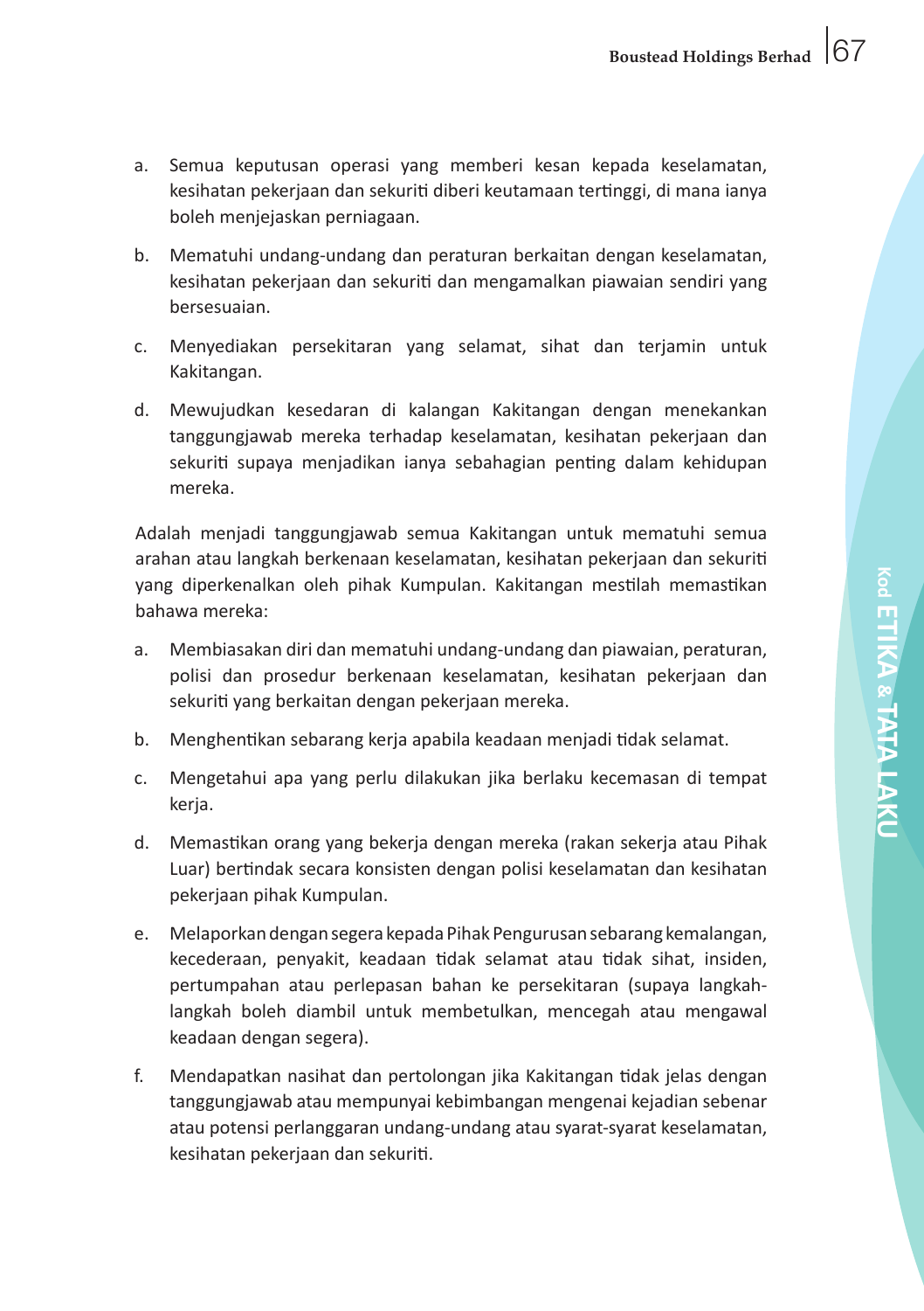a. Semua keputusan operasi yang memberi kesan kepada keselamatan, kesihatan pekerjaan dan sekuriti diberi keutamaan tertinggi, di mana ianya boleh menjejaskan perniagaan.

b. Mematuhi undang-undang dan peraturan berkaitan dengan keselamatan, kesihatan pekerjaan dan sekuriti dan mengamalkan piawaian sendiri yang bersesuaian.

c. Menyediakan persekitaran yang selamat, sihat dan terjamin untuk Kakitangan.

d. Mewujudkan kesedaran di kalangan Kakitangan dengan menekankan tanggungjawab mereka terhadap keselamatan, kesihatan pekerjaan dan sekuriti supaya menjadikan ianya sebahagian penting dalam kehidupan mereka.

Adalah menjadi tanggungjawab semua Kakitangan untuk mematuhi semua arahan atau langkah berkenaan keselamatan, kesihatan pekerjaan dan sekuriti yang diperkenalkan oleh pihak Kumpulan. Kakitangan mestilah memastikan bahawa mereka:

a. Membiasakan diri dan mematuhi undang-undang dan piawaian, peraturan, polisi dan prosedur berkenaan keselamatan, kesihatan pekerjaan dan sekuriti yang berkaitan dengan pekerjaan mereka.

b. Menghentikan sebarang kerja apabila keadaan menjadi tidak selamat.

c. Mengetahui apa yang perlu dilakukan jika berlaku kecemasan di tempat kerja.

d. Memastikan orang yang bekerja dengan mereka (rakan sekerja atau Pihak Luar) bertindak secara konsisten dengan polisi keselamatan dan kesihatan pekerjaan pihak Kumpulan.

e. Melaporkan dengan segera kepada Pihak Pengurusan sebarang kemalangan, kecederaan, penyakit, keadaan tidak selamat atau tidak sihat, insiden, pertumpahan atau perlepasan bahan ke persekitaran (supaya langkah-langkah boleh diambil untuk membetulkan, mencegah atau mengawal keadaan dengan segera).

f. Mendapatkan nasihat dan pertolongan jika Kakitangan tidak jelas dengan tanggungjawab atau mempunyai kebimbangan mengenai kejadian sebenar atau potensi perlanggaran undang-undang atau syarat-syarat keselamatan, kesihatan pekerjaan dan sekuriti.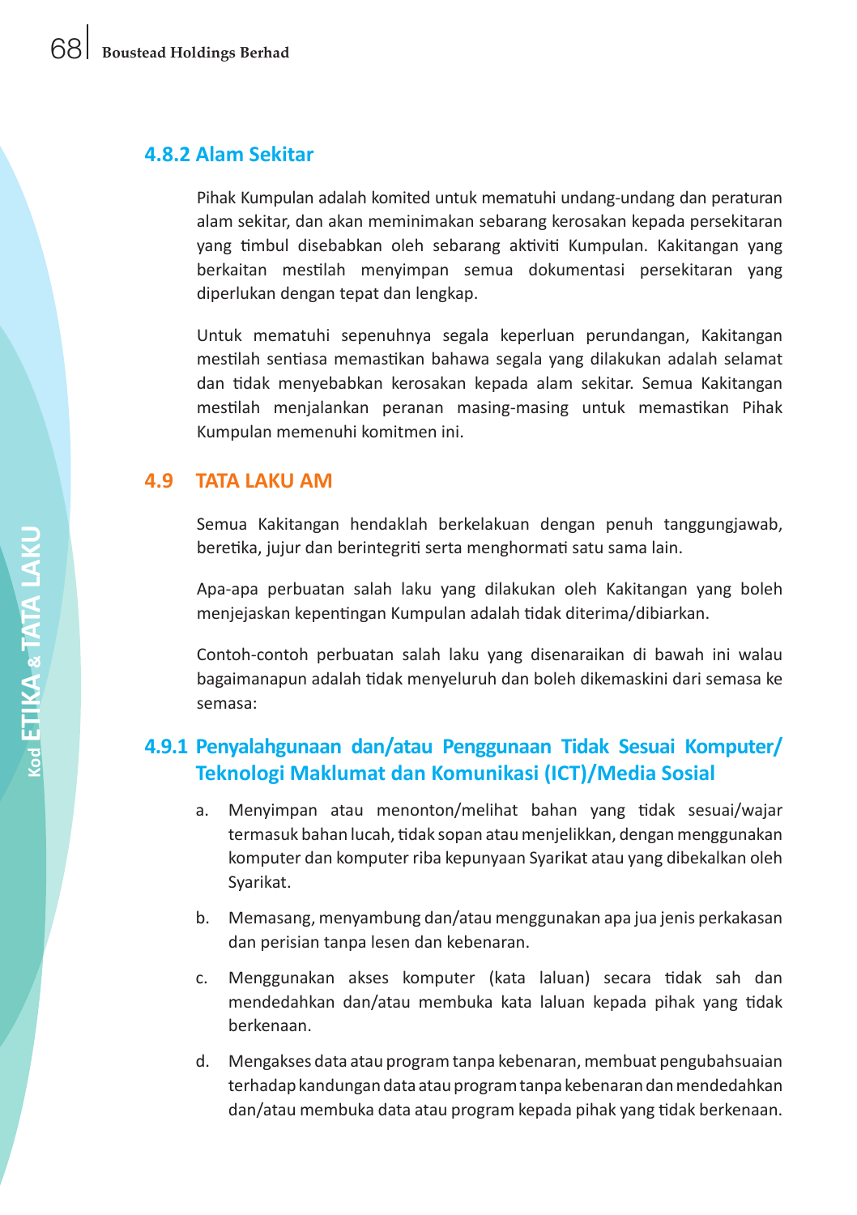### 4.8.2 Alam Sekitar

Pihak Kumpulan adalah komited untuk mematuhi undang-undang dan peraturan alam sekitar, dan akan meminimakan sebarang kerosakan kepada persekitaran yang timbul disebabkan oleh sebarang aktiviti Kumpulan. Kakitangan yang berkaitan mestilah menyimpan semua dokumentasi persekitaran yang diperlukan dengan tepat dan lengkap.

Untuk mematuhi sepenuhnya segala keperluan perundangan, Kakitangan mestilah sentiasa memastikan bahawa segala yang dilakukan adalah selamat dan tidak menyebabkan kerosakan kepada alam sekitar. Semua Kakitangan mestilah menjalankan peranan masing-masing untuk memastikan Pihak Kumpulan memenuhi komitmen ini.

## 4.9 TATA LAKU AM

Semua Kakitangan hendaklah berkelakuan dengan penuh tanggungjawab, beretika, jujur dan berintegriti serta menghormati satu sama lain.

Apa-apa perbuatan salah laku yang dilakukan oleh Kakitangan yang boleh menjejaskan kepentingan Kumpulan adalah tidak diterima/dibiarkan.

Contoh-contoh perbuatan salah laku yang disenaraikan di bawah ini walau bagaimanapun adalah tidak menyeluruh dan boleh dikemaskini dari semasa ke semasa:

### 4.9.1 Penyalahgunaan dan/atau Penggunaan Tidak Sesuai Komputer/ Teknologi Maklumat dan Komunikasi (ICT)/Media Sosial

a. Menyimpan atau menonton/melihat bahan yang tidak sesuai/wajar termasuk bahan lucah, tidak sopan atau menjelikkan, dengan menggunakan komputer dan komputer riba kepunyaan Syarikat atau yang dibekalkan oleh Syarikat.

b. Memasang, menyambung dan/atau menggunakan apa jua jenis perkakasan dan perisian tanpa lesen dan kebenaran.

c. Menggunakan akses komputer (kata laluan) secara tidak sah dan mendedahkan dan/atau membuka kata laluan kepada pihak yang tidak berkenaan.

d. Mengakses data atau program tanpa kebenaran, membuat pengubahsuaian terhadap kandungan data atau program tanpa kebenaran dan mendedahkan dan/atau membuka data atau program kepada pihak yang tidak berkenaan.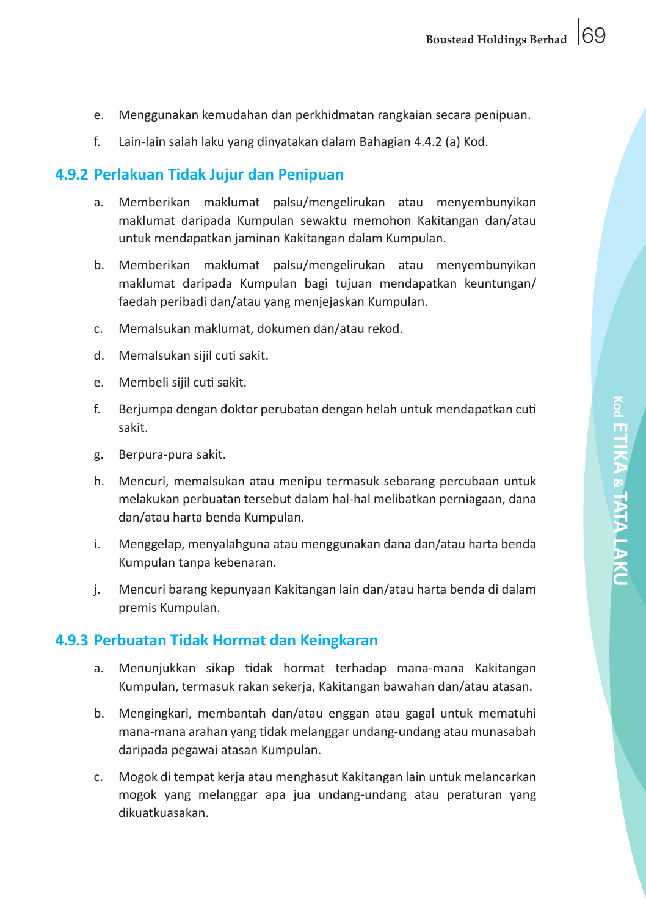e. Menggunakan kemudahan dan perkhidmatan rangkaian secara penipuan.

f. Lain-lain salah laku yang dinyatakan dalam Bahagian 4.4.2 (a) Kod.

### 4.9.2 Perlakuan Tidak Jujur dan Penipuan

a. Memberikan maklumat palsu/mengelirukan atau menyembunyikan maklumat daripada Kumpulan sewaktu memohon Kakitangan dan/atau untuk mendapatkan jaminan Kakitangan dalam Kumpulan.

b. Memberikan maklumat palsu/mengelirukan atau menyembunyikan maklumat daripada Kumpulan bagi tujuan mendapatkan keuntungan/ faedah peribadi dan/atau yang menjejaskan Kumpulan.

c. Memalsukan maklumat, dokumen dan/atau rekod.

d. Memalsukan sijil cuti sakit.

e. Membeli sijil cuti sakit.

f. Berjumpa dengan doktor perubatan dengan helah untuk mendapatkan cuti sakit.

g. Berpura-pura sakit.

h. Mencuri, memalsukan atau menipu termasuk sebarang percubaan untuk melakukan perbuatan tersebut dalam hal-hal melibatkan perniagaan, dana dan/atau harta benda Kumpulan.

i. Menggelap, menyalahguna atau menggunakan dana dan/atau harta benda Kumpulan tanpa kebenaran.

j. Mencuri barang kepunyaan Kakitangan lain dan/atau harta benda di dalam premis Kumpulan.

### 4.9.3 Perbuatan Tidak Hormat dan Keingkaran

a. Menunjukkan sikap tidak hormat terhadap mana-mana Kakitangan Kumpulan, termasuk rakan sekerja, Kakitangan bawahan dan/atau atasan.

b. Mengingkari, membantah dan/atau enggan atau gagal untuk mematuhi mana-mana arahan yang tidak melanggar undang-undang atau munasabah daripada pegawai atasan Kumpulan.

c. Mogok di tempat kerja atau menghasut Kakitangan lain untuk melancarkan mogok yang melanggar apa jua undang-undang atau peraturan yang dikuatkuasakan.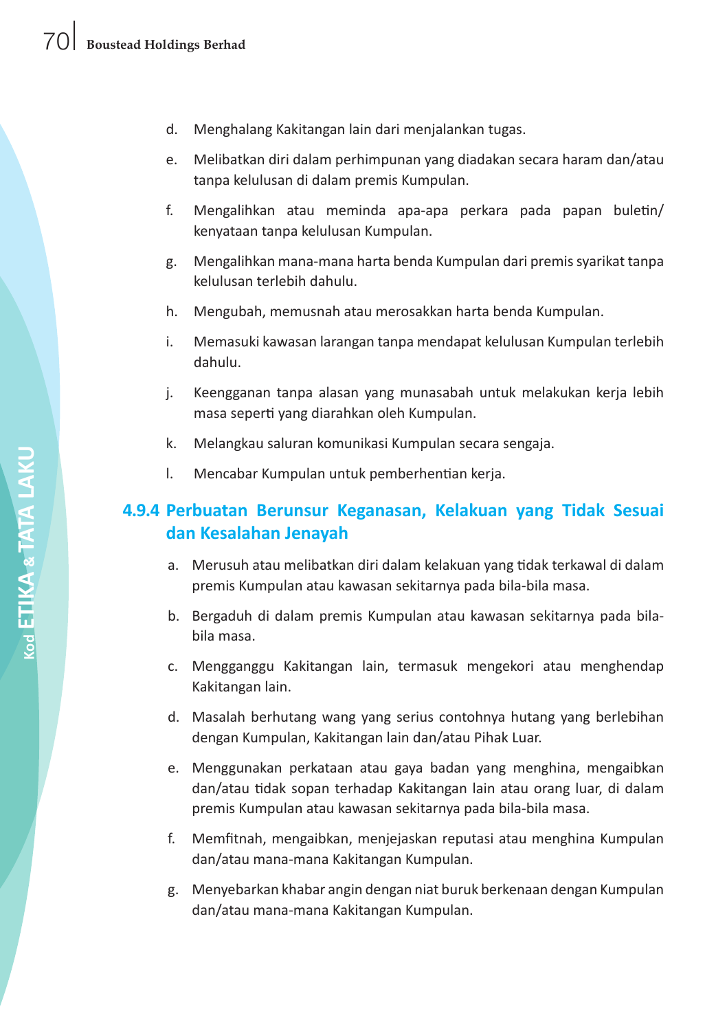d. Menghalang Kakitangan lain dari menjalankan tugas.

e. Melibatkan diri dalam perhimpunan yang diadakan secara haram dan/atau tanpa kelulusan di dalam premis Kumpulan.

f. Mengalihkan atau meminda apa-apa perkara pada papan buletin/ kenyataan tanpa kelulusan Kumpulan.

g. Mengalihkan mana-mana harta benda Kumpulan dari premis syarikat tanpa kelulusan terlebih dahulu.

h. Mengubah, memusnah atau merosakkan harta benda Kumpulan.

i. Memasuki kawasan larangan tanpa mendapat kelulusan Kumpulan terlebih dahulu.

j. Keengganan tanpa alasan yang munasabah untuk melakukan kerja lebih masa seperti yang diarahkan oleh Kumpulan.

k. Melangkau saluran komunikasi Kumpulan secara sengaja.

l. Mencabar Kumpulan untuk pemberhentian kerja.

### 4.9.4 Perbuatan Berunsur Keganasan, Kelakuan yang Tidak Sesuai dan Kesalahan Jenayah

a. Merusuh atau melibatkan diri dalam kelakuan yang tidak terkawal di dalam premis Kumpulan atau kawasan sekitarnya pada bila-bila masa.

b. Bergaduh di dalam premis Kumpulan atau kawasan sekitarnya pada bila-bila masa.

c. Mengganggu Kakitangan lain, termasuk mengekori atau menghendap Kakitangan lain.

d. Masalah berhutang wang yang serius contohnya hutang yang berlebihan dengan Kumpulan, Kakitangan lain dan/atau Pihak Luar.

e. Menggunakan perkataan atau gaya badan yang menghina, mengaibkan dan/atau tidak sopan terhadap Kakitangan lain atau orang luar, di dalam premis Kumpulan atau kawasan sekitarnya pada bila-bila masa.

f. Memfitnah, mengaibkan, menjejaskan reputasi atau menghina Kumpulan dan/atau mana-mana Kakitangan Kumpulan.

g. Menyebarkan khabar angin dengan niat buruk berkenaan dengan Kumpulan dan/atau mana-mana Kakitangan Kumpulan.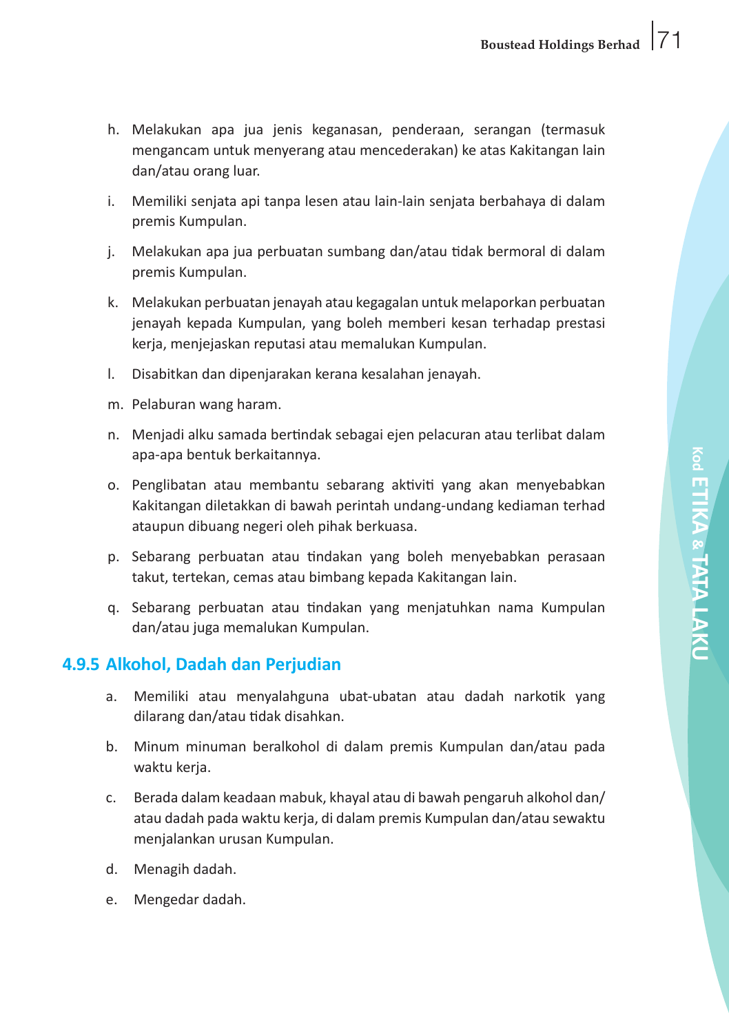h. Melakukan apa jua jenis keganasan, penderaan, serangan (termasuk mengancam untuk menyerang atau mencederakan) ke atas Kakitangan lain dan/atau orang luar.

i. Memiliki senjata api tanpa lesen atau lain-lain senjata berbahaya di dalam premis Kumpulan.

j. Melakukan apa jua perbuatan sumbang dan/atau tidak bermoral di dalam premis Kumpulan.

k. Melakukan perbuatan jenayah atau kegagalan untuk melaporkan perbuatan jenayah kepada Kumpulan, yang boleh memberi kesan terhadap prestasi kerja, menjejaskan reputasi atau memalukan Kumpulan.

l. Disabitkan dan dipenjarakan kerana kesalahan jenayah.

m. Pelaburan wang haram.

n. Menjadi alku samada bertindak sebagai ejen pelacuran atau terlibat dalam apa-apa bentuk berkaitannya.

o. Penglibatan atau membantu sebarang aktiviti yang akan menyebabkan Kakitangan diletakkan di bawah perintah undang-undang kediaman terhad ataupun dibuang negeri oleh pihak berkuasa.

p. Sebarang perbuatan atau tindakan yang boleh menyebabkan perasaan takut, tertekan, cemas atau bimbang kepada Kakitangan lain.

q. Sebarang perbuatan atau tindakan yang menjatuhkan nama Kumpulan dan/atau juga memalukan Kumpulan.

### 4.9.5 Alkohol, Dadah dan Perjudian

a. Memiliki atau menyalahguna ubat-ubatan atau dadah narkotik yang dilarang dan/atau tidak disahkan.

b. Minum minuman beralkohol di dalam premis Kumpulan dan/atau pada waktu kerja.

c. Berada dalam keadaan mabuk, khayal atau di bawah pengaruh alkohol dan/atau dadah pada waktu kerja, di dalam premis Kumpulan dan/atau sewaktu menjalankan urusan Kumpulan.

d. Menagih dadah.

e. Mengedar dadah.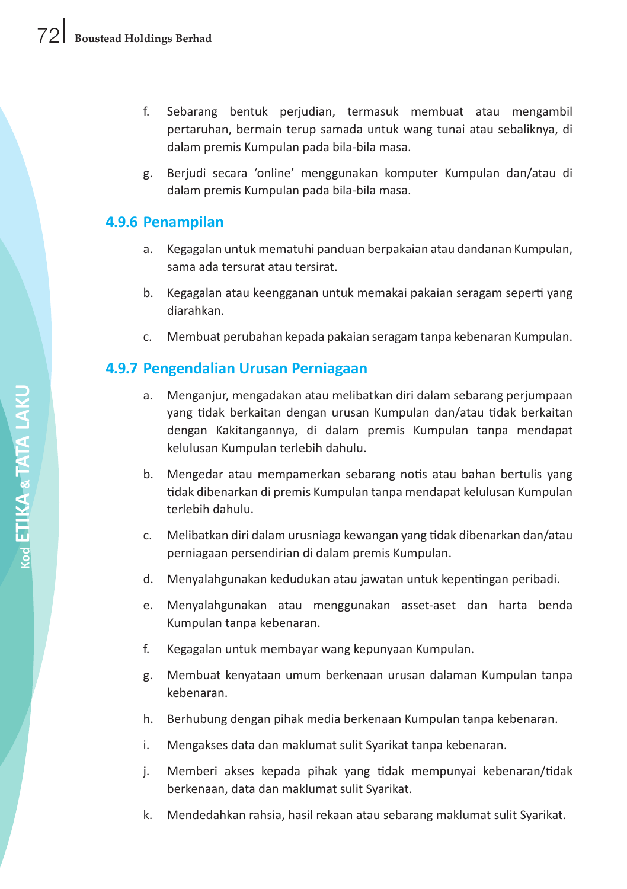f. Sebarang bentuk perjudian, termasuk membuat atau mengambil pertaruhan, bermain terup samada untuk wang tunai atau sebaliknya, di dalam premis Kumpulan pada bila-bila masa.

g. Berjudi secara 'online' menggunakan komputer Kumpulan dan/atau di dalam premis Kumpulan pada bila-bila masa.

### 4.9.6 Penampilan

a. Kegagalan untuk mematuhi panduan berpakaian atau dandanan Kumpulan, sama ada tersurat atau tersirat.

b. Kegagalan atau keengganan untuk memakai pakaian seragam seperti yang diarahkan.

c. Membuat perubahan kepada pakaian seragam tanpa kebenaran Kumpulan.

### 4.9.7 Pengendalian Urusan Perniagaan

a. Menganjur, mengadakan atau melibatkan diri dalam sebarang perjumpaan yang tidak berkaitan dengan urusan Kumpulan dan/atau tidak berkaitan dengan Kakitangannya, di dalam premis Kumpulan tanpa mendapat kelulusan Kumpulan terlebih dahulu.

b. Mengedar atau mempamerkan sebarang notis atau bahan bertulis yang tidak dibenarkan di premis Kumpulan tanpa mendapat kelulusan Kumpulan terlebih dahulu.

c. Melibatkan diri dalam urusniaga kewangan yang tidak dibenarkan dan/atau perniagaan persendirian di dalam premis Kumpulan.

d. Menyalahgunakan kedudukan atau jawatan untuk kepentingan peribadi.

e. Menyalahgunakan atau menggunakan asset-aset dan harta benda Kumpulan tanpa kebenaran.

f. Kegagalan untuk membayar wang kepunyaan Kumpulan.

g. Membuat kenyataan umum berkenaan urusan dalaman Kumpulan tanpa kebenaran.

h. Berhubung dengan pihak media berkenaan Kumpulan tanpa kebenaran.

i. Mengakses data dan maklumat sulit Syarikat tanpa kebenaran.

j. Memberi akses kepada pihak yang tidak mempunyai kebenaran/tidak berkenaan, data dan maklumat sulit Syarikat.

k. Mendedahkan rahsia, hasil rekaan atau sebarang maklumat sulit Syarikat.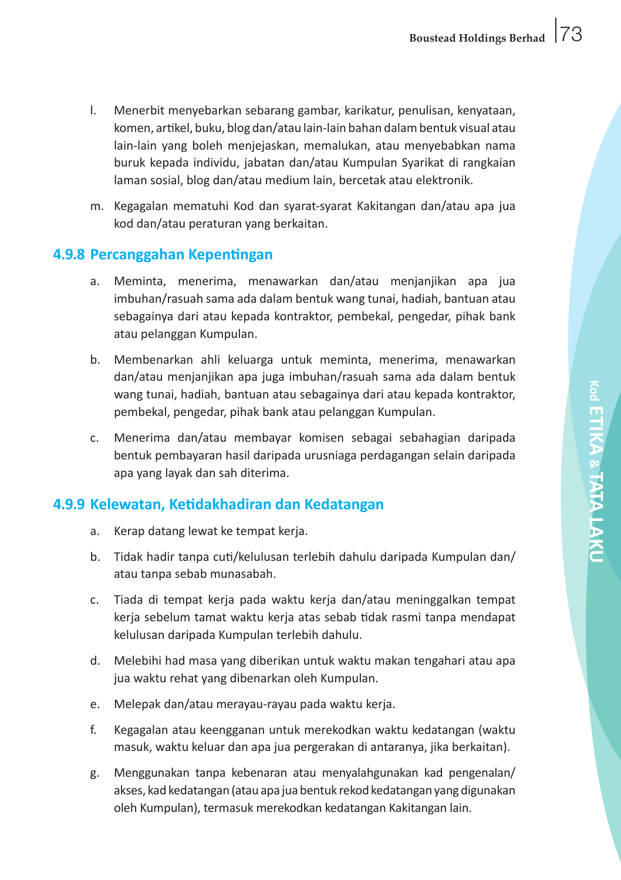l. Menerbit menyebarkan sebarang gambar, karikatur, penulisan, kenyataan, komen, artikel, buku, blog dan/atau lain-lain bahan dalam bentuk visual atau lain-lain yang boleh menjejaskan, memalukan, atau menyebabkan nama buruk kepada individu, jabatan dan/atau Kumpulan Syarikat di rangkaian laman sosial, blog dan/atau medium lain, bercetak atau elektronik.

m. Kegagalan mematuhi Kod dan syarat-syarat Kakitangan dan/atau apa jua kod dan/atau peraturan yang berkaitan.

### 4.9.8 Percanggahan Kepentingan

a. Meminta, menerima, menawarkan dan/atau menjanjikan apa jua imbuhan/rasuah sama ada dalam bentuk wang tunai, hadiah, bantuan atau sebagainya dari atau kepada kontraktor, pembekal, pengedar, pihak bank atau pelanggan Kumpulan.

b. Membenarkan ahli keluarga untuk meminta, menerima, menawarkan dan/atau menjanjikan apa juga imbuhan/rasuah sama ada dalam bentuk wang tunai, hadiah, bantuan atau sebagainya dari atau kepada kontraktor, pembekal, pengedar, pihak bank atau pelanggan Kumpulan.

c. Menerima dan/atau membayar komisen sebagai sebahagian daripada bentuk pembayaran hasil daripada urusniaga perdagangan selain daripada apa yang layak dan sah diterima.

### 4.9.9 Kelewatan, Ketidakhadiran dan Kedatangan

a. Kerap datang lewat ke tempat kerja.

b. Tidak hadir tanpa cuti/kelulusan terlebih dahulu daripada Kumpulan dan/atau tanpa sebab munasabah.

c. Tiada di tempat kerja pada waktu kerja dan/atau meninggalkan tempat kerja sebelum tamat waktu kerja atas sebab tidak rasmi tanpa mendapat kelulusan daripada Kumpulan terlebih dahulu.

d. Melebihi had masa yang diberikan untuk waktu makan tengahari atau apa jua waktu rehat yang dibenarkan oleh Kumpulan.

e. Melepak dan/atau merayau-rayau pada waktu kerja.

f. Kegagalan atau keengganan untuk merekodkan waktu kedatangan (waktu masuk, waktu keluar dan apa jua pergerakan di antaranya, jika berkaitan).

g. Menggunakan tanpa kebenaran atau menyalahgunakan kad pengenalan/akses, kad kedatangan (atau apa jua bentuk rekod kedatangan yang digunakan oleh Kumpulan), termasuk merekodkan kedatangan Kakitangan lain.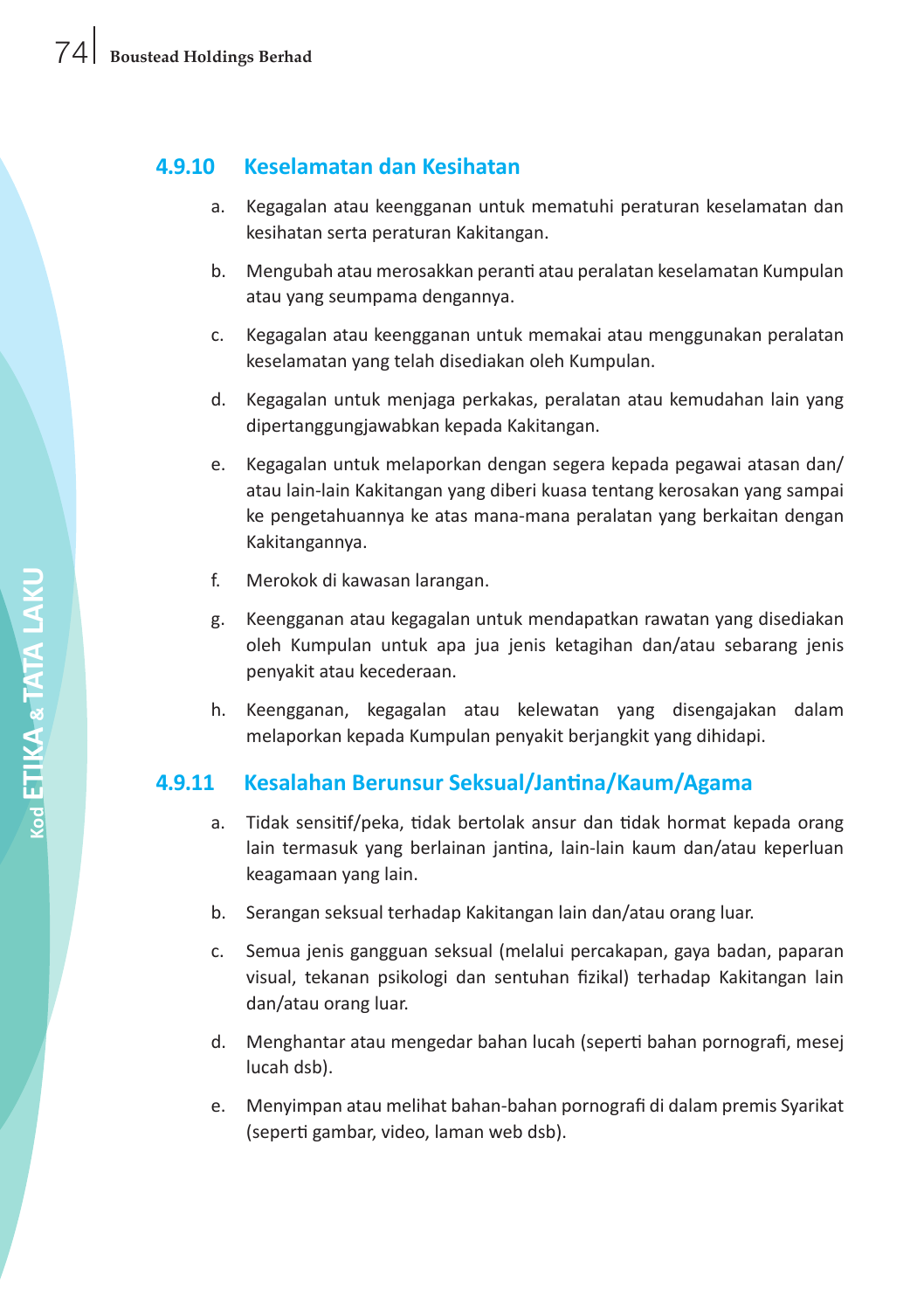### 4.9.10 Keselamatan dan Kesihatan

a. Kegagalan atau keengganan untuk mematuhi peraturan keselamatan dan kesihatan serta peraturan Kakitangan.

b. Mengubah atau merosakkan peranti atau peralatan keselamatan Kumpulan atau yang seumpama dengannya.

c. Kegagalan atau keengganan untuk memakai atau menggunakan peralatan keselamatan yang telah disediakan oleh Kumpulan.

d. Kegagalan untuk menjaga perkakas, peralatan atau kemudahan lain yang dipertanggungjawabkan kepada Kakitangan.

e. Kegagalan untuk melaporkan dengan segera kepada pegawai atasan dan/atau lain-lain Kakitangan yang diberi kuasa tentang kerosakan yang sampai ke pengetahuannya ke atas mana-mana peralatan yang berkaitan dengan Kakitangannya.

f. Merokok di kawasan larangan.

g. Keengganan atau kegagalan untuk mendapatkan rawatan yang disediakan oleh Kumpulan untuk apa jua jenis ketagihan dan/atau sebarang jenis penyakit atau kecederaan.

h. Keengganan, kegagalan atau kelewatan yang disengajakan dalam melaporkan kepada Kumpulan penyakit berjangkit yang dihidapi.

### 4.9.11 Kesalahan Berunsur Seksual/Jantina/Kaum/Agama

a. Tidak sensitif/peka, tidak bertolak ansur dan tidak hormat kepada orang lain termasuk yang berlainan jantina, lain-lain kaum dan/atau keperluan keagamaan yang lain.

b. Serangan seksual terhadap Kakitangan lain dan/atau orang luar.

c. Semua jenis gangguan seksual (melalui percakapan, gaya badan, paparan visual, tekanan psikologi dan sentuhan fizikal) terhadap Kakitangan lain dan/atau orang luar.

d. Menghantar atau mengedar bahan lucah (seperti bahan pornografi, mesej lucah dsb).

e. Menyimpan atau melihat bahan-bahan pornografi di dalam premis Syarikat (seperti gambar, video, laman web dsb).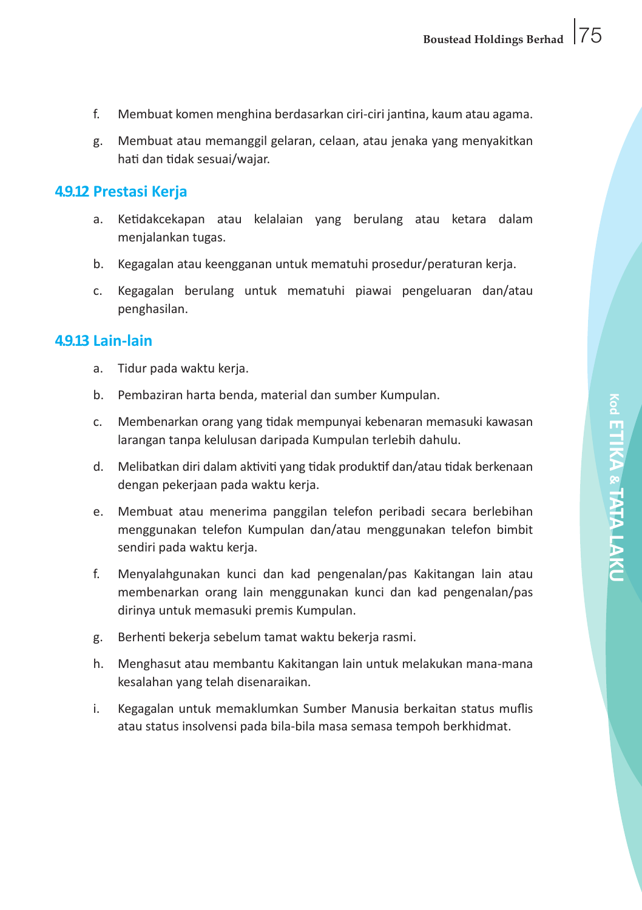f. Membuat komen menghina berdasarkan ciri-ciri jantina, kaum atau agama.

g. Membuat atau memanggil gelaran, celaan, atau jenaka yang menyakitkan hati dan tidak sesuai/wajar.

### 4.9.12 Prestasi Kerja

a. Ketidakcekapan atau kelalaian yang berulang atau ketara dalam menjalankan tugas.

b. Kegagalan atau keengganan untuk mematuhi prosedur/peraturan kerja.

c. Kegagalan berulang untuk mematuhi piawai pengeluaran dan/atau penghasilan.

### 4.9.13 Lain-lain

a. Tidur pada waktu kerja.

b. Pembaziran harta benda, material dan sumber Kumpulan.

c. Membenarkan orang yang tidak mempunyai kebenaran memasuki kawasan larangan tanpa kelulusan daripada Kumpulan terlebih dahulu.

d. Melibatkan diri dalam aktiviti yang tidak produktif dan/atau tidak berkenaan dengan pekerjaan pada waktu kerja.

e. Membuat atau menerima panggilan telefon peribadi secara berlebihan menggunakan telefon Kumpulan dan/atau menggunakan telefon bimbit sendiri pada waktu kerja.

f. Menyalahgunakan kunci dan kad pengenalan/pas Kakitangan lain atau membenarkan orang lain menggunakan kunci dan kad pengenalan/pas dirinya untuk memasuki premis Kumpulan.

g. Berhenti bekerja sebelum tamat waktu bekerja rasmi.

h. Menghasut atau membantu Kakitangan lain untuk melakukan mana-mana kesalahan yang telah disenaraikan.

i. Kegagalan untuk memaklumkan Sumber Manusia berkaitan status muflis atau status insolvensi pada bila-bila masa semasa tempoh berkhidmat.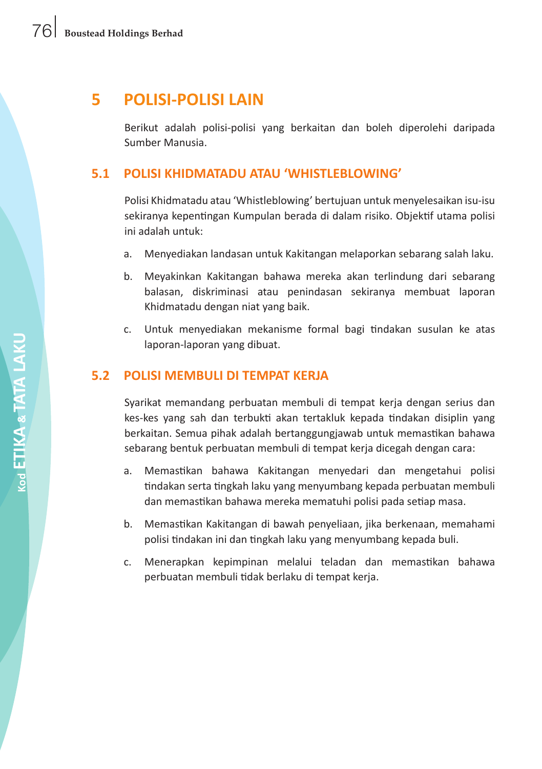# 5 POLISI-POLISI LAIN

Berikut adalah polisi-polisi yang berkaitan dan boleh diperolehi daripada Sumber Manusia.

## 5.1 POLISI KHIDMATADU ATAU 'WHISTLEBLOWING'

Polisi Khidmatadu atau 'Whistleblowing' bertujuan untuk menyelesaikan isu-isu sekiranya kepentingan Kumpulan berada di dalam risiko. Objektif utama polisi ini adalah untuk:

a. Menyediakan landasan untuk Kakitangan melaporkan sebarang salah laku.

b. Meyakinkan Kakitangan bahawa mereka akan terlindung dari sebarang balasan, diskriminasi atau penindasan sekiranya membuat laporan Khidmatadu dengan niat yang baik.

c. Untuk menyediakan mekanisme formal bagi tindakan susulan ke atas laporan-laporan yang dibuat.

## 5.2 POLISI MEMBULI DI TEMPAT KERJA

Syarikat memandang perbuatan membuli di tempat kerja dengan serius dan kes-kes yang sah dan terbukti akan tertakluk kepada tindakan disiplin yang berkaitan. Semua pihak adalah bertanggungjawab untuk memastikan bahawa sebarang bentuk perbuatan membuli di tempat kerja dicegah dengan cara:

a. Memastikan bahawa Kakitangan menyedari dan mengetahui polisi tindakan serta tingkah laku yang menyumbang kepada perbuatan membuli dan memastikan bahawa mereka mematuhi polisi pada setiap masa.

b. Memastikan Kakitangan di bawah penyeliaan, jika berkenaan, memahami polisi tindakan ini dan tingkah laku yang menyumbang kepada buli.

c. Menerapkan kepimpinan melalui teladan dan memastikan bahawa perbuatan membuli tidak berlaku di tempat kerja.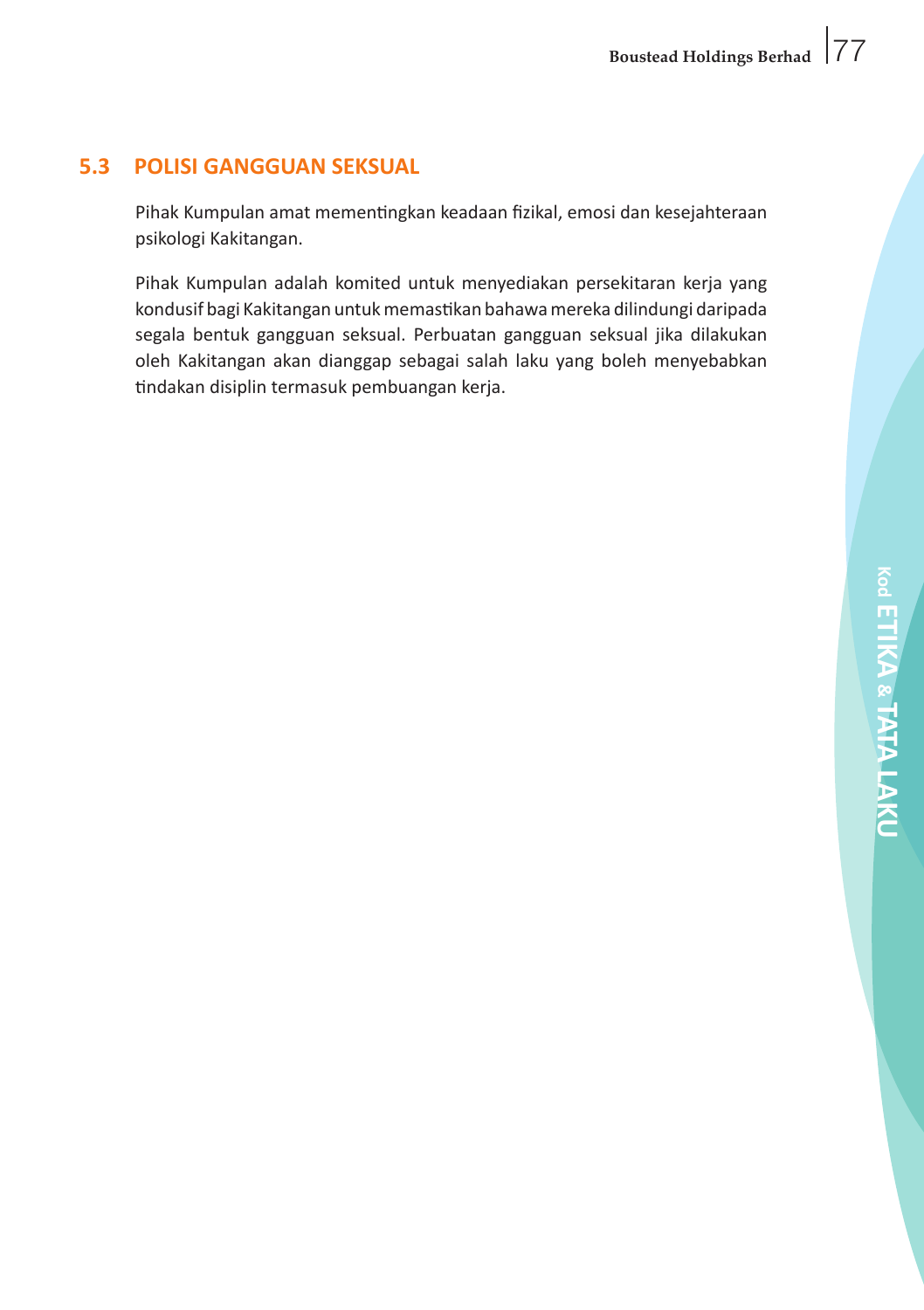## 5.3 POLISI GANGGUAN SEKSUAL

Pihak Kumpulan amat mementingkan keadaan fizikal, emosi dan kesejahteraan psikologi Kakitangan.

Pihak Kumpulan adalah komited untuk menyediakan persekitaran kerja yang kondusif bagi Kakitangan untuk memastikan bahawa mereka dilindungi daripada segala bentuk gangguan seksual. Perbuatan gangguan seksual jika dilakukan oleh Kakitangan akan dianggap sebagai salah laku yang boleh menyebabkan tindakan disiplin termasuk pembuangan kerja.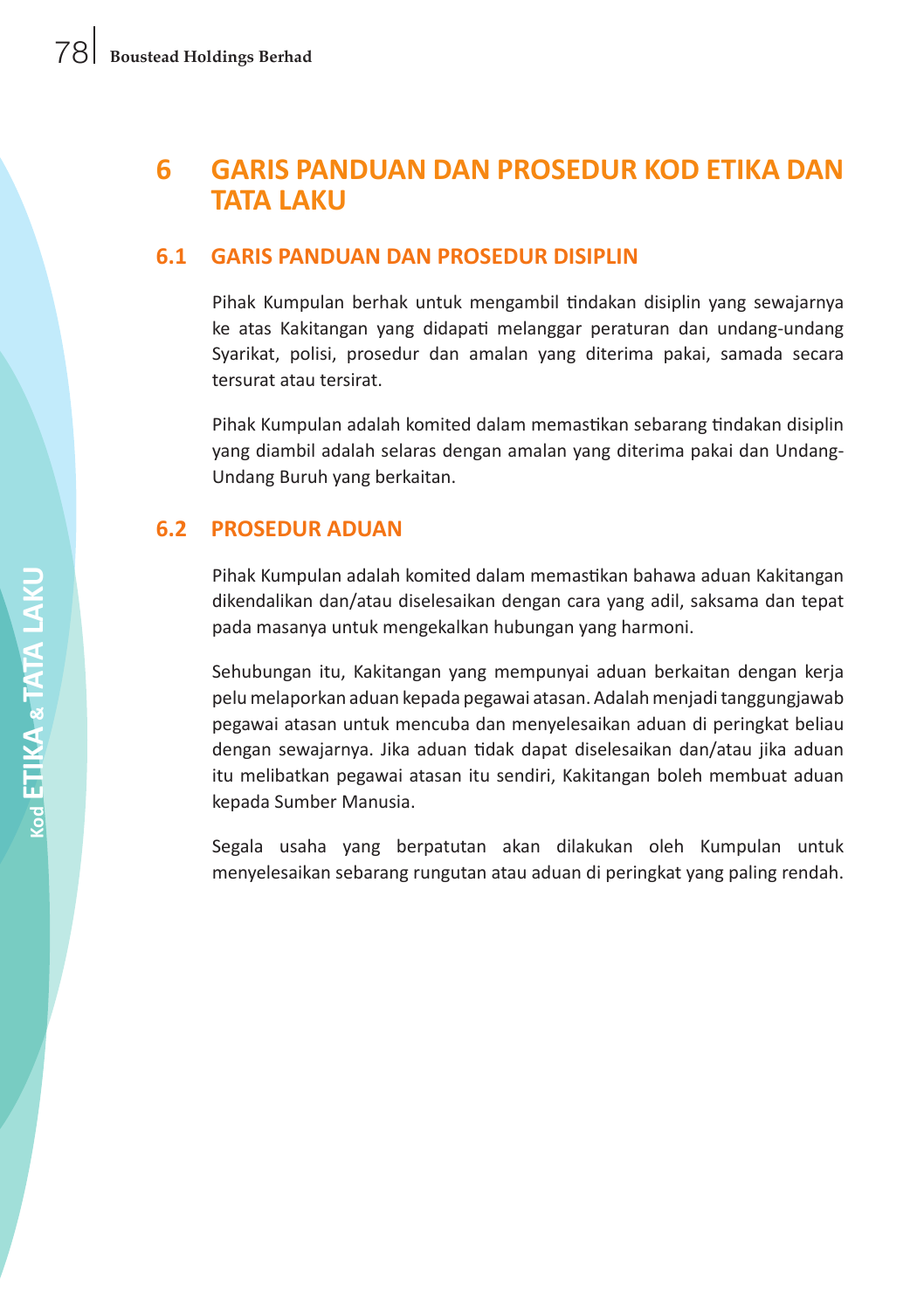# 6 GARIS PANDUAN DAN PROSEDUR KOD ETIKA DAN TATA LAKU

## 6.1 GARIS PANDUAN DAN PROSEDUR DISIPLIN

Pihak Kumpulan berhak untuk mengambil tindakan disiplin yang sewajarnya ke atas Kakitangan yang didapati melanggar peraturan dan undang-undang Syarikat, polisi, prosedur dan amalan yang diterima pakai, samada secara tersurat atau tersirat.

Pihak Kumpulan adalah komited dalam memastikan sebarang tindakan disiplin yang diambil adalah selaras dengan amalan yang diterima pakai dan Undang-Undang Buruh yang berkaitan.

## 6.2 PROSEDUR ADUAN

Pihak Kumpulan adalah komited dalam memastikan bahawa aduan Kakitangan dikendalikan dan/atau diselesaikan dengan cara yang adil, saksama dan tepat pada masanya untuk mengekalkan hubungan yang harmoni.

Sehubungan itu, Kakitangan yang mempunyai aduan berkaitan dengan kerja pelu melaporkan aduan kepada pegawai atasan. Adalah menjadi tanggungjawab pegawai atasan untuk mencuba dan menyelesaikan aduan di peringkat beliau dengan sewajarnya. Jika aduan tidak dapat diselesaikan dan/atau jika aduan itu melibatkan pegawai atasan itu sendiri, Kakitangan boleh membuat aduan kepada Sumber Manusia.

Segala usaha yang berpatutan akan dilakukan oleh Kumpulan untuk menyelesaikan sebarang rungutan atau aduan di peringkat yang paling rendah.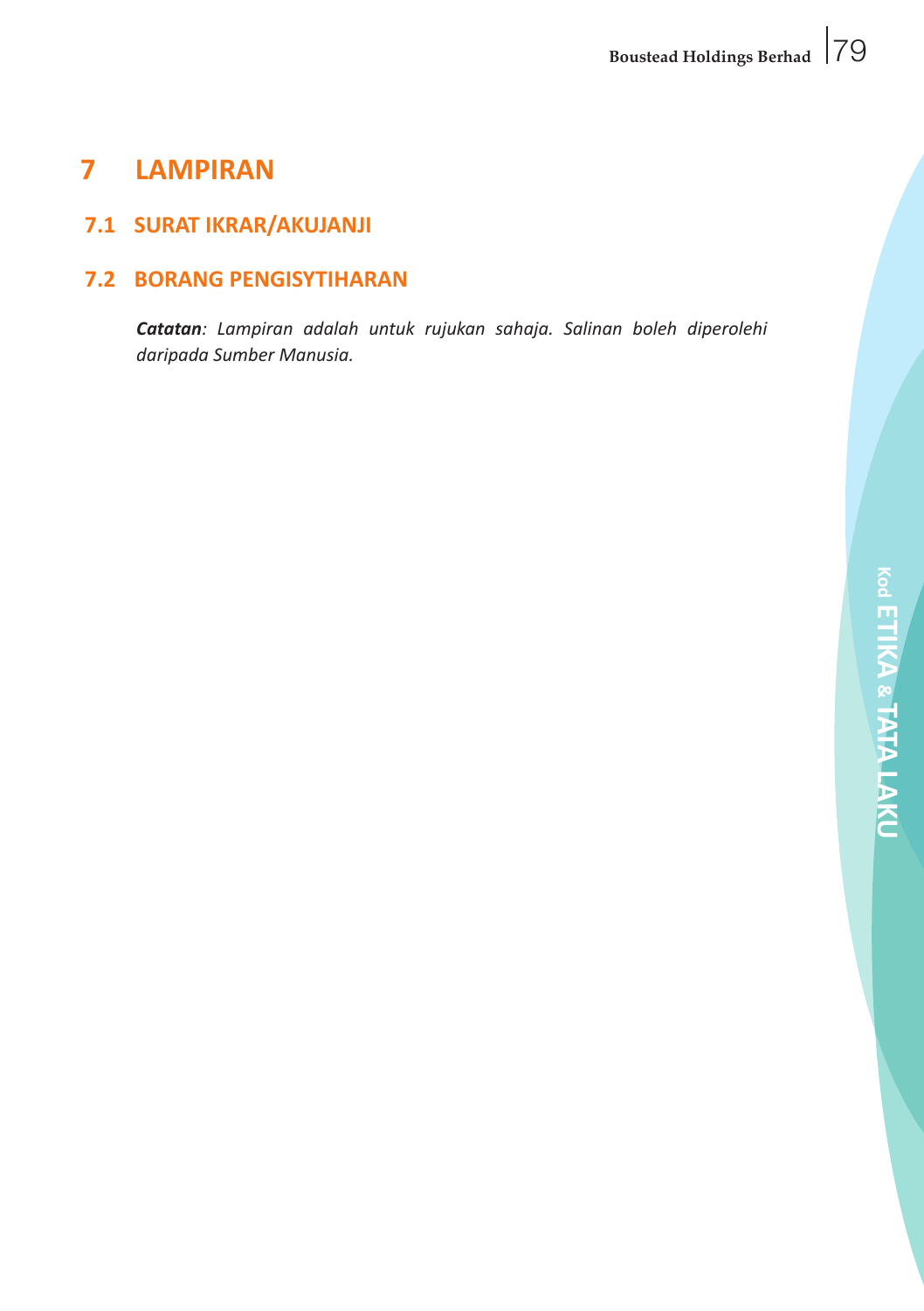# 7 LAMPIRAN

## 7.1 SURAT IKRAR/AKUJANJI

## 7.2 BORANG PENGISYTIHARAN

***Catatan**: Lampiran adalah untuk rujukan sahaja. Salinan boleh diperolehi daripada Sumber Manusia.*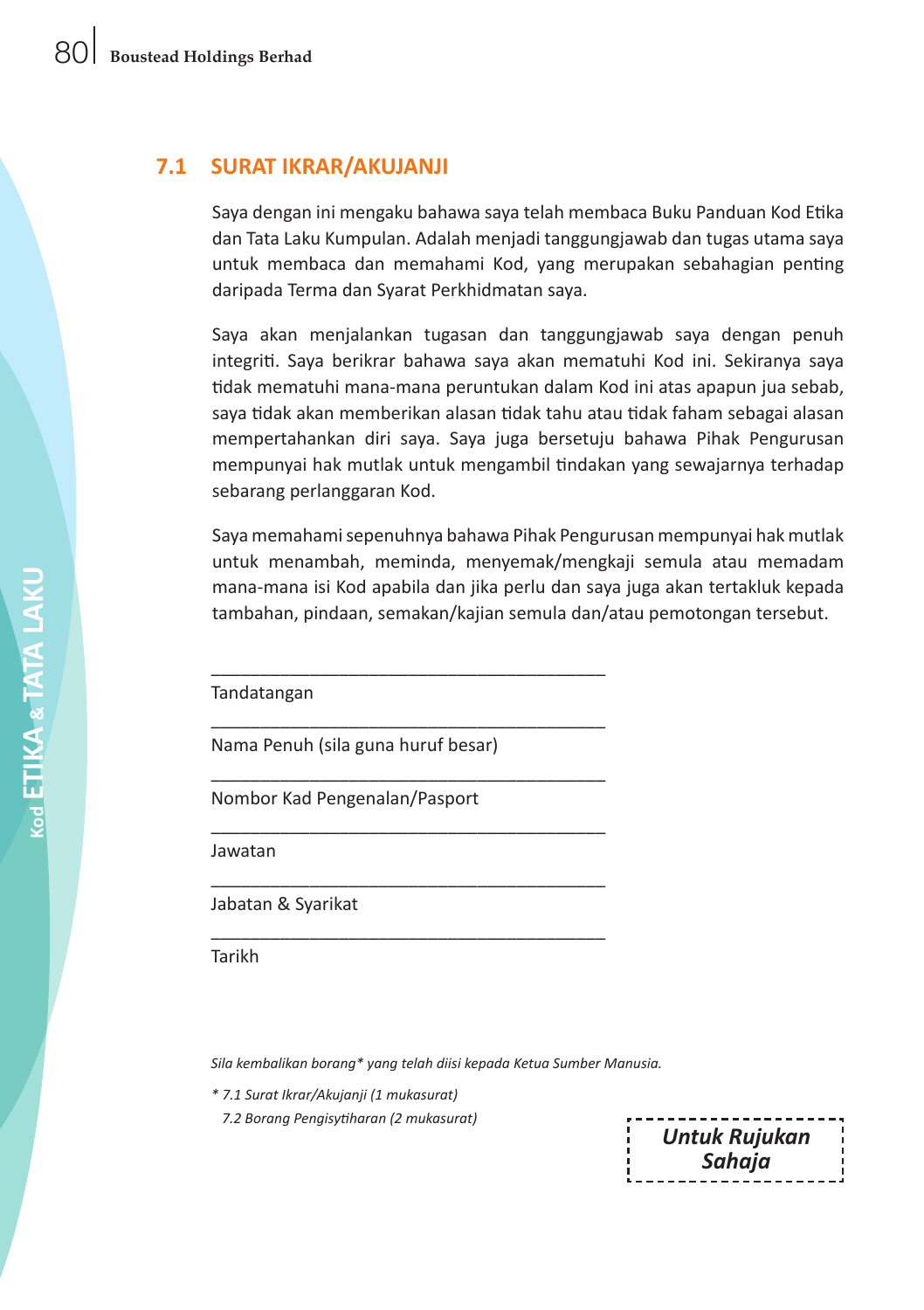## 7.1 SURAT IKRAR/AKUJANJI

Saya dengan ini mengaku bahawa saya telah membaca Buku Panduan Kod Etika dan Tata Laku Kumpulan. Adalah menjadi tanggungjawab dan tugas utama saya untuk membaca dan memahami Kod, yang merupakan sebahagian penting daripada Terma dan Syarat Perkhidmatan saya.

Saya akan menjalankan tugasan dan tanggungjawab saya dengan penuh integriti. Saya berikrar bahawa saya akan mematuhi Kod ini. Sekiranya saya tidak mematuhi mana-mana peruntukan dalam Kod ini atas apapun jua sebab, saya tidak akan memberikan alasan tidak tahu atau tidak faham sebagai alasan mempertahankan diri saya. Saya juga bersetuju bahawa Pihak Pengurusan mempunyai hak mutlak untuk mengambil tindakan yang sewajarnya terhadap sebarang perlanggaran Kod.

Saya memahami sepenuhnya bahawa Pihak Pengurusan mempunyai hak mutlak untuk menambah, meminda, menyemak/mengkaji semula atau memadam mana-mana isi Kod apabila dan jika perlu dan saya juga akan tertakluk kepada tambahan, pindaan, semakan/kajian semula dan/atau pemotongan tersebut.

\_\_\_\_\_\_\_\_\_\_\_\_\_\_\_\_\_\_\_\_\_\_\_\_\_\_\_\_\_\_\_\_\_\_\_\_\_\_\_\_

Tandatangan

\_\_\_\_\_\_\_\_\_\_\_\_\_\_\_\_\_\_\_\_\_\_\_\_\_\_\_\_\_\_\_\_\_\_\_\_\_\_\_\_

Nama Penuh (sila guna huruf besar)

\_\_\_\_\_\_\_\_\_\_\_\_\_\_\_\_\_\_\_\_\_\_\_\_\_\_\_\_\_\_\_\_\_\_\_\_\_\_\_\_

Nombor Kad Pengenalan/Pasport

\_\_\_\_\_\_\_\_\_\_\_\_\_\_\_\_\_\_\_\_\_\_\_\_\_\_\_\_\_\_\_\_\_\_\_\_\_\_\_\_

Jawatan

\_\_\_\_\_\_\_\_\_\_\_\_\_\_\_\_\_\_\_\_\_\_\_\_\_\_\_\_\_\_\_\_\_\_\_\_\_\_\_\_

Jabatan & Syarikat

\_\_\_\_\_\_\_\_\_\_\_\_\_\_\_\_\_\_\_\_\_\_\_\_\_\_\_\_\_\_\_\_\_\_\_\_\_\_\_\_

Tarikh

*Sila kembalikan borang* yang telah diisi kepada Ketua Sumber Manusia.*

*\* 7.1 Surat Ikrar/Akujanji (1 mukasurat)*

*7.2 Borang Pengisytiharan (2 mukasurat)*

***Untuk Rujukan Sahaja***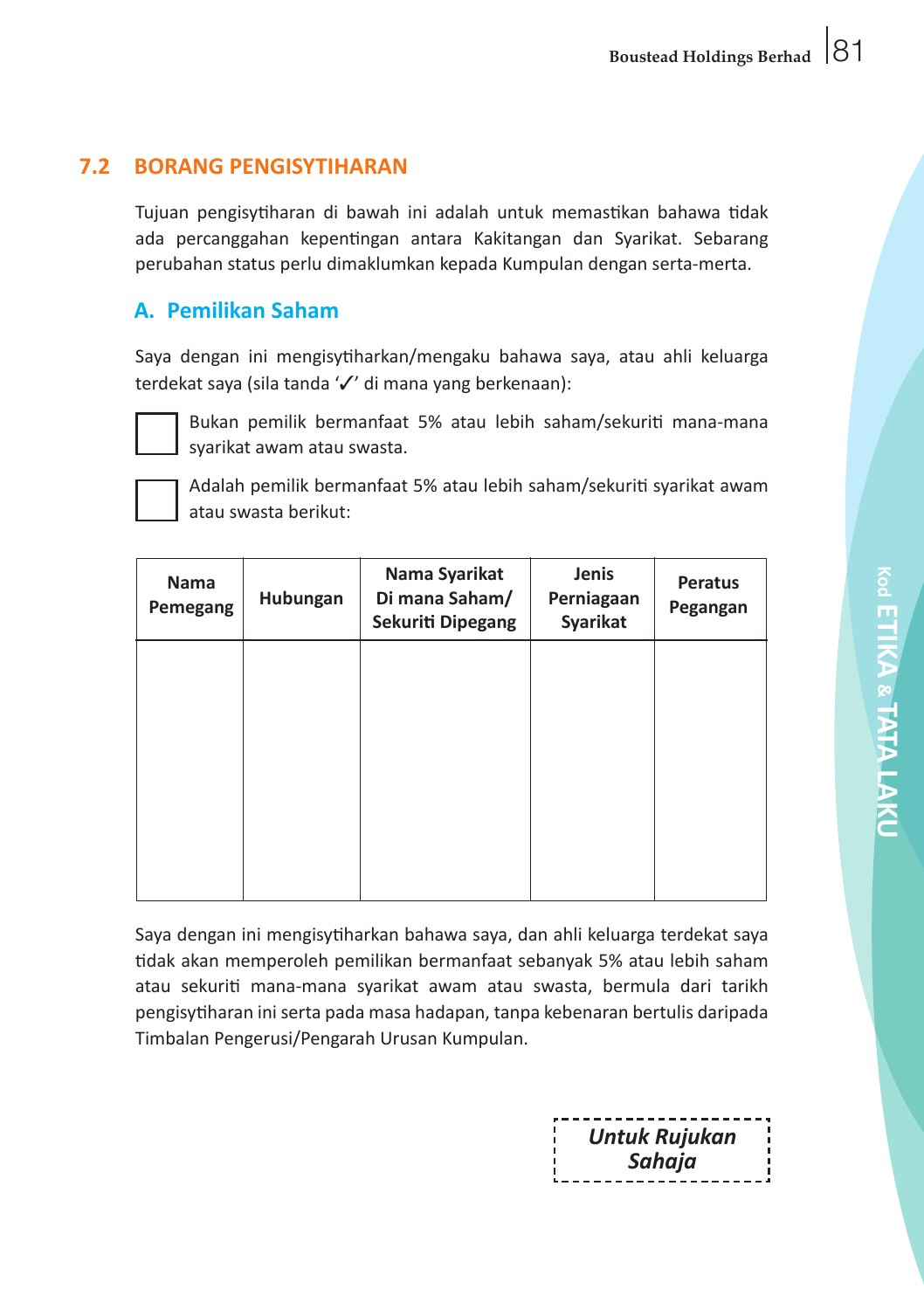## 7.2 BORANG PENGISYTIHARAN

Tujuan pengisytiharan di bawah ini adalah untuk memastikan bahawa tidak ada percanggahan kepentingan antara Kakitangan dan Syarikat. Sebarang perubahan status perlu dimaklumkan kepada Kumpulan dengan serta-merta.

### A. Pemilikan Saham

Saya dengan ini mengisytiharkan/mengaku bahawa saya, atau ahli keluarga terdekat saya (sila tanda '✓' di mana yang berkenaan):

☐ Bukan pemilik bermanfaat 5% atau lebih saham/sekuriti mana-mana syarikat awam atau swasta.

☐ Adalah pemilik bermanfaat 5% atau lebih saham/sekuriti syarikat awam atau swasta berikut:

| Nama Pemegang | Hubungan | Nama Syarikat Di mana Saham/ Sekuriti Dipegang | Jenis Perniagaan Syarikat | Peratus Pegangan |
|---|---|---|---|---|
| | | | | |

Saya dengan ini mengisytiharkan bahawa saya, dan ahli keluarga terdekat saya tidak akan memperoleh pemilikan bermanfaat sebanyak 5% atau lebih saham atau sekuriti mana-mana syarikat awam atau swasta, bermula dari tarikh pengisytiharan ini serta pada masa hadapan, tanpa kebenaran bertulis daripada Timbalan Pengerusi/Pengarah Urusan Kumpulan.

***Untuk Rujukan Sahaja***

Kod ETIKA & TATA LAKU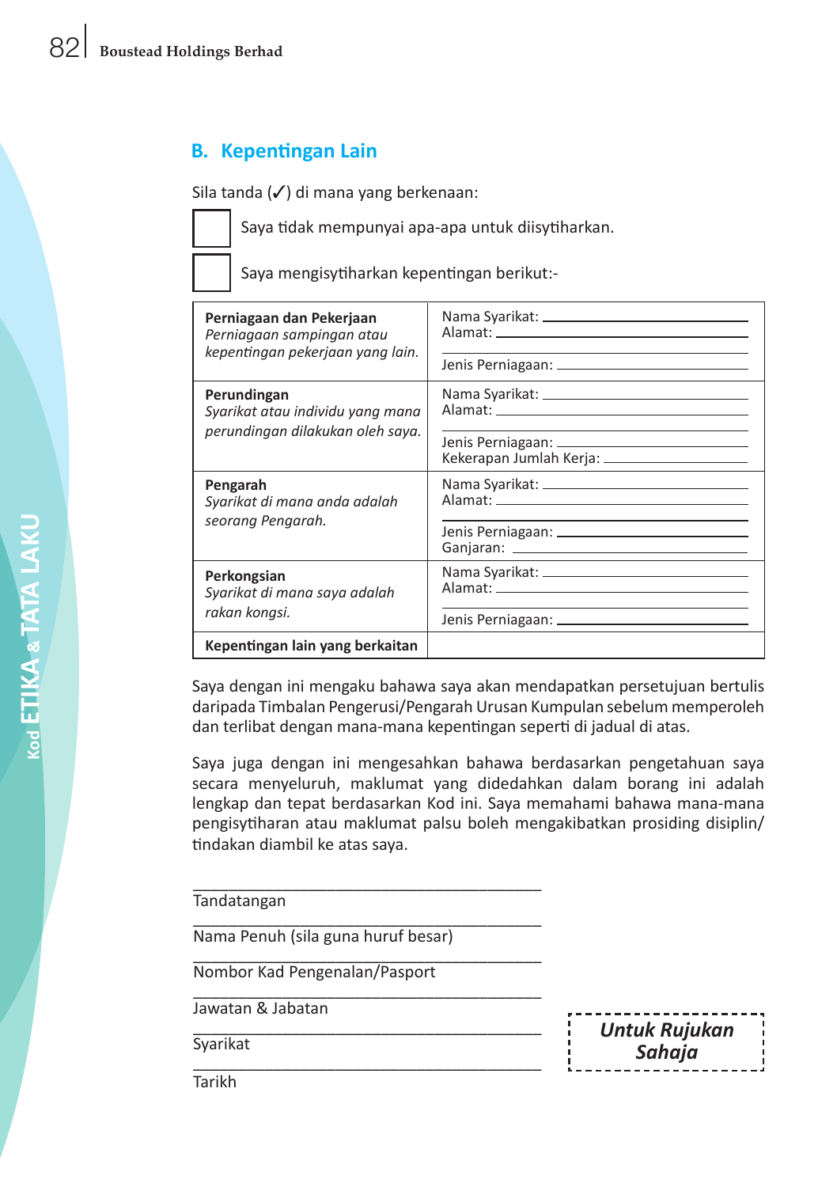## B. Kepentingan Lain

Sila tanda (✓) di mana yang berkenaan:

☐ Saya tidak mempunyai apa-apa untuk diisytiharkan.

☐ Saya mengisytiharkan kepentingan berikut:-

| | |
|---|---|
| **Perniagaan dan Pekerjaan**<br>*Perniagaan sampingan atau kepentingan pekerjaan yang lain.* | Nama Syarikat: ____________<br>Alamat: ____________<br>____________<br>Jenis Perniagaan: ____________ |
| **Perundingan**<br>*Syarikat atau individu yang mana perundingan dilakukan oleh saya.* | Nama Syarikat: ____________<br>Alamat: ____________<br>____________<br>Jenis Perniagaan: ____________<br>Kekerapan Jumlah Kerja: ____________ |
| **Pengarah**<br>*Syarikat di mana anda adalah seorang Pengarah.* | Nama Syarikat: ____________<br>Alamat: ____________<br>____________<br>Jenis Perniagaan: ____________<br>Ganjaran: ____________ |
| **Perkongsian**<br>*Syarikat di mana saya adalah rakan kongsi.* | Nama Syarikat: ____________<br>Alamat: ____________<br>____________<br>Jenis Perniagaan: ____________ |
| **Kepentingan lain yang berkaitan** | |

Saya dengan ini mengaku bahawa saya akan mendapatkan persetujuan bertulis daripada Timbalan Pengerusi/Pengarah Urusan Kumpulan sebelum memperoleh dan terlibat dengan mana-mana kepentingan seperti di jadual di atas.

Saya juga dengan ini mengesahkan bahawa berdasarkan pengetahuan saya secara menyeluruh, maklumat yang didedahkan dalam borang ini adalah lengkap dan tepat berdasarkan Kod ini. Saya memahami bahawa mana-mana pengisytiharan atau maklumat palsu boleh mengakibatkan prosiding disiplin/tindakan diambil ke atas saya.

______________________________
Tandatangan

______________________________
Nama Penuh (sila guna huruf besar)

______________________________
Nombor Kad Pengenalan/Pasport

______________________________
Jawatan & Jabatan

______________________________
Syarikat

______________________________
Tarikh

***Untuk Rujukan Sahaja***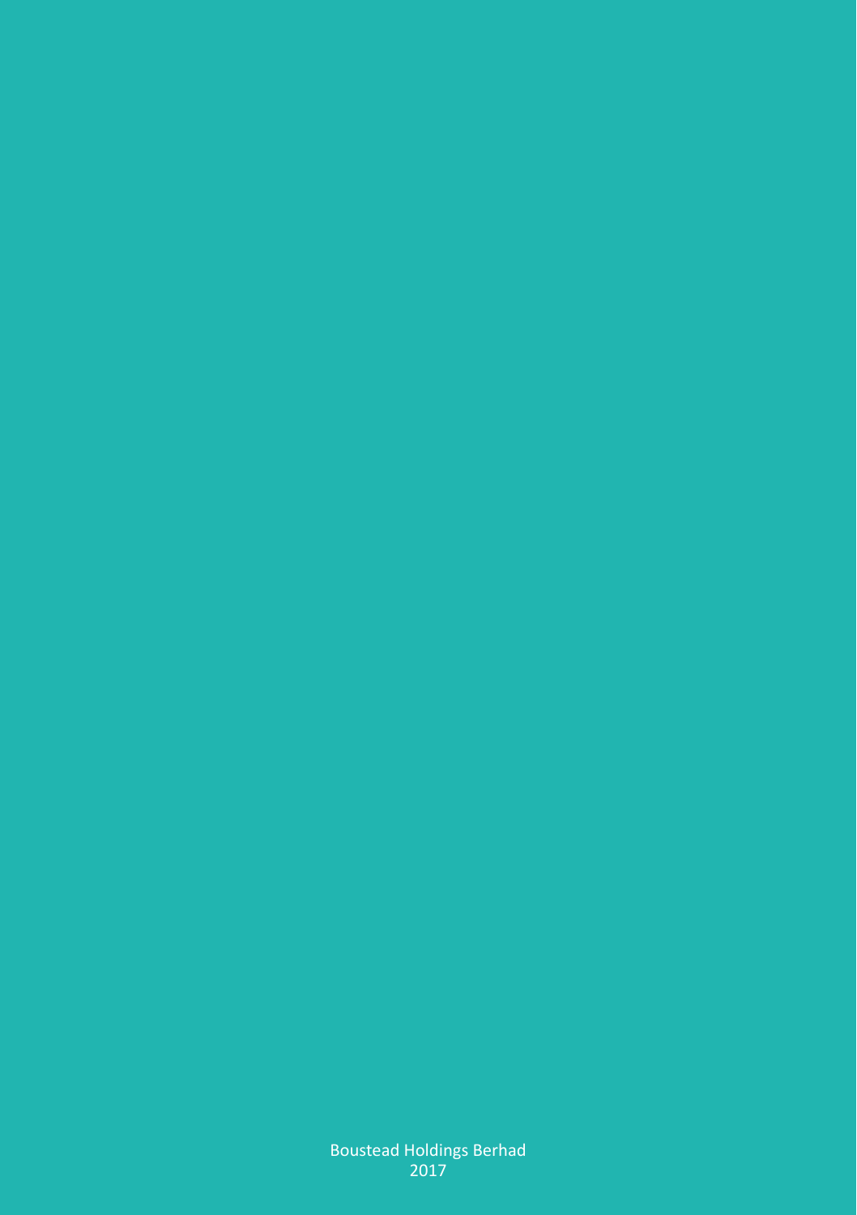Boustead Holdings Berhad
2017